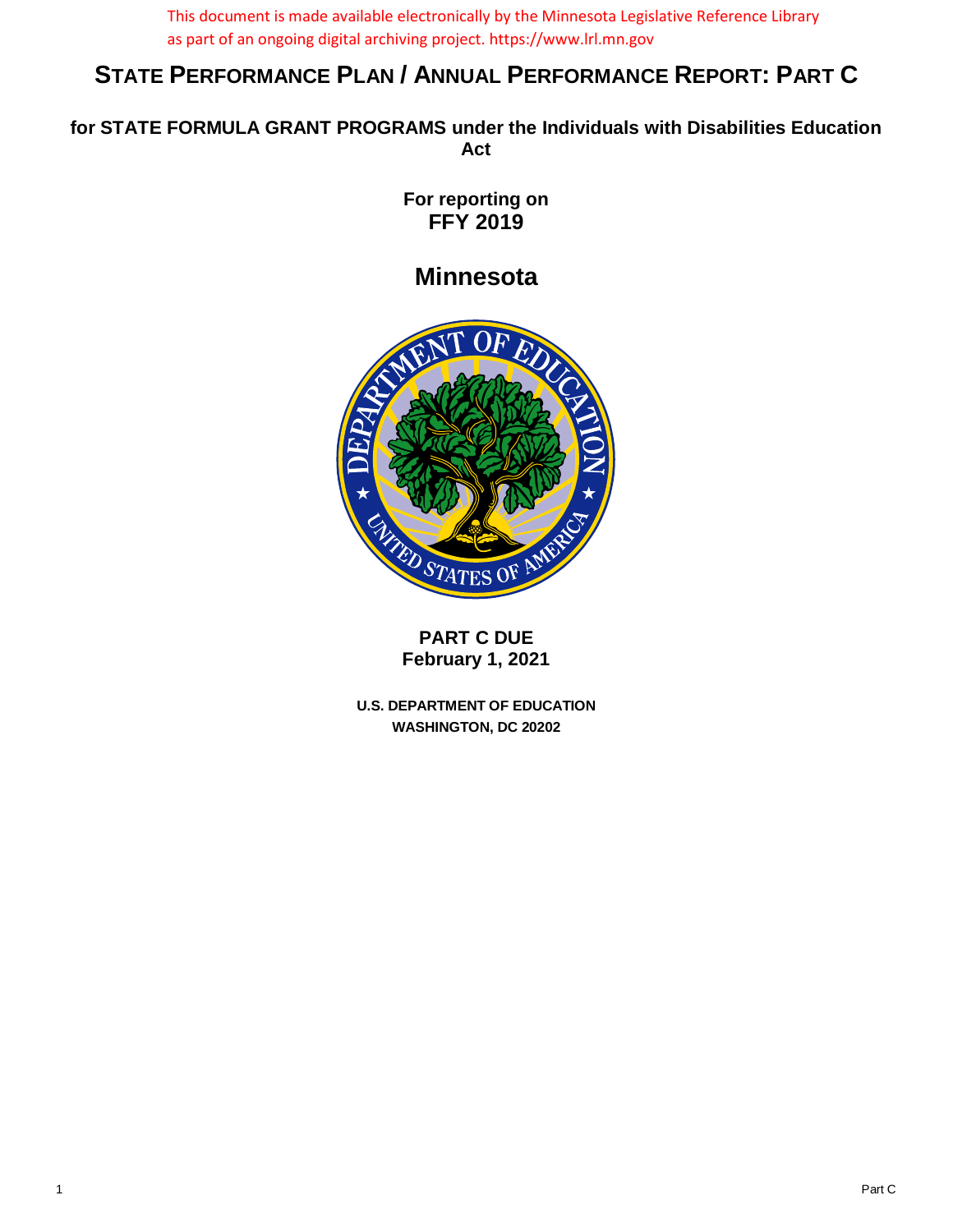This document is made available electronically by the Minnesota Legislative Reference Library as part of an ongoing digital archiving project. https://www.lrl.mn.gov

# STATE PERFORMANCE PLAN / ANNUAL PERFORMANCE REPORT: PART C

## for STATE FORMULA GRANT PROGRAMS under the Individuals with Disabilities Education Act

**For reporting on**
**FFY 2019**

# Minnesota

**PART C DUE**
**February 1, 2021**

**U.S. DEPARTMENT OF EDUCATION**
**WASHINGTON, DC 20202**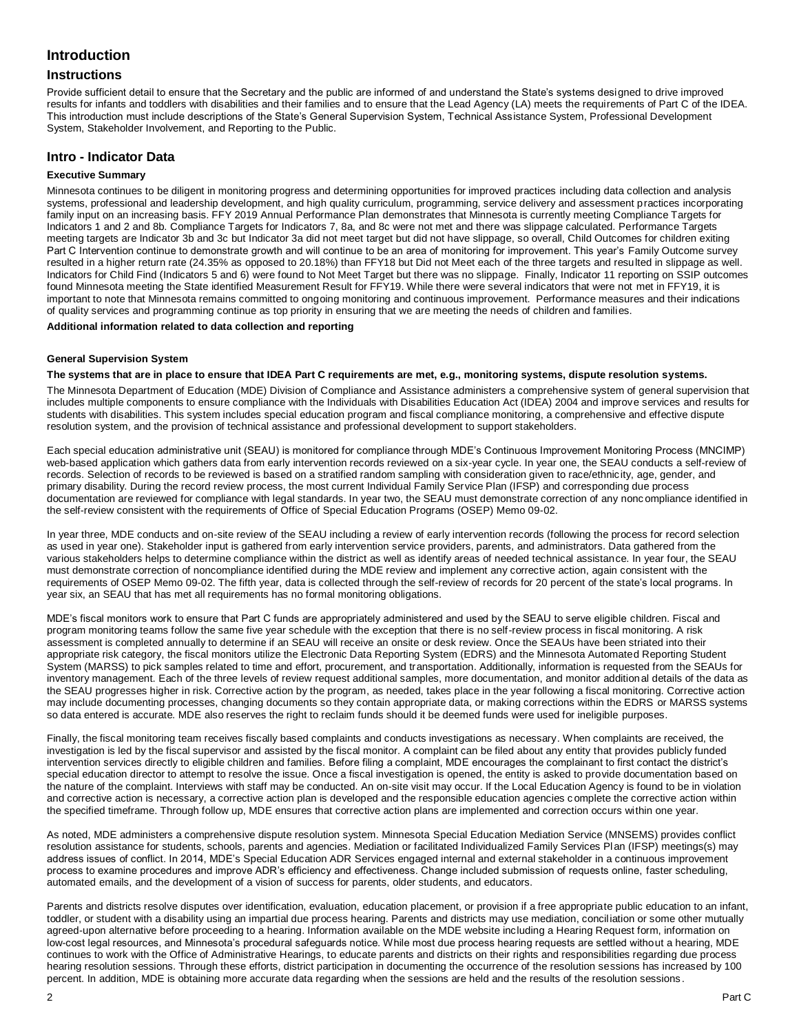## Introduction

### Instructions

Provide sufficient detail to ensure that the Secretary and the public are informed of and understand the State's systems designed to drive improved results for infants and toddlers with disabilities and their families and to ensure that the Lead Agency (LA) meets the requirements of Part C of the IDEA. This introduction must include descriptions of the State's General Supervision System, Technical Assistance System, Professional Development System, Stakeholder Involvement, and Reporting to the Public.

### Intro - Indicator Data

**Executive Summary**

Minnesota continues to be diligent in monitoring progress and determining opportunities for improved practices including data collection and analysis systems, professional and leadership development, and high quality curriculum, programming, service delivery and assessment practices incorporating family input on an increasing basis. FFY 2019 Annual Performance Plan demonstrates that Minnesota is currently meeting Compliance Targets for Indicators 1 and 2 and 8b. Compliance Targets for Indicators 7, 8a, and 8c were not met and there was slippage calculated. Performance Targets meeting targets are Indicator 3b and 3c but Indicator 3a did not meet target but did not have slippage, so overall, Child Outcomes for children exiting Part C Intervention continue to demonstrate growth and will continue to be an area of monitoring for improvement. This year's Family Outcome survey resulted in a higher return rate (24.35% as opposed to 20.18%) than FFY18 but Did not Meet each of the three targets and resulted in slippage as well. Indicators for Child Find (Indicators 5 and 6) were found to Not Meet Target but there was no slippage. Finally, Indicator 11 reporting on SSIP outcomes found Minnesota meeting the State identified Measurement Result for FFY19. While there were several indicators that were not met in FFY19, it is important to note that Minnesota remains committed to ongoing monitoring and continuous improvement. Performance measures and their indications of quality services and programming continue as top priority in ensuring that we are meeting the needs of children and families.

**Additional information related to data collection and reporting**

**General Supervision System**

**The systems that are in place to ensure that IDEA Part C requirements are met, e.g., monitoring systems, dispute resolution systems.**

The Minnesota Department of Education (MDE) Division of Compliance and Assistance administers a comprehensive system of general supervision that includes multiple components to ensure compliance with the Individuals with Disabilities Education Act (IDEA) 2004 and improve services and results for students with disabilities. This system includes special education program and fiscal compliance monitoring, a comprehensive and effective dispute resolution system, and the provision of technical assistance and professional development to support stakeholders.

Each special education administrative unit (SEAU) is monitored for compliance through MDE's Continuous Improvement Monitoring Process (MNCIMP) web-based application which gathers data from early intervention records reviewed on a six-year cycle. In year one, the SEAU conducts a self-review of records. Selection of records to be reviewed is based on a stratified random sampling with consideration given to race/ethnicity, age, gender, and primary disability. During the record review process, the most current Individual Family Service Plan (IFSP) and corresponding due process documentation are reviewed for compliance with legal standards. In year two, the SEAU must demonstrate correction of any noncompliance identified in the self-review consistent with the requirements of Office of Special Education Programs (OSEP) Memo 09-02.

In year three, MDE conducts and on-site review of the SEAU including a review of early intervention records (following the process for record selection as used in year one). Stakeholder input is gathered from early intervention service providers, parents, and administrators. Data gathered from the various stakeholders helps to determine compliance within the district as well as identify areas of needed technical assistance. In year four, the SEAU must demonstrate correction of noncompliance identified during the MDE review and implement any corrective action, again consistent with the requirements of OSEP Memo 09-02. The fifth year, data is collected through the self-review of records for 20 percent of the state's local programs. In year six, an SEAU that has met all requirements has no formal monitoring obligations.

MDE's fiscal monitors work to ensure that Part C funds are appropriately administered and used by the SEAU to serve eligible children. Fiscal and program monitoring teams follow the same five year schedule with the exception that there is no self-review process in fiscal monitoring. A risk assessment is completed annually to determine if an SEAU will receive an onsite or desk review. Once the SEAUs have been striated into their appropriate risk category, the fiscal monitors utilize the Electronic Data Reporting System (EDRS) and the Minnesota Automated Reporting Student System (MARSS) to pick samples related to time and effort, procurement, and transportation. Additionally, information is requested from the SEAUs for inventory management. Each of the three levels of review request additional samples, more documentation, and monitor additional details of the data as the SEAU progresses higher in risk. Corrective action by the program, as needed, takes place in the year following a fiscal monitoring. Corrective action may include documenting processes, changing documents so they contain appropriate data, or making corrections within the EDRS or MARSS systems so data entered is accurate. MDE also reserves the right to reclaim funds should it be deemed funds were used for ineligible purposes.

Finally, the fiscal monitoring team receives fiscally based complaints and conducts investigations as necessary. When complaints are received, the investigation is led by the fiscal supervisor and assisted by the fiscal monitor. A complaint can be filed about any entity that provides publicly funded intervention services directly to eligible children and families. Before filing a complaint, MDE encourages the complainant to first contact the district's special education director to attempt to resolve the issue. Once a fiscal investigation is opened, the entity is asked to provide documentation based on the nature of the complaint. Interviews with staff may be conducted. An on-site visit may occur. If the Local Education Agency is found to be in violation and corrective action is necessary, a corrective action plan is developed and the responsible education agencies complete the corrective action within the specified timeframe. Through follow up, MDE ensures that corrective action plans are implemented and correction occurs within one year.

As noted, MDE administers a comprehensive dispute resolution system. Minnesota Special Education Mediation Service (MNSEMS) provides conflict resolution assistance for students, schools, parents and agencies. Mediation or facilitated Individualized Family Services Plan (IFSP) meetings(s) may address issues of conflict. In 2014, MDE's Special Education ADR Services engaged internal and external stakeholder in a continuous improvement process to examine procedures and improve ADR's efficiency and effectiveness. Change included submission of requests online, faster scheduling, automated emails, and the development of a vision of success for parents, older students, and educators.

Parents and districts resolve disputes over identification, evaluation, education placement, or provision if a free appropriate public education to an infant, toddler, or student with a disability using an impartial due process hearing. Parents and districts may use mediation, conciliation or some other mutually agreed-upon alternative before proceeding to a hearing. Information available on the MDE website including a Hearing Request form, information on low-cost legal resources, and Minnesota's procedural safeguards notice. While most due process hearing requests are settled without a hearing, MDE continues to work with the Office of Administrative Hearings, to educate parents and districts on their rights and responsibilities regarding due process hearing resolution sessions. Through these efforts, district participation in documenting the occurrence of the resolution sessions has increased by 100 percent. In addition, MDE is obtaining more accurate data regarding when the sessions are held and the results of the resolution sessions.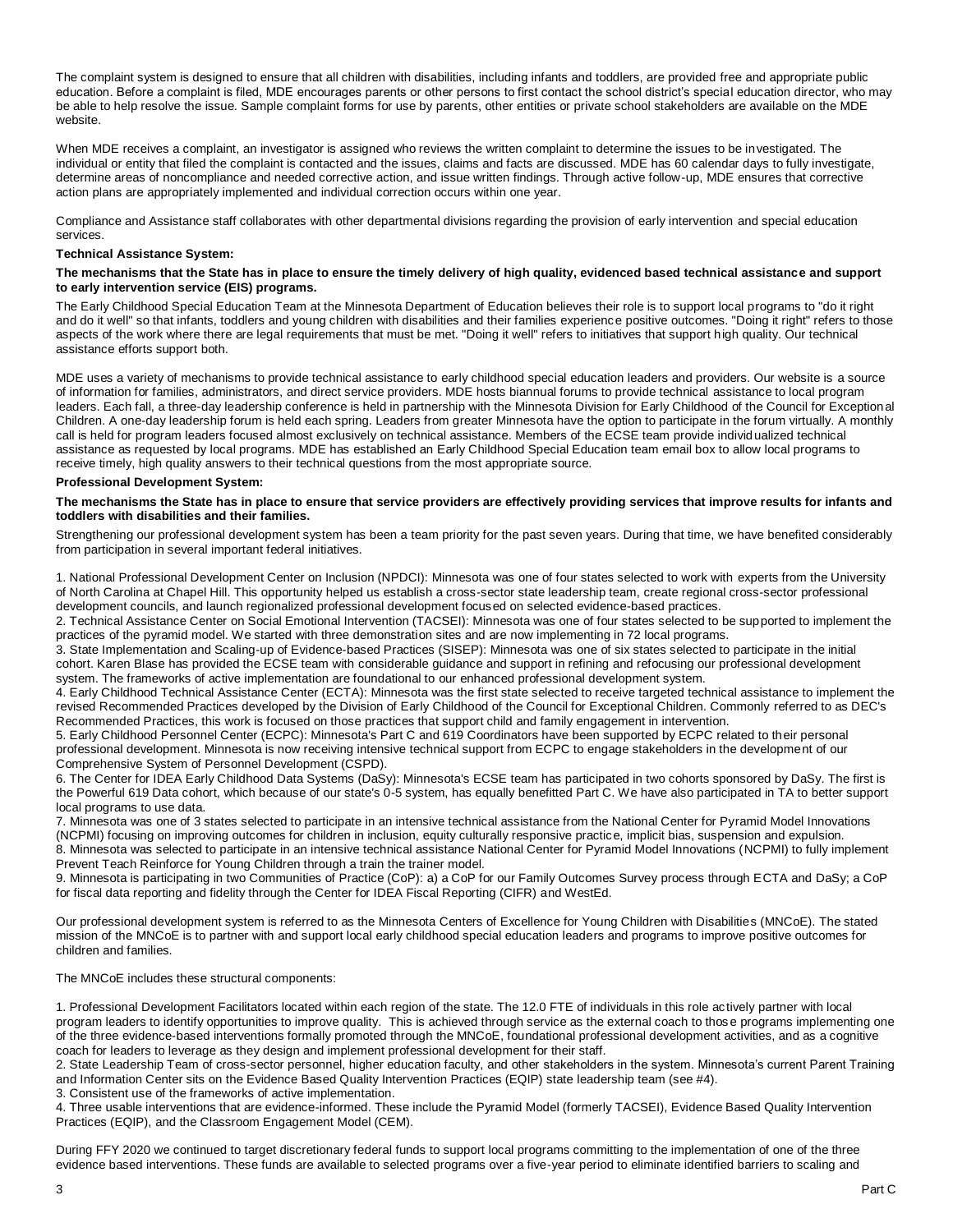The complaint system is designed to ensure that all children with disabilities, including infants and toddlers, are provided free and appropriate public education. Before a complaint is filed, MDE encourages parents or other persons to first contact the school district's special education director, who may be able to help resolve the issue. Sample complaint forms for use by parents, other entities or private school stakeholders are available on the MDE website.

When MDE receives a complaint, an investigator is assigned who reviews the written complaint to determine the issues to be investigated. The individual or entity that filed the complaint is contacted and the issues, claims and facts are discussed. MDE has 60 calendar days to fully investigate, determine areas of noncompliance and needed corrective action, and issue written findings. Through active follow-up, MDE ensures that corrective action plans are appropriately implemented and individual correction occurs within one year.

Compliance and Assistance staff collaborates with other departmental divisions regarding the provision of early intervention and special education services.

**Technical Assistance System:**

**The mechanisms that the State has in place to ensure the timely delivery of high quality, evidenced based technical assistance and support to early intervention service (EIS) programs.**

The Early Childhood Special Education Team at the Minnesota Department of Education believes their role is to support local programs to "do it right and do it well" so that infants, toddlers and young children with disabilities and their families experience positive outcomes. "Doing it right" refers to those aspects of the work where there are legal requirements that must be met. "Doing it well" refers to initiatives that support high quality. Our technical assistance efforts support both.

MDE uses a variety of mechanisms to provide technical assistance to early childhood special education leaders and providers. Our website is a source of information for families, administrators, and direct service providers. MDE hosts biannual forums to provide technical assistance to local program leaders. Each fall, a three-day leadership conference is held in partnership with the Minnesota Division for Early Childhood of the Council for Exceptional Children. A one-day leadership forum is held each spring. Leaders from greater Minnesota have the option to participate in the forum virtually. A monthly call is held for program leaders focused almost exclusively on technical assistance. Members of the ECSE team provide individualized technical assistance as requested by local programs. MDE has established an Early Childhood Special Education team email box to allow local programs to receive timely, high quality answers to their technical questions from the most appropriate source.

**Professional Development System:**

**The mechanisms the State has in place to ensure that service providers are effectively providing services that improve results for infants and toddlers with disabilities and their families.**

Strengthening our professional development system has been a team priority for the past seven years. During that time, we have benefited considerably from participation in several important federal initiatives.

1. National Professional Development Center on Inclusion (NPDCI): Minnesota was one of four states selected to work with experts from the University of North Carolina at Chapel Hill. This opportunity helped us establish a cross-sector state leadership team, create regional cross-sector professional development councils, and launch regionalized professional development focused on selected evidence-based practices.
2. Technical Assistance Center on Social Emotional Intervention (TACSEI): Minnesota was one of four states selected to be supported to implement the practices of the pyramid model. We started with three demonstration sites and are now implementing in 72 local programs.
3. State Implementation and Scaling-up of Evidence-based Practices (SISEP): Minnesota was one of six states selected to participate in the initial cohort. Karen Blase has provided the ECSE team with considerable guidance and support in refining and refocusing our professional development system. The frameworks of active implementation are foundational to our enhanced professional development system.
4. Early Childhood Technical Assistance Center (ECTA): Minnesota was the first state selected to receive targeted technical assistance to implement the revised Recommended Practices developed by the Division of Early Childhood of the Council for Exceptional Children. Commonly referred to as DEC's Recommended Practices, this work is focused on those practices that support child and family engagement in intervention.
5. Early Childhood Personnel Center (ECPC): Minnesota's Part C and 619 Coordinators have been supported by ECPC related to their personal professional development. Minnesota is now receiving intensive technical support from ECPC to engage stakeholders in the development of our Comprehensive System of Personnel Development (CSPD).
6. The Center for IDEA Early Childhood Data Systems (DaSy): Minnesota's ECSE team has participated in two cohorts sponsored by DaSy. The first is the Powerful 619 Data cohort, which because of our state's 0-5 system, has equally benefitted Part C. We have also participated in TA to better support local programs to use data.
7. Minnesota was one of 3 states selected to participate in an intensive technical assistance from the National Center for Pyramid Model Innovations (NCPMI) focusing on improving outcomes for children in inclusion, equity culturally responsive practice, implicit bias, suspension and expulsion.
8. Minnesota was selected to participate in an intensive technical assistance National Center for Pyramid Model Innovations (NCPMI) to fully implement Prevent Teach Reinforce for Young Children through a train the trainer model.
9. Minnesota is participating in two Communities of Practice (CoP): a) a CoP for our Family Outcomes Survey process through ECTA and DaSy; a CoP for fiscal data reporting and fidelity through the Center for IDEA Fiscal Reporting (CIFR) and WestEd.

Our professional development system is referred to as the Minnesota Centers of Excellence for Young Children with Disabilities (MNCoE). The stated mission of the MNCoE is to partner with and support local early childhood special education leaders and programs to improve positive outcomes for children and families.

The MNCoE includes these structural components:

1. Professional Development Facilitators located within each region of the state. The 12.0 FTE of individuals in this role actively partner with local program leaders to identify opportunities to improve quality. This is achieved through service as the external coach to those programs implementing one of the three evidence-based interventions formally promoted through the MNCoE, foundational professional development activities, and as a cognitive coach for leaders to leverage as they design and implement professional development for their staff.
2. State Leadership Team of cross-sector personnel, higher education faculty, and other stakeholders in the system. Minnesota's current Parent Training and Information Center sits on the Evidence Based Quality Intervention Practices (EQIP) state leadership team (see #4).
3. Consistent use of the frameworks of active implementation.
4. Three usable interventions that are evidence-informed. These include the Pyramid Model (formerly TACSEI), Evidence Based Quality Intervention Practices (EQIP), and the Classroom Engagement Model (CEM).

During FFY 2020 we continued to target discretionary federal funds to support local programs committing to the implementation of one of the three evidence based interventions. These funds are available to selected programs over a five-year period to eliminate identified barriers to scaling and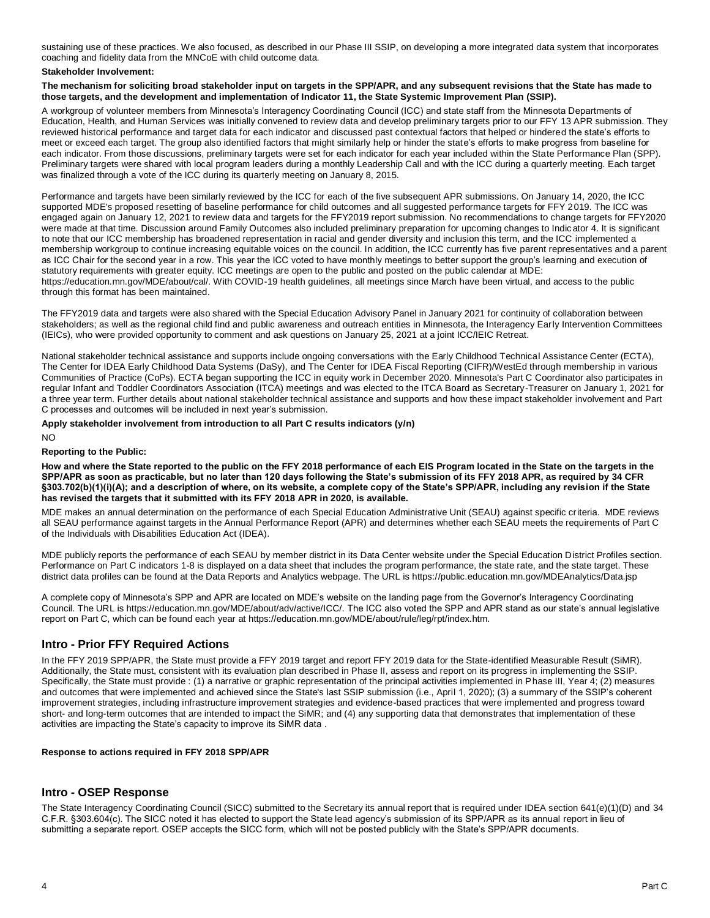sustaining use of these practices. We also focused, as described in our Phase III SSIP, on developing a more integrated data system that incorporates coaching and fidelity data from the MNCoE with child outcome data.

**Stakeholder Involvement:**

**The mechanism for soliciting broad stakeholder input on targets in the SPP/APR, and any subsequent revisions that the State has made to those targets, and the development and implementation of Indicator 11, the State Systemic Improvement Plan (SSIP).**

A workgroup of volunteer members from Minnesota's Interagency Coordinating Council (ICC) and state staff from the Minnesota Departments of Education, Health, and Human Services was initially convened to review data and develop preliminary targets prior to our FFY 13 APR submission. They reviewed historical performance and target data for each indicator and discussed past contextual factors that helped or hindered the state's efforts to meet or exceed each target. The group also identified factors that might similarly help or hinder the state's efforts to make progress from baseline for each indicator. From those discussions, preliminary targets were set for each indicator for each year included within the State Performance Plan (SPP). Preliminary targets were shared with local program leaders during a monthly Leadership Call and with the ICC during a quarterly meeting. Each target was finalized through a vote of the ICC during its quarterly meeting on January 8, 2015.

Performance and targets have been similarly reviewed by the ICC for each of the five subsequent APR submissions. On January 14, 2020, the ICC supported MDE's proposed resetting of baseline performance for child outcomes and all suggested performance targets for FFY 2019. The ICC was engaged again on January 12, 2021 to review data and targets for the FFY2019 report submission. No recommendations to change targets for FFY2020 were made at that time. Discussion around Family Outcomes also included preliminary preparation for upcoming changes to Indicator 4. It is significant to note that our ICC membership has broadened representation in racial and gender diversity and inclusion this term, and the ICC implemented a membership workgroup to continue increasing equitable voices on the council. In addition, the ICC currently has five parent representatives and a parent as ICC Chair for the second year in a row. This year the ICC voted to have monthly meetings to better support the group's learning and execution of statutory requirements with greater equity. ICC meetings are open to the public and posted on the public calendar at MDE: https://education.mn.gov/MDE/about/cal/. With COVID-19 health guidelines, all meetings since March have been virtual, and access to the public through this format has been maintained.

The FFY2019 data and targets were also shared with the Special Education Advisory Panel in January 2021 for continuity of collaboration between stakeholders; as well as the regional child find and public awareness and outreach entities in Minnesota, the Interagency Early Intervention Committees (IEICs), who were provided opportunity to comment and ask questions on January 25, 2021 at a joint ICC/IEIC Retreat.

National stakeholder technical assistance and supports include ongoing conversations with the Early Childhood Technical Assistance Center (ECTA), The Center for IDEA Early Childhood Data Systems (DaSy), and The Center for IDEA Fiscal Reporting (CIFR)/WestEd through membership in various Communities of Practice (CoPs). ECTA began supporting the ICC in equity work in December 2020. Minnesota's Part C Coordinator also participates in regular Infant and Toddler Coordinators Association (ITCA) meetings and was elected to the ITCA Board as Secretary-Treasurer on January 1, 2021 for a three year term. Further details about national stakeholder technical assistance and supports and how these impact stakeholder involvement and Part C processes and outcomes will be included in next year's submission.

**Apply stakeholder involvement from introduction to all Part C results indicators (y/n)**

NO

**Reporting to the Public:**

**How and where the State reported to the public on the FFY 2018 performance of each EIS Program located in the State on the targets in the SPP/APR as soon as practicable, but no later than 120 days following the State's submission of its FFY 2018 APR, as required by 34 CFR §303.702(b)(1)(i)(A); and a description of where, on its website, a complete copy of the State's SPP/APR, including any revision if the State has revised the targets that it submitted with its FFY 2018 APR in 2020, is available.**

MDE makes an annual determination on the performance of each Special Education Administrative Unit (SEAU) against specific criteria. MDE reviews all SEAU performance against targets in the Annual Performance Report (APR) and determines whether each SEAU meets the requirements of Part C of the Individuals with Disabilities Education Act (IDEA).

MDE publicly reports the performance of each SEAU by member district in its Data Center website under the Special Education District Profiles section. Performance on Part C indicators 1-8 is displayed on a data sheet that includes the program performance, the state rate, and the state target. These district data profiles can be found at the Data Reports and Analytics webpage. The URL is https://public.education.mn.gov/MDEAnalytics/Data.jsp

A complete copy of Minnesota's SPP and APR are located on MDE's website on the landing page from the Governor's Interagency Coordinating Council. The URL is https://education.mn.gov/MDE/about/adv/active/ICC/. The ICC also voted the SPP and APR stand as our state's annual legislative report on Part C, which can be found each year at https://education.mn.gov/MDE/about/rule/leg/rpt/index.htm.

## Intro - Prior FFY Required Actions

In the FFY 2019 SPP/APR, the State must provide a FFY 2019 target and report FFY 2019 data for the State-identified Measurable Result (SiMR). Additionally, the State must, consistent with its evaluation plan described in Phase II, assess and report on its progress in implementing the SSIP. Specifically, the State must provide : (1) a narrative or graphic representation of the principal activities implemented in Phase III, Year 4; (2) measures and outcomes that were implemented and achieved since the State's last SSIP submission (i.e., April 1, 2020); (3) a summary of the SSIP's coherent improvement strategies, including infrastructure improvement strategies and evidence-based practices that were implemented and progress toward short- and long-term outcomes that are intended to impact the SiMR; and (4) any supporting data that demonstrates that implementation of these activities are impacting the State's capacity to improve its SiMR data .

**Response to actions required in FFY 2018 SPP/APR**

## Intro - OSEP Response

The State Interagency Coordinating Council (SICC) submitted to the Secretary its annual report that is required under IDEA section 641(e)(1)(D) and 34 C.F.R. §303.604(c). The SICC noted it has elected to support the State lead agency's submission of its SPP/APR as its annual report in lieu of submitting a separate report. OSEP accepts the SICC form, which will not be posted publicly with the State's SPP/APR documents.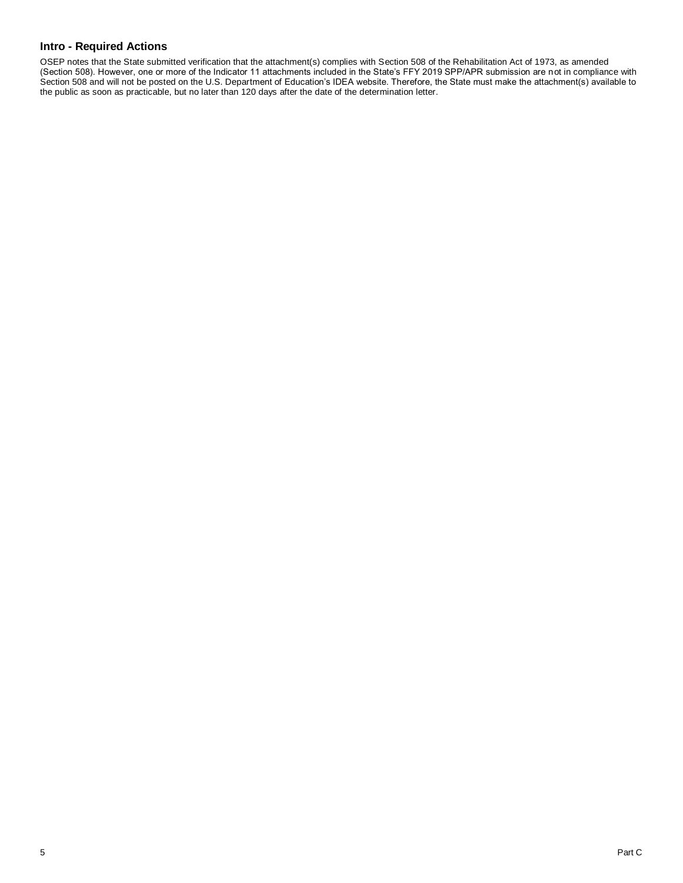## Intro - Required Actions

OSEP notes that the State submitted verification that the attachment(s) complies with Section 508 of the Rehabilitation Act of 1973, as amended (Section 508). However, one or more of the Indicator 11 attachments included in the State's FFY 2019 SPP/APR submission are not in compliance with Section 508 and will not be posted on the U.S. Department of Education's IDEA website. Therefore, the State must make the attachment(s) available to the public as soon as practicable, but no later than 120 days after the date of the determination letter.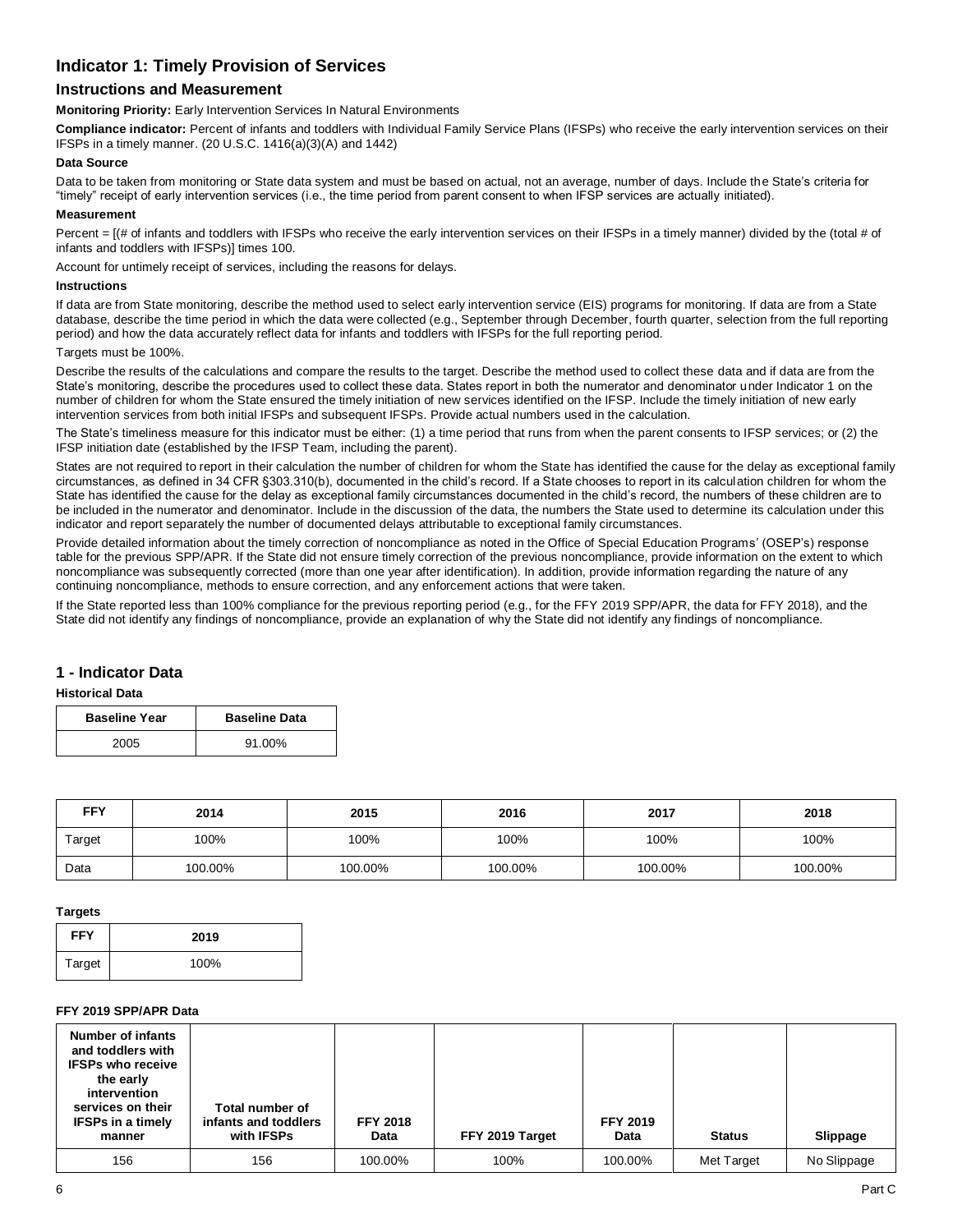## Indicator 1: Timely Provision of Services

### Instructions and Measurement

**Monitoring Priority:** Early Intervention Services In Natural Environments

**Compliance indicator:** Percent of infants and toddlers with Individual Family Service Plans (IFSPs) who receive the early intervention services on their IFSPs in a timely manner. (20 U.S.C. 1416(a)(3)(A) and 1442)

#### Data Source

Data to be taken from monitoring or State data system and must be based on actual, not an average, number of days. Include the State's criteria for "timely" receipt of early intervention services (i.e., the time period from parent consent to when IFSP services are actually initiated).

#### Measurement

Percent = [(# of infants and toddlers with IFSPs who receive the early intervention services on their IFSPs in a timely manner) divided by the (total # of infants and toddlers with IFSPs)] times 100.

Account for untimely receipt of services, including the reasons for delays.

#### Instructions

If data are from State monitoring, describe the method used to select early intervention service (EIS) programs for monitoring. If data are from a State database, describe the time period in which the data were collected (e.g., September through December, fourth quarter, selection from the full reporting period) and how the data accurately reflect data for infants and toddlers with IFSPs for the full reporting period.

Targets must be 100%.

Describe the results of the calculations and compare the results to the target. Describe the method used to collect these data and if data are from the State's monitoring, describe the procedures used to collect these data. States report in both the numerator and denominator under Indicator 1 on the number of children for whom the State ensured the timely initiation of new services identified on the IFSP. Include the timely initiation of new early intervention services from both initial IFSPs and subsequent IFSPs. Provide actual numbers used in the calculation.

The State's timeliness measure for this indicator must be either: (1) a time period that runs from when the parent consents to IFSP services; or (2) the IFSP initiation date (established by the IFSP Team, including the parent).

States are not required to report in their calculation the number of children for whom the State has identified the cause for the delay as exceptional family circumstances, as defined in 34 CFR §303.310(b), documented in the child's record. If a State chooses to report in its calculation children for whom the State has identified the cause for the delay as exceptional family circumstances documented in the child's record, the numbers of these children are to be included in the numerator and denominator. Include in the discussion of the data, the numbers the State used to determine its calculation under this indicator and report separately the number of documented delays attributable to exceptional family circumstances.

Provide detailed information about the timely correction of noncompliance as noted in the Office of Special Education Programs' (OSEP's) response table for the previous SPP/APR. If the State did not ensure timely correction of the previous noncompliance, provide information on the extent to which noncompliance was subsequently corrected (more than one year after identification). In addition, provide information regarding the nature of any continuing noncompliance, methods to ensure correction, and any enforcement actions that were taken.

If the State reported less than 100% compliance for the previous reporting period (e.g., for the FFY 2019 SPP/APR, the data for FFY 2018), and the State did not identify any findings of noncompliance, provide an explanation of why the State did not identify any findings of noncompliance.

### 1 - Indicator Data

**Historical Data**

| Baseline Year | Baseline Data |
|---|---|
| 2005 | 91.00% |

| FFY | 2014 | 2015 | 2016 | 2017 | 2018 |
|---|---|---|---|---|---|
| Target | 100% | 100% | 100% | 100% | 100% |
| Data | 100.00% | 100.00% | 100.00% | 100.00% | 100.00% |

**Targets**

| FFY | 2019 |
|---|---|
| Target | 100% |

**FFY 2019 SPP/APR Data**

| Number of infants and toddlers with IFSPs who receive the early intervention services on their IFSPs in a timely manner | Total number of infants and toddlers with IFSPs | FFY 2018 Data | FFY 2019 Target | FFY 2019 Data | Status | Slippage |
|---|---|---|---|---|---|---|
| 156 | 156 | 100.00% | 100% | 100.00% | Met Target | No Slippage |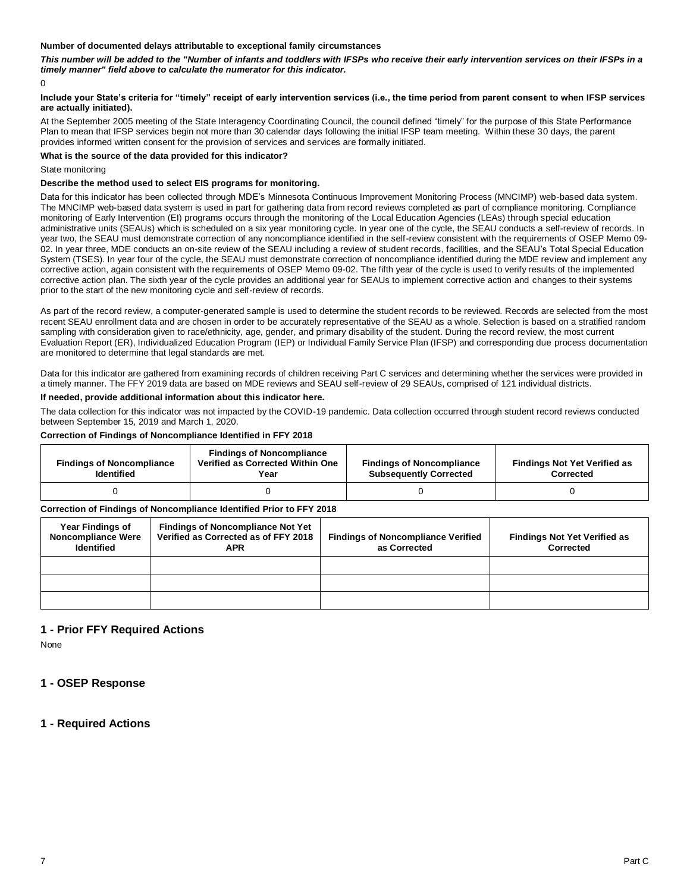**Number of documented delays attributable to exceptional family circumstances**

***This number will be added to the "Number of infants and toddlers with IFSPs who receive their early intervention services on their IFSPs in a timely manner" field above to calculate the numerator for this indicator.***

0

**Include your State's criteria for "timely" receipt of early intervention services (i.e., the time period from parent consent to when IFSP services are actually initiated).**

At the September 2005 meeting of the State Interagency Coordinating Council, the council defined "timely" for the purpose of this State Performance Plan to mean that IFSP services begin not more than 30 calendar days following the initial IFSP team meeting. Within these 30 days, the parent provides informed written consent for the provision of services and services are formally initiated.

**What is the source of the data provided for this indicator?**

State monitoring

**Describe the method used to select EIS programs for monitoring.**

Data for this indicator has been collected through MDE's Minnesota Continuous Improvement Monitoring Process (MNCIMP) web-based data system. The MNCIMP web-based data system is used in part for gathering data from record reviews completed as part of compliance monitoring. Compliance monitoring of Early Intervention (EI) programs occurs through the monitoring of the Local Education Agencies (LEAs) through special education administrative units (SEAUs) which is scheduled on a six year monitoring cycle. In year one of the cycle, the SEAU conducts a self-review of records. In year two, the SEAU must demonstrate correction of any noncompliance identified in the self-review consistent with the requirements of OSEP Memo 09-02. In year three, MDE conducts an on-site review of the SEAU including a review of student records, facilities, and the SEAU's Total Special Education System (TSES). In year four of the cycle, the SEAU must demonstrate correction of noncompliance identified during the MDE review and implement any corrective action, again consistent with the requirements of OSEP Memo 09-02. The fifth year of the cycle is used to verify results of the implemented corrective action plan. The sixth year of the cycle provides an additional year for SEAUs to implement corrective action and changes to their systems prior to the start of the new monitoring cycle and self-review of records.

As part of the record review, a computer-generated sample is used to determine the student records to be reviewed. Records are selected from the most recent SEAU enrollment data and are chosen in order to be accurately representative of the SEAU as a whole. Selection is based on a stratified random sampling with consideration given to race/ethnicity, age, gender, and primary disability of the student. During the record review, the most current Evaluation Report (ER), Individualized Education Program (IEP) or Individual Family Service Plan (IFSP) and corresponding due process documentation are monitored to determine that legal standards are met.

Data for this indicator are gathered from examining records of children receiving Part C services and determining whether the services were provided in a timely manner. The FFY 2019 data are based on MDE reviews and SEAU self-review of 29 SEAUs, comprised of 121 individual districts.

**If needed, provide additional information about this indicator here.**

The data collection for this indicator was not impacted by the COVID-19 pandemic. Data collection occurred through student record reviews conducted between September 15, 2019 and March 1, 2020.

**Correction of Findings of Noncompliance Identified in FFY 2018**

| Findings of Noncompliance Identified | Findings of Noncompliance Verified as Corrected Within One Year | Findings of Noncompliance Subsequently Corrected | Findings Not Yet Verified as Corrected |
|---|---|---|---|
| 0 | 0 | 0 | 0 |

**Correction of Findings of Noncompliance Identified Prior to FFY 2018**

| Year Findings of Noncompliance Were Identified | Findings of Noncompliance Not Yet Verified as Corrected as of FFY 2018 APR | Findings of Noncompliance Verified as Corrected | Findings Not Yet Verified as Corrected |
|---|---|---|---|
| | | | |
| | | | |
| | | | |

## 1 - Prior FFY Required Actions

None

## 1 - OSEP Response

## 1 - Required Actions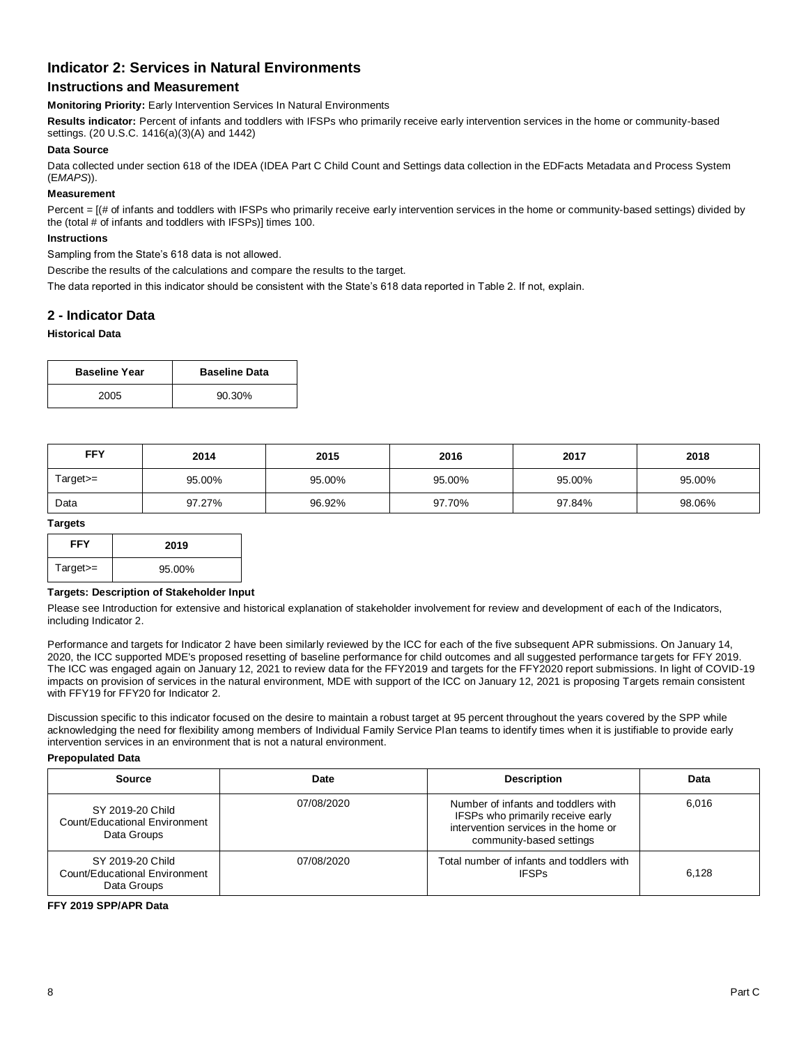## Indicator 2: Services in Natural Environments

### Instructions and Measurement

**Monitoring Priority:** Early Intervention Services In Natural Environments

**Results indicator:** Percent of infants and toddlers with IFSPs who primarily receive early intervention services in the home or community-based settings. (20 U.S.C. 1416(a)(3)(A) and 1442)

**Data Source**

Data collected under section 618 of the IDEA (IDEA Part C Child Count and Settings data collection in the EDFacts Metadata and Process System (E*MAPS*)).

**Measurement**

Percent = [(# of infants and toddlers with IFSPs who primarily receive early intervention services in the home or community-based settings) divided by the (total # of infants and toddlers with IFSPs)] times 100.

**Instructions**

Sampling from the State's 618 data is not allowed.

Describe the results of the calculations and compare the results to the target.

The data reported in this indicator should be consistent with the State's 618 data reported in Table 2. If not, explain.

## 2 - Indicator Data

**Historical Data**

| Baseline Year | Baseline Data |
|---|---|
| 2005 | 90.30% |

| FFY | 2014 | 2015 | 2016 | 2017 | 2018 |
|---|---|---|---|---|---|
| Target>= | 95.00% | 95.00% | 95.00% | 95.00% | 95.00% |
| Data | 97.27% | 96.92% | 97.70% | 97.84% | 98.06% |

**Targets**

| FFY | 2019 |
|---|---|
| Target>= | 95.00% |

**Targets: Description of Stakeholder Input**

Please see Introduction for extensive and historical explanation of stakeholder involvement for review and development of each of the Indicators, including Indicator 2.

Performance and targets for Indicator 2 have been similarly reviewed by the ICC for each of the five subsequent APR submissions. On January 14, 2020, the ICC supported MDE's proposed resetting of baseline performance for child outcomes and all suggested performance targets for FFY 2019. The ICC was engaged again on January 12, 2021 to review data for the FFY2019 and targets for the FFY2020 report submissions. In light of COVID-19 impacts on provision of services in the natural environment, MDE with support of the ICC on January 12, 2021 is proposing Targets remain consistent with FFY19 for FFY20 for Indicator 2.

Discussion specific to this indicator focused on the desire to maintain a robust target at 95 percent throughout the years covered by the SPP while acknowledging the need for flexibility among members of Individual Family Service Plan teams to identify times when it is justifiable to provide early intervention services in an environment that is not a natural environment.

**Prepopulated Data**

| Source | Date | Description | Data |
|---|---|---|---|
| SY 2019-20 Child Count/Educational Environment Data Groups | 07/08/2020 | Number of infants and toddlers with IFSPs who primarily receive early intervention services in the home or community-based settings | 6,016 |
| SY 2019-20 Child Count/Educational Environment Data Groups | 07/08/2020 | Total number of infants and toddlers with IFSPs | 6,128 |

**FFY 2019 SPP/APR Data**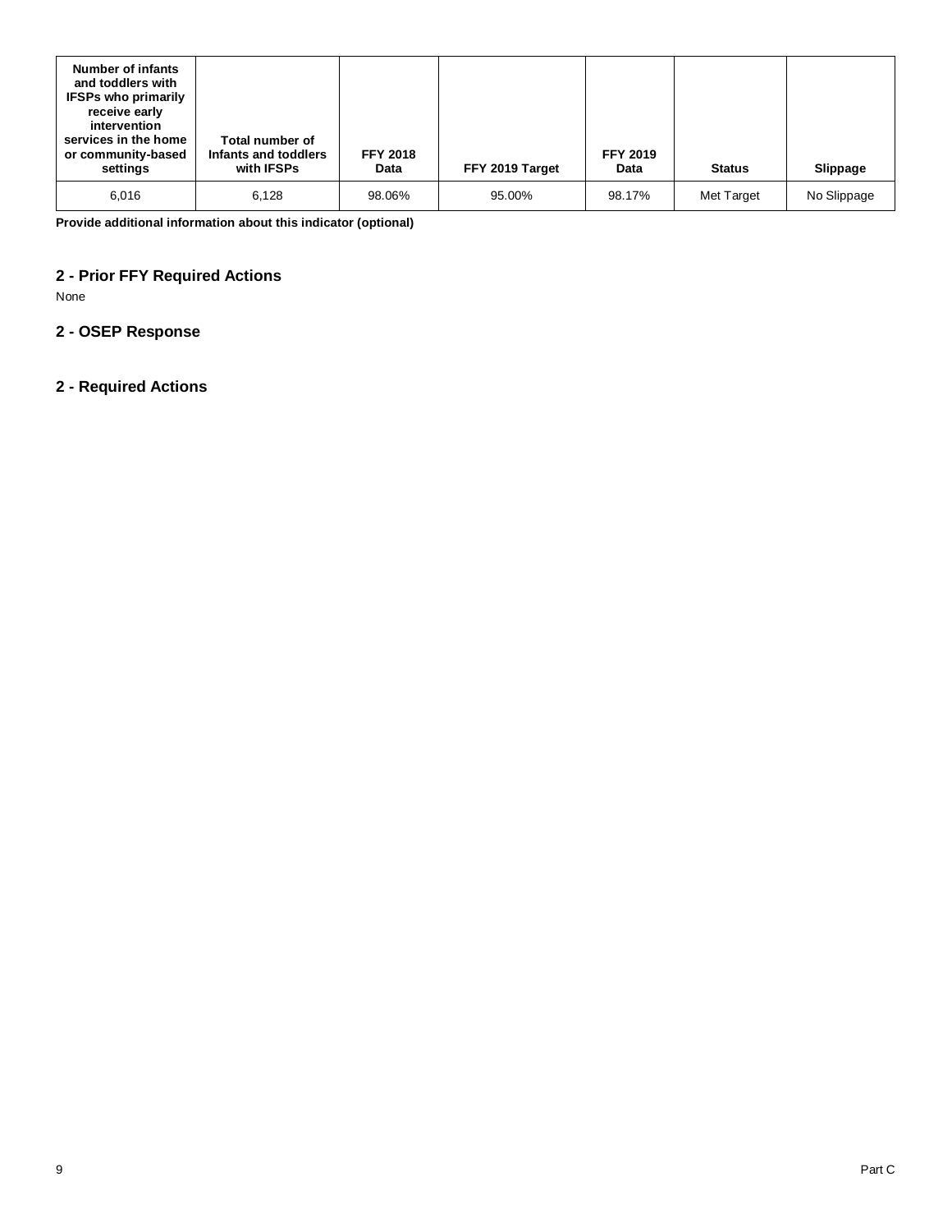| Number of infants and toddlers with IFSPs who primarily receive early intervention services in the home or community-based settings | Total number of Infants and toddlers with IFSPs | FFY 2018 Data | FFY 2019 Target | FFY 2019 Data | Status | Slippage |
|---|---|---|---|---|---|---|
| 6,016 | 6,128 | 98.06% | 95.00% | 98.17% | Met Target | No Slippage |

**Provide additional information about this indicator (optional)**

## 2 - Prior FFY Required Actions

None

## 2 - OSEP Response

## 2 - Required Actions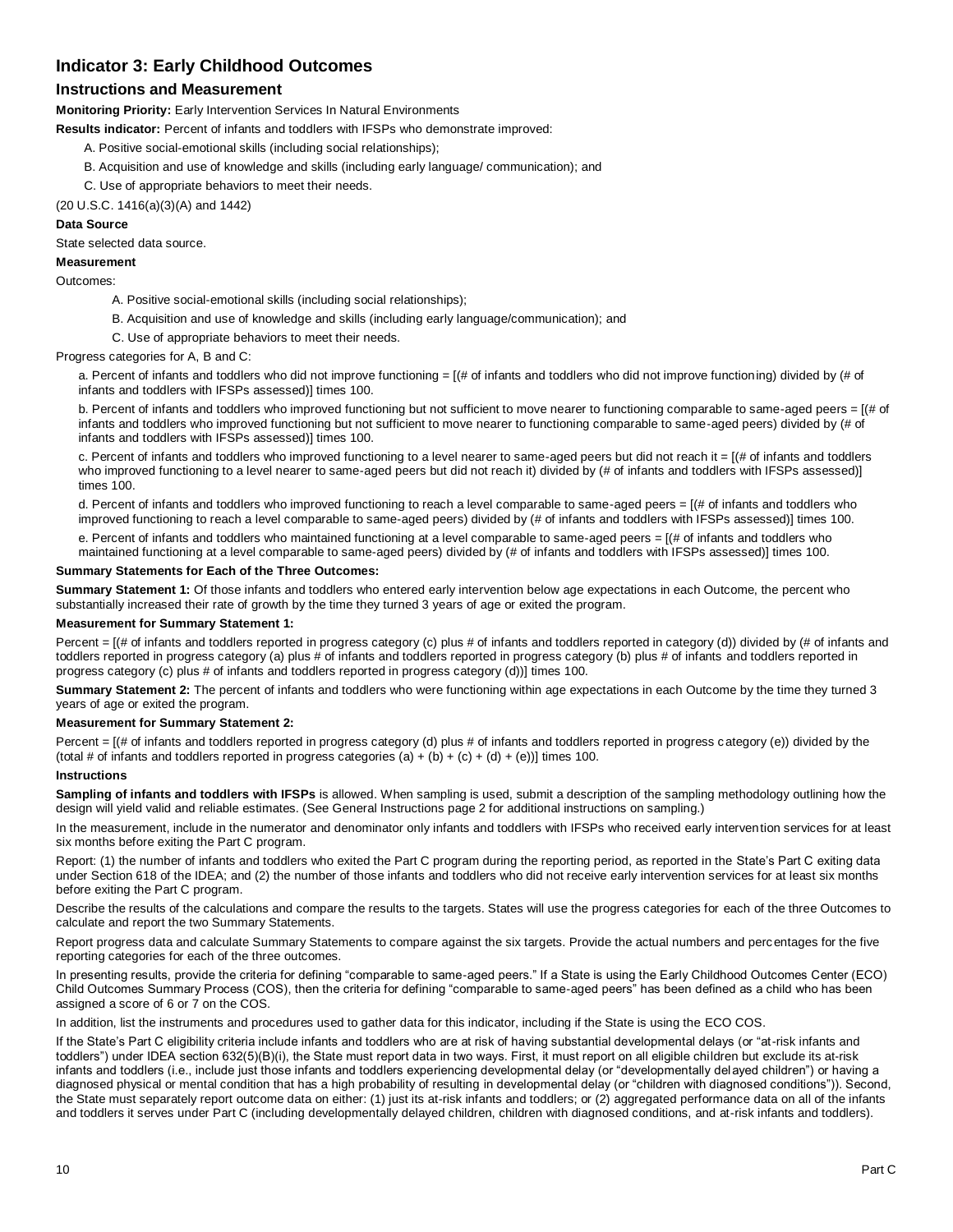## Indicator 3: Early Childhood Outcomes

### Instructions and Measurement

**Monitoring Priority:** Early Intervention Services In Natural Environments

**Results indicator:** Percent of infants and toddlers with IFSPs who demonstrate improved:

A. Positive social-emotional skills (including social relationships);

B. Acquisition and use of knowledge and skills (including early language/ communication); and

C. Use of appropriate behaviors to meet their needs.

(20 U.S.C. 1416(a)(3)(A) and 1442)

**Data Source**

State selected data source.

**Measurement**

Outcomes:

A. Positive social-emotional skills (including social relationships);

B. Acquisition and use of knowledge and skills (including early language/communication); and

C. Use of appropriate behaviors to meet their needs.

Progress categories for A, B and C:

a. Percent of infants and toddlers who did not improve functioning = [(# of infants and toddlers who did not improve functioning) divided by (# of infants and toddlers with IFSPs assessed)] times 100.

b. Percent of infants and toddlers who improved functioning but not sufficient to move nearer to functioning comparable to same-aged peers = [(# of infants and toddlers who improved functioning but not sufficient to move nearer to functioning comparable to same-aged peers) divided by (# of infants and toddlers with IFSPs assessed)] times 100.

c. Percent of infants and toddlers who improved functioning to a level nearer to same-aged peers but did not reach it = [(# of infants and toddlers who improved functioning to a level nearer to same-aged peers but did not reach it) divided by (# of infants and toddlers with IFSPs assessed)] times 100.

d. Percent of infants and toddlers who improved functioning to reach a level comparable to same-aged peers = [(# of infants and toddlers who improved functioning to reach a level comparable to same-aged peers) divided by (# of infants and toddlers with IFSPs assessed)] times 100.

e. Percent of infants and toddlers who maintained functioning at a level comparable to same-aged peers = [(# of infants and toddlers who maintained functioning at a level comparable to same-aged peers) divided by (# of infants and toddlers with IFSPs assessed)] times 100.

**Summary Statements for Each of the Three Outcomes:**

**Summary Statement 1:** Of those infants and toddlers who entered early intervention below age expectations in each Outcome, the percent who substantially increased their rate of growth by the time they turned 3 years of age or exited the program.

**Measurement for Summary Statement 1:**

Percent = [(# of infants and toddlers reported in progress category (c) plus # of infants and toddlers reported in category (d)) divided by (# of infants and toddlers reported in progress category (a) plus # of infants and toddlers reported in progress category (b) plus # of infants and toddlers reported in progress category (c) plus # of infants and toddlers reported in progress category (d))] times 100.

**Summary Statement 2:** The percent of infants and toddlers who were functioning within age expectations in each Outcome by the time they turned 3 years of age or exited the program.

**Measurement for Summary Statement 2:**

Percent = [(# of infants and toddlers reported in progress category (d) plus # of infants and toddlers reported in progress category (e)) divided by the (total # of infants and toddlers reported in progress categories (a) + (b) + (c) + (d) + (e))] times 100.

**Instructions**

**Sampling of infants and toddlers with IFSPs** is allowed. When sampling is used, submit a description of the sampling methodology outlining how the design will yield valid and reliable estimates. (See General Instructions page 2 for additional instructions on sampling.)

In the measurement, include in the numerator and denominator only infants and toddlers with IFSPs who received early intervention services for at least six months before exiting the Part C program.

Report: (1) the number of infants and toddlers who exited the Part C program during the reporting period, as reported in the State's Part C exiting data under Section 618 of the IDEA; and (2) the number of those infants and toddlers who did not receive early intervention services for at least six months before exiting the Part C program.

Describe the results of the calculations and compare the results to the targets. States will use the progress categories for each of the three Outcomes to calculate and report the two Summary Statements.

Report progress data and calculate Summary Statements to compare against the six targets. Provide the actual numbers and percentages for the five reporting categories for each of the three outcomes.

In presenting results, provide the criteria for defining "comparable to same-aged peers." If a State is using the Early Childhood Outcomes Center (ECO) Child Outcomes Summary Process (COS), then the criteria for defining "comparable to same-aged peers" has been defined as a child who has been assigned a score of 6 or 7 on the COS.

In addition, list the instruments and procedures used to gather data for this indicator, including if the State is using the ECO COS.

If the State's Part C eligibility criteria include infants and toddlers who are at risk of having substantial developmental delays (or "at-risk infants and toddlers") under IDEA section 632(5)(B)(i), the State must report data in two ways. First, it must report on all eligible children but exclude its at-risk infants and toddlers (i.e., include just those infants and toddlers experiencing developmental delay (or "developmentally delayed children") or having a diagnosed physical or mental condition that has a high probability of resulting in developmental delay (or "children with diagnosed conditions")). Second, the State must separately report outcome data on either: (1) just its at-risk infants and toddlers; or (2) aggregated performance data on all of the infants and toddlers it serves under Part C (including developmentally delayed children, children with diagnosed conditions, and at-risk infants and toddlers).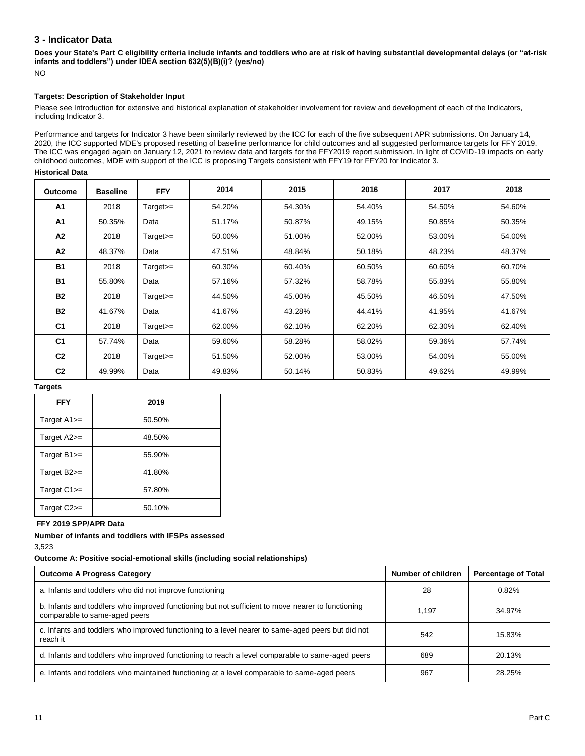## 3 - Indicator Data

**Does your State's Part C eligibility criteria include infants and toddlers who are at risk of having substantial developmental delays (or "at-risk infants and toddlers") under IDEA section 632(5)(B)(i)? (yes/no)**

NO

**Targets: Description of Stakeholder Input**

Please see Introduction for extensive and historical explanation of stakeholder involvement for review and development of each of the Indicators, including Indicator 3.

Performance and targets for Indicator 3 have been similarly reviewed by the ICC for each of the five subsequent APR submissions. On January 14, 2020, the ICC supported MDE's proposed resetting of baseline performance for child outcomes and all suggested performance targets for FFY 2019. The ICC was engaged again on January 12, 2021 to review data and targets for the FFY2019 report submission. In light of COVID-19 impacts on early childhood outcomes, MDE with support of the ICC is proposing Targets consistent with FFY19 for FFY20 for Indicator 3.

**Historical Data**

| Outcome | Baseline | FFY | 2014 | 2015 | 2016 | 2017 | 2018 |
|---|---|---|---|---|---|---|---|
| A1 | 2018 | Target>= | 54.20% | 54.30% | 54.40% | 54.50% | 54.60% |
| A1 | 50.35% | Data | 51.17% | 50.87% | 49.15% | 50.85% | 50.35% |
| A2 | 2018 | Target>= | 50.00% | 51.00% | 52.00% | 53.00% | 54.00% |
| A2 | 48.37% | Data | 47.51% | 48.84% | 50.18% | 48.23% | 48.37% |
| B1 | 2018 | Target>= | 60.30% | 60.40% | 60.50% | 60.60% | 60.70% |
| B1 | 55.80% | Data | 57.16% | 57.32% | 58.78% | 55.83% | 55.80% |
| B2 | 2018 | Target>= | 44.50% | 45.00% | 45.50% | 46.50% | 47.50% |
| B2 | 41.67% | Data | 41.67% | 43.28% | 44.41% | 41.95% | 41.67% |
| C1 | 2018 | Target>= | 62.00% | 62.10% | 62.20% | 62.30% | 62.40% |
| C1 | 57.74% | Data | 59.60% | 58.28% | 58.02% | 59.36% | 57.74% |
| C2 | 2018 | Target>= | 51.50% | 52.00% | 53.00% | 54.00% | 55.00% |
| C2 | 49.99% | Data | 49.83% | 50.14% | 50.83% | 49.62% | 49.99% |

**Targets**

| FFY | 2019 |
|---|---|
| Target A1>= | 50.50% |
| Target A2>= | 48.50% |
| Target B1>= | 55.90% |
| Target B2>= | 41.80% |
| Target C1>= | 57.80% |
| Target C2>= | 50.10% |

**FFY 2019 SPP/APR Data**

**Number of infants and toddlers with IFSPs assessed**

3,523

**Outcome A: Positive social-emotional skills (including social relationships)**

| Outcome A Progress Category | Number of children | Percentage of Total |
|---|---|---|
| a. Infants and toddlers who did not improve functioning | 28 | 0.82% |
| b. Infants and toddlers who improved functioning but not sufficient to move nearer to functioning comparable to same-aged peers | 1,197 | 34.97% |
| c. Infants and toddlers who improved functioning to a level nearer to same-aged peers but did not reach it | 542 | 15.83% |
| d. Infants and toddlers who improved functioning to reach a level comparable to same-aged peers | 689 | 20.13% |
| e. Infants and toddlers who maintained functioning at a level comparable to same-aged peers | 967 | 28.25% |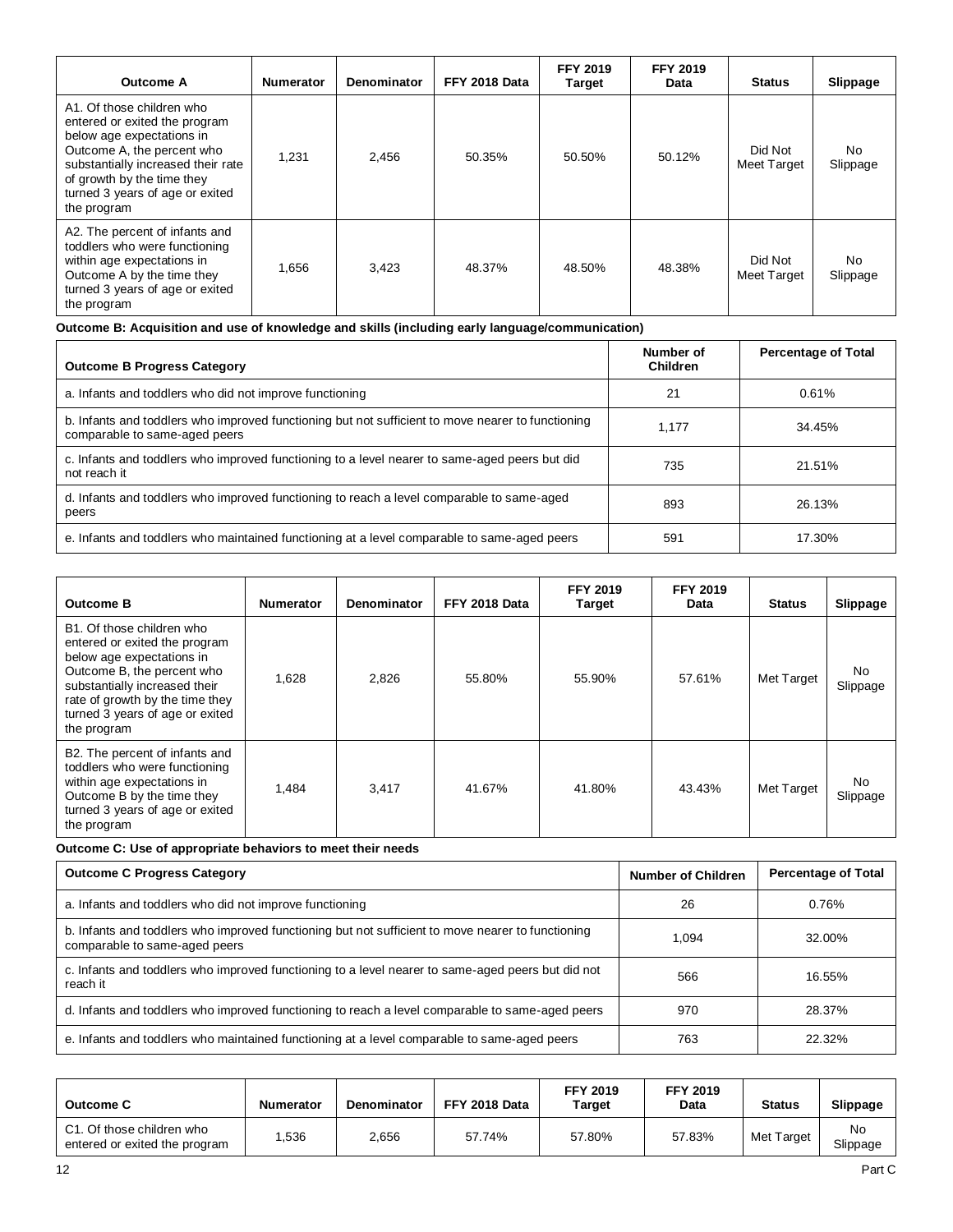| Outcome A | Numerator | Denominator | FFY 2018 Data | FFY 2019 Target | FFY 2019 Data | Status | Slippage |
|---|---|---|---|---|---|---|---|
| A1. Of those children who entered or exited the program below age expectations in Outcome A, the percent who substantially increased their rate of growth by the time they turned 3 years of age or exited the program | 1,231 | 2,456 | 50.35% | 50.50% | 50.12% | Did Not Meet Target | No Slippage |
| A2. The percent of infants and toddlers who were functioning within age expectations in Outcome A by the time they turned 3 years of age or exited the program | 1,656 | 3,423 | 48.37% | 48.50% | 48.38% | Did Not Meet Target | No Slippage |

**Outcome B: Acquisition and use of knowledge and skills (including early language/communication)**

| Outcome B Progress Category | Number of Children | Percentage of Total |
|---|---|---|
| a. Infants and toddlers who did not improve functioning | 21 | 0.61% |
| b. Infants and toddlers who improved functioning but not sufficient to move nearer to functioning comparable to same-aged peers | 1,177 | 34.45% |
| c. Infants and toddlers who improved functioning to a level nearer to same-aged peers but did not reach it | 735 | 21.51% |
| d. Infants and toddlers who improved functioning to reach a level comparable to same-aged peers | 893 | 26.13% |
| e. Infants and toddlers who maintained functioning at a level comparable to same-aged peers | 591 | 17.30% |

| Outcome B | Numerator | Denominator | FFY 2018 Data | FFY 2019 Target | FFY 2019 Data | Status | Slippage |
|---|---|---|---|---|---|---|---|
| B1. Of those children who entered or exited the program below age expectations in Outcome B, the percent who substantially increased their rate of growth by the time they turned 3 years of age or exited the program | 1,628 | 2,826 | 55.80% | 55.90% | 57.61% | Met Target | No Slippage |
| B2. The percent of infants and toddlers who were functioning within age expectations in Outcome B by the time they turned 3 years of age or exited the program | 1,484 | 3,417 | 41.67% | 41.80% | 43.43% | Met Target | No Slippage |

**Outcome C: Use of appropriate behaviors to meet their needs**

| Outcome C Progress Category | Number of Children | Percentage of Total |
|---|---|---|
| a. Infants and toddlers who did not improve functioning | 26 | 0.76% |
| b. Infants and toddlers who improved functioning but not sufficient to move nearer to functioning comparable to same-aged peers | 1,094 | 32.00% |
| c. Infants and toddlers who improved functioning to a level nearer to same-aged peers but did not reach it | 566 | 16.55% |
| d. Infants and toddlers who improved functioning to reach a level comparable to same-aged peers | 970 | 28.37% |
| e. Infants and toddlers who maintained functioning at a level comparable to same-aged peers | 763 | 22.32% |

| Outcome C | Numerator | Denominator | FFY 2018 Data | FFY 2019 Target | FFY 2019 Data | Status | Slippage |
|---|---|---|---|---|---|---|---|
| C1. Of those children who entered or exited the program | 1,536 | 2,656 | 57.74% | 57.80% | 57.83% | Met Target | No Slippage |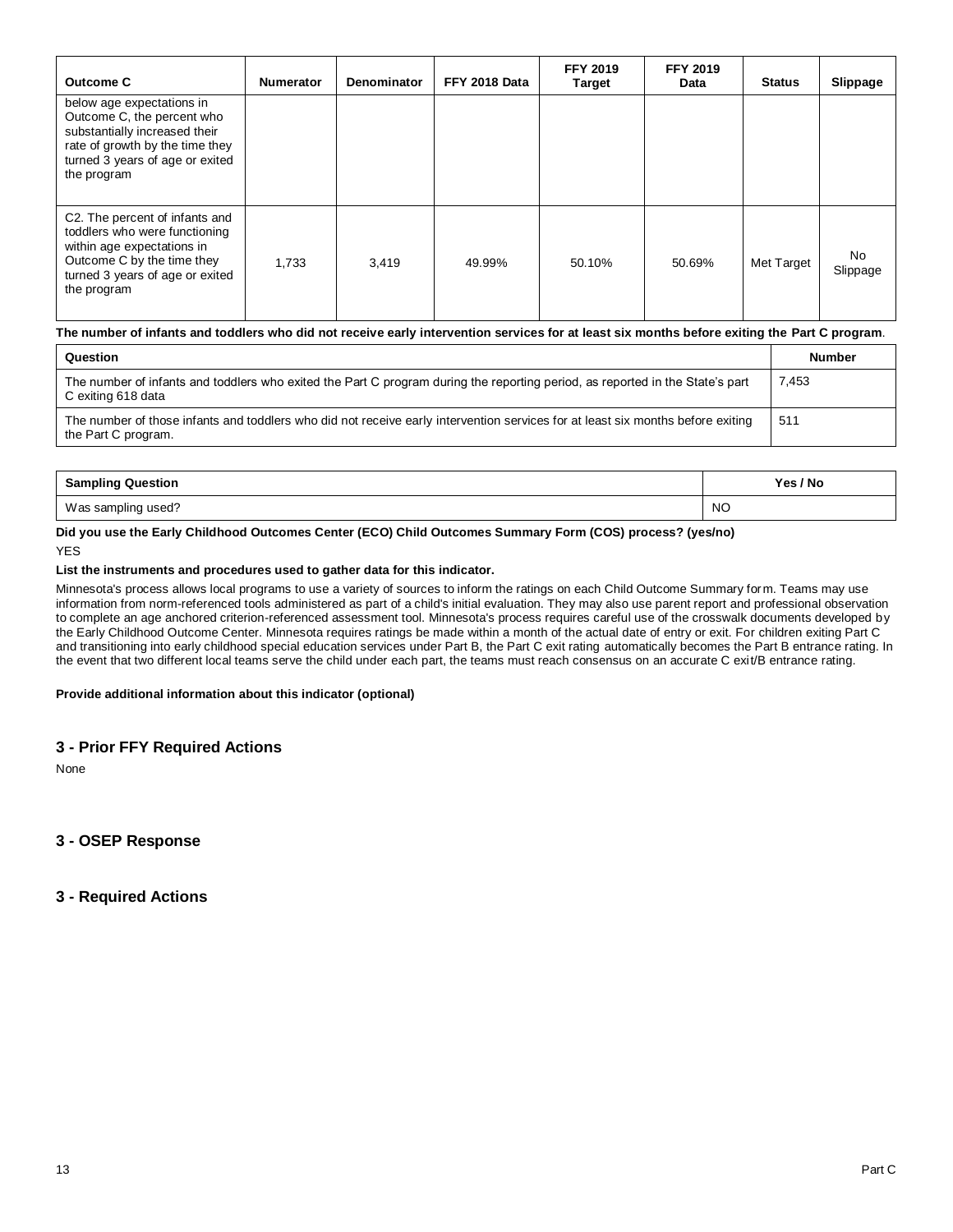| Outcome C | Numerator | Denominator | FFY 2018 Data | FFY 2019 Target | FFY 2019 Data | Status | Slippage |
|---|---|---|---|---|---|---|---|
| below age expectations in Outcome C, the percent who substantially increased their rate of growth by the time they turned 3 years of age or exited the program | | | | | | | |
| C2. The percent of infants and toddlers who were functioning within age expectations in Outcome C by the time they turned 3 years of age or exited the program | 1,733 | 3,419 | 49.99% | 50.10% | 50.69% | Met Target | No Slippage |

**The number of infants and toddlers who did not receive early intervention services for at least six months before exiting the Part C program**.

| Question | Number |
|---|---|
| The number of infants and toddlers who exited the Part C program during the reporting period, as reported in the State's part C exiting 618 data | 7,453 |
| The number of those infants and toddlers who did not receive early intervention services for at least six months before exiting the Part C program. | 511 |

| Sampling Question | Yes / No |
|---|---|
| Was sampling used? | NO |

**Did you use the Early Childhood Outcomes Center (ECO) Child Outcomes Summary Form (COS) process? (yes/no)**

YES

**List the instruments and procedures used to gather data for this indicator.**

Minnesota's process allows local programs to use a variety of sources to inform the ratings on each Child Outcome Summary form. Teams may use information from norm-referenced tools administered as part of a child's initial evaluation. They may also use parent report and professional observation to complete an age anchored criterion-referenced assessment tool. Minnesota's process requires careful use of the crosswalk documents developed by the Early Childhood Outcome Center. Minnesota requires ratings be made within a month of the actual date of entry or exit. For children exiting Part C and transitioning into early childhood special education services under Part B, the Part C exit rating automatically becomes the Part B entrance rating. In the event that two different local teams serve the child under each part, the teams must reach consensus on an accurate C exit/B entrance rating.

**Provide additional information about this indicator (optional)**

## 3 - Prior FFY Required Actions

None

## 3 - OSEP Response

## 3 - Required Actions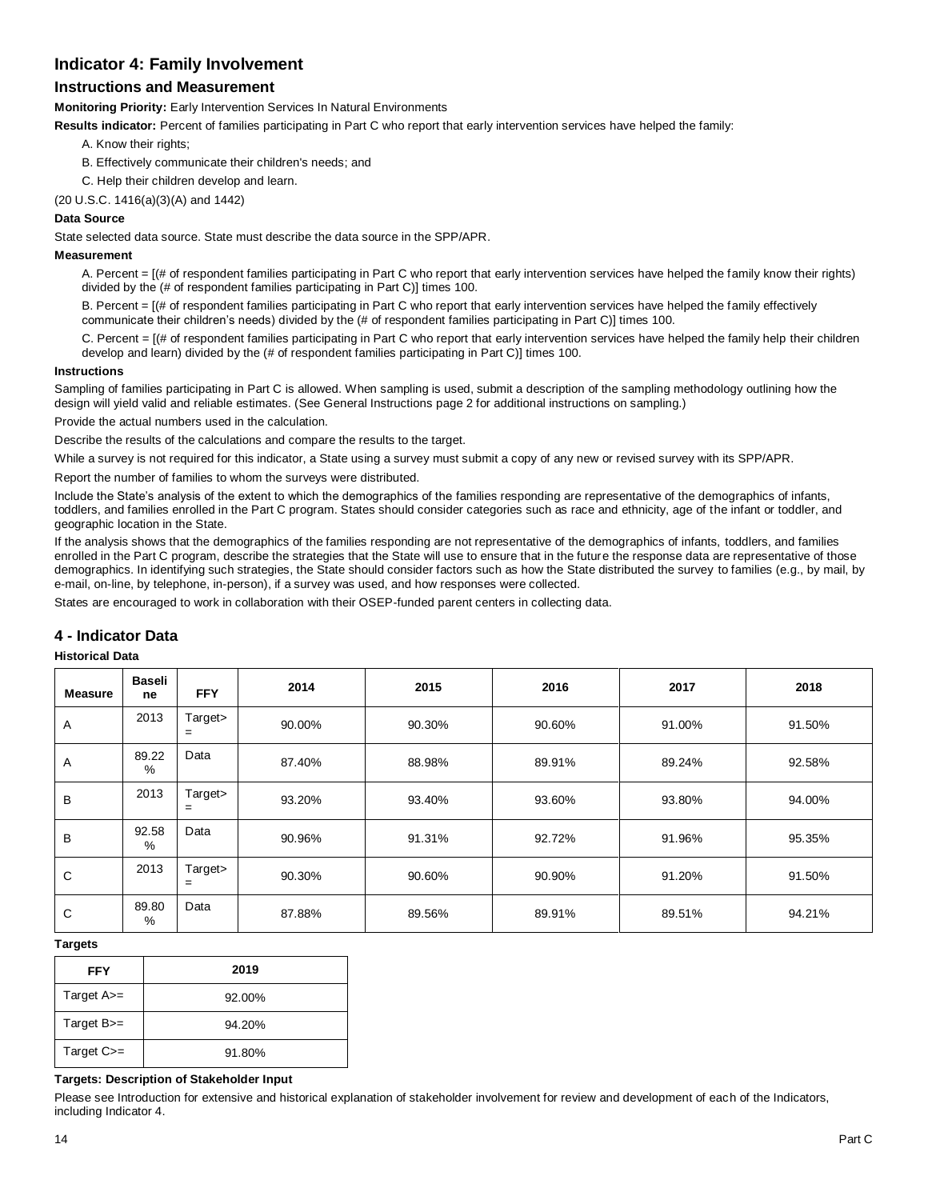## Indicator 4: Family Involvement

### Instructions and Measurement

**Monitoring Priority:** Early Intervention Services In Natural Environments

**Results indicator:** Percent of families participating in Part C who report that early intervention services have helped the family:

A. Know their rights;

B. Effectively communicate their children's needs; and

C. Help their children develop and learn.

(20 U.S.C. 1416(a)(3)(A) and 1442)

**Data Source**

State selected data source. State must describe the data source in the SPP/APR.

**Measurement**

A. Percent = [(# of respondent families participating in Part C who report that early intervention services have helped the family know their rights) divided by the (# of respondent families participating in Part C)] times 100.

B. Percent = [(# of respondent families participating in Part C who report that early intervention services have helped the family effectively communicate their children's needs) divided by the (# of respondent families participating in Part C)] times 100.

C. Percent = [(# of respondent families participating in Part C who report that early intervention services have helped the family help their children develop and learn) divided by the (# of respondent families participating in Part C)] times 100.

**Instructions**

Sampling of families participating in Part C is allowed. When sampling is used, submit a description of the sampling methodology outlining how the design will yield valid and reliable estimates. (See General Instructions page 2 for additional instructions on sampling.)

Provide the actual numbers used in the calculation.

Describe the results of the calculations and compare the results to the target.

While a survey is not required for this indicator, a State using a survey must submit a copy of any new or revised survey with its SPP/APR.

Report the number of families to whom the surveys were distributed.

Include the State's analysis of the extent to which the demographics of the families responding are representative of the demographics of infants, toddlers, and families enrolled in the Part C program. States should consider categories such as race and ethnicity, age of the infant or toddler, and geographic location in the State.

If the analysis shows that the demographics of the families responding are not representative of the demographics of infants, toddlers, and families enrolled in the Part C program, describe the strategies that the State will use to ensure that in the future the response data are representative of those demographics. In identifying such strategies, the State should consider factors such as how the State distributed the survey to families (e.g., by mail, by e-mail, on-line, by telephone, in-person), if a survey was used, and how responses were collected.

States are encouraged to work in collaboration with their OSEP-funded parent centers in collecting data.

## 4 - Indicator Data

**Historical Data**

| Measure | Baseline | FFY | 2014 | 2015 | 2016 | 2017 | 2018 |
|---|---|---|---|---|---|---|---|
| A | 2013 | Target>= | 90.00% | 90.30% | 90.60% | 91.00% | 91.50% |
| A | 89.22% | Data | 87.40% | 88.98% | 89.91% | 89.24% | 92.58% |
| B | 2013 | Target>= | 93.20% | 93.40% | 93.60% | 93.80% | 94.00% |
| B | 92.58% | Data | 90.96% | 91.31% | 92.72% | 91.96% | 95.35% |
| C | 2013 | Target>= | 90.30% | 90.60% | 90.90% | 91.20% | 91.50% |
| C | 89.80% | Data | 87.88% | 89.56% | 89.91% | 89.51% | 94.21% |

**Targets**

| FFY | 2019 |
|---|---|
| Target A>= | 92.00% |
| Target B>= | 94.20% |
| Target C>= | 91.80% |

**Targets: Description of Stakeholder Input**

Please see Introduction for extensive and historical explanation of stakeholder involvement for review and development of each of the Indicators, including Indicator 4.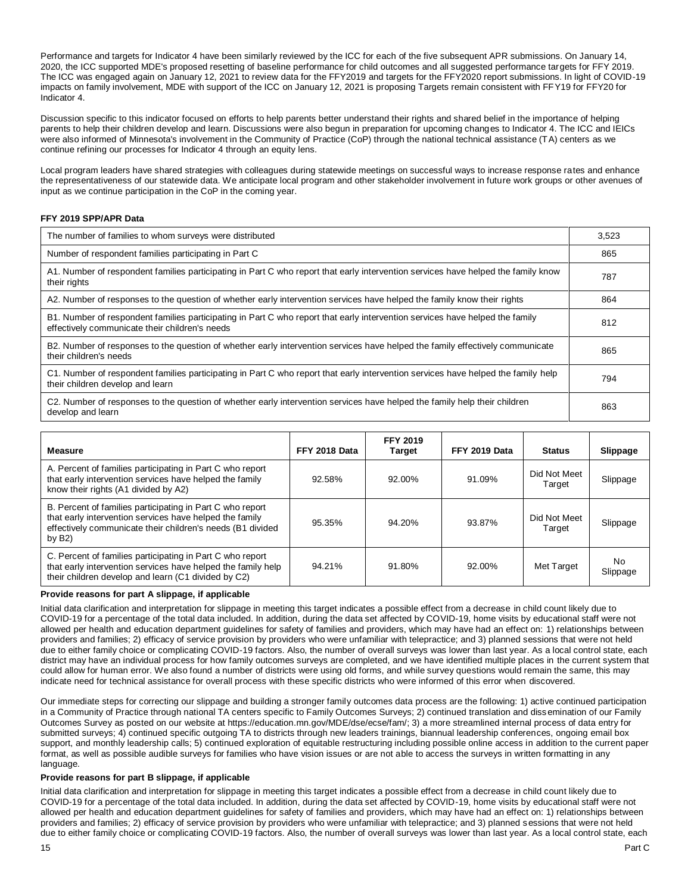Performance and targets for Indicator 4 have been similarly reviewed by the ICC for each of the five subsequent APR submissions. On January 14, 2020, the ICC supported MDE's proposed resetting of baseline performance for child outcomes and all suggested performance targets for FFY 2019. The ICC was engaged again on January 12, 2021 to review data for the FFY2019 and targets for the FFY2020 report submissions. In light of COVID-19 impacts on family involvement, MDE with support of the ICC on January 12, 2021 is proposing Targets remain consistent with FFY19 for FFY20 for Indicator 4.

Discussion specific to this indicator focused on efforts to help parents better understand their rights and shared belief in the importance of helping parents to help their children develop and learn. Discussions were also begun in preparation for upcoming changes to Indicator 4. The ICC and IEICs were also informed of Minnesota's involvement in the Community of Practice (CoP) through the national technical assistance (TA) centers as we continue refining our processes for Indicator 4 through an equity lens.

Local program leaders have shared strategies with colleagues during statewide meetings on successful ways to increase response rates and enhance the representativeness of our statewide data. We anticipate local program and other stakeholder involvement in future work groups or other avenues of input as we continue participation in the CoP in the coming year.

**FFY 2019 SPP/APR Data**

| | |
|---|---|
| The number of families to whom surveys were distributed | 3,523 |
| Number of respondent families participating in Part C | 865 |
| A1. Number of respondent families participating in Part C who report that early intervention services have helped the family know their rights | 787 |
| A2. Number of responses to the question of whether early intervention services have helped the family know their rights | 864 |
| B1. Number of respondent families participating in Part C who report that early intervention services have helped the family effectively communicate their children's needs | 812 |
| B2. Number of responses to the question of whether early intervention services have helped the family effectively communicate their children's needs | 865 |
| C1. Number of respondent families participating in Part C who report that early intervention services have helped the family help their children develop and learn | 794 |
| C2. Number of responses to the question of whether early intervention services have helped the family help their children develop and learn | 863 |

| Measure | FFY 2018 Data | FFY 2019 Target | FFY 2019 Data | Status | Slippage |
|---|---|---|---|---|---|
| A. Percent of families participating in Part C who report that early intervention services have helped the family know their rights (A1 divided by A2) | 92.58% | 92.00% | 91.09% | Did Not Meet Target | Slippage |
| B. Percent of families participating in Part C who report that early intervention services have helped the family effectively communicate their children's needs (B1 divided by B2) | 95.35% | 94.20% | 93.87% | Did Not Meet Target | Slippage |
| C. Percent of families participating in Part C who report that early intervention services have helped the family help their children develop and learn (C1 divided by C2) | 94.21% | 91.80% | 92.00% | Met Target | No Slippage |

**Provide reasons for part A slippage, if applicable**

Initial data clarification and interpretation for slippage in meeting this target indicates a possible effect from a decrease in child count likely due to COVID-19 for a percentage of the total data included. In addition, during the data set affected by COVID-19, home visits by educational staff were not allowed per health and education department guidelines for safety of families and providers, which may have had an effect on: 1) relationships between providers and families; 2) efficacy of service provision by providers who were unfamiliar with telepractice; and 3) planned sessions that were not held due to either family choice or complicating COVID-19 factors. Also, the number of overall surveys was lower than last year. As a local control state, each district may have an individual process for how family outcomes surveys are completed, and we have identified multiple places in the current system that could allow for human error. We also found a number of districts were using old forms, and while survey questions would remain the same, this may indicate need for technical assistance for overall process with these specific districts who were informed of this error when discovered.

Our immediate steps for correcting our slippage and building a stronger family outcomes data process are the following: 1) active continued participation in a Community of Practice through national TA centers specific to Family Outcomes Surveys; 2) continued translation and dissemination of our Family Outcomes Survey as posted on our website at https://education.mn.gov/MDE/dse/ecse/fam/; 3) a more streamlined internal process of data entry for submitted surveys; 4) continued specific outgoing TA to districts through new leaders trainings, biannual leadership conferences, ongoing email box support, and monthly leadership calls; 5) continued exploration of equitable restructuring including possible online access in addition to the current paper format, as well as possible audible surveys for families who have vision issues or are not able to access the surveys in written formatting in any language.

**Provide reasons for part B slippage, if applicable**

Initial data clarification and interpretation for slippage in meeting this target indicates a possible effect from a decrease in child count likely due to COVID-19 for a percentage of the total data included. In addition, during the data set affected by COVID-19, home visits by educational staff were not allowed per health and education department guidelines for safety of families and providers, which may have had an effect on: 1) relationships between providers and families; 2) efficacy of service provision by providers who were unfamiliar with telepractice; and 3) planned sessions that were not held due to either family choice or complicating COVID-19 factors. Also, the number of overall surveys was lower than last year. As a local control state, each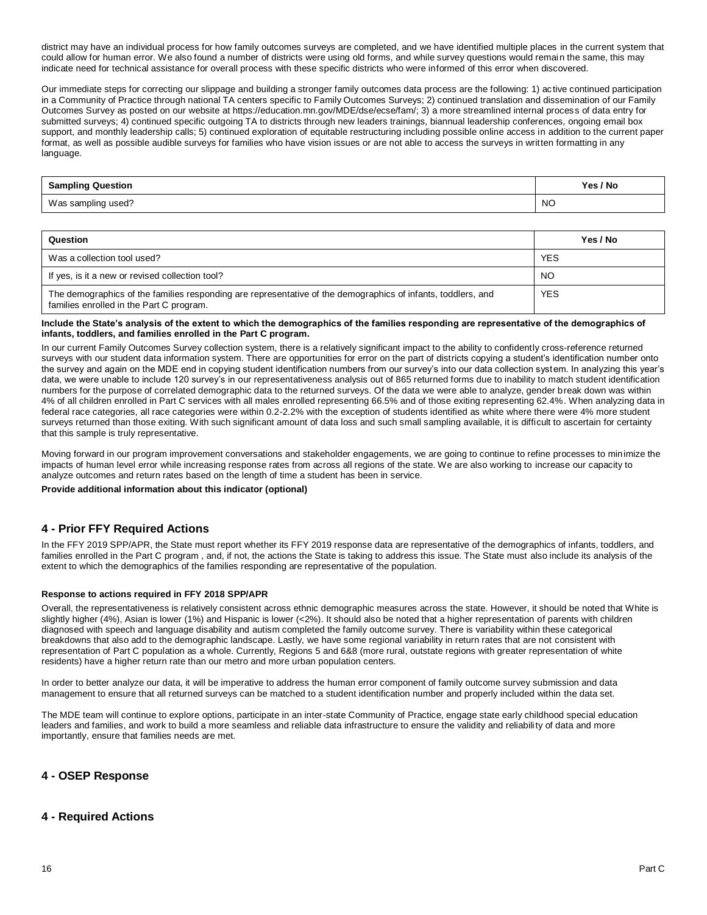district may have an individual process for how family outcomes surveys are completed, and we have identified multiple places in the current system that could allow for human error. We also found a number of districts were using old forms, and while survey questions would remain the same, this may indicate need for technical assistance for overall process with these specific districts who were informed of this error when discovered.

Our immediate steps for correcting our slippage and building a stronger family outcomes data process are the following: 1) active continued participation in a Community of Practice through national TA centers specific to Family Outcomes Surveys; 2) continued translation and dissemination of our Family Outcomes Survey as posted on our website at https://education.mn.gov/MDE/dse/ecse/fam/; 3) a more streamlined internal process of data entry for submitted surveys; 4) continued specific outgoing TA to districts through new leaders trainings, biannual leadership conferences, ongoing email box support, and monthly leadership calls; 5) continued exploration of equitable restructuring including possible online access in addition to the current paper format, as well as possible audible surveys for families who have vision issues or are not able to access the surveys in written formatting in any language.

| Sampling Question | Yes / No |
|---|---|
| Was sampling used? | NO |

| Question | Yes / No |
|---|---|
| Was a collection tool used? | YES |
| If yes, is it a new or revised collection tool? | NO |
| The demographics of the families responding are representative of the demographics of infants, toddlers, and families enrolled in the Part C program. | YES |

**Include the State's analysis of the extent to which the demographics of the families responding are representative of the demographics of infants, toddlers, and families enrolled in the Part C program.**

In our current Family Outcomes Survey collection system, there is a relatively significant impact to the ability to confidently cross-reference returned surveys with our student data information system. There are opportunities for error on the part of districts copying a student's identification number onto the survey and again on the MDE end in copying student identification numbers from our survey's into our data collection system. In analyzing this year's data, we were unable to include 120 survey's in our representativeness analysis out of 865 returned forms due to inability to match student identification numbers for the purpose of correlated demographic data to the returned surveys. Of the data we were able to analyze, gender break down was within 4% of all children enrolled in Part C services with all males enrolled representing 66.5% and of those exiting representing 62.4%. When analyzing data in federal race categories, all race categories were within 0.2-2.2% with the exception of students identified as white where there were 4% more student surveys returned than those exiting. With such significant amount of data loss and such small sampling available, it is difficult to ascertain for certainty that this sample is truly representative.

Moving forward in our program improvement conversations and stakeholder engagements, we are going to continue to refine processes to minimize the impacts of human level error while increasing response rates from across all regions of the state. We are also working to increase our capacity to analyze outcomes and return rates based on the length of time a student has been in service.

**Provide additional information about this indicator (optional)**

## 4 - Prior FFY Required Actions

In the FFY 2019 SPP/APR, the State must report whether its FFY 2019 response data are representative of the demographics of infants, toddlers, and families enrolled in the Part C program , and, if not, the actions the State is taking to address this issue. The State must also include its analysis of the extent to which the demographics of the families responding are representative of the population.

**Response to actions required in FFY 2018 SPP/APR**

Overall, the representativeness is relatively consistent across ethnic demographic measures across the state. However, it should be noted that White is slightly higher (4%), Asian is lower (1%) and Hispanic is lower (<2%). It should also be noted that a higher representation of parents with children diagnosed with speech and language disability and autism completed the family outcome survey. There is variability within these categorical breakdowns that also add to the demographic landscape. Lastly, we have some regional variability in return rates that are not consistent with representation of Part C population as a whole. Currently, Regions 5 and 6&8 (more rural, outstate regions with greater representation of white residents) have a higher return rate than our metro and more urban population centers.

In order to better analyze our data, it will be imperative to address the human error component of family outcome survey submission and data management to ensure that all returned surveys can be matched to a student identification number and properly included within the data set.

The MDE team will continue to explore options, participate in an inter-state Community of Practice, engage state early childhood special education leaders and families, and work to build a more seamless and reliable data infrastructure to ensure the validity and reliability of data and more importantly, ensure that families needs are met.

## 4 - OSEP Response

## 4 - Required Actions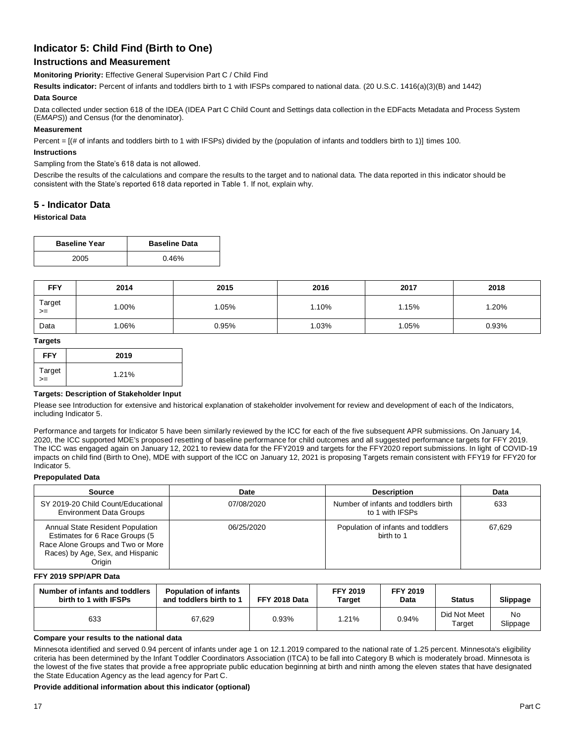## Indicator 5: Child Find (Birth to One)

### Instructions and Measurement

**Monitoring Priority:** Effective General Supervision Part C / Child Find

**Results indicator:** Percent of infants and toddlers birth to 1 with IFSPs compared to national data. (20 U.S.C. 1416(a)(3)(B) and 1442)

**Data Source**

Data collected under section 618 of the IDEA (IDEA Part C Child Count and Settings data collection in the EDFacts Metadata and Process System (E*MAPS*)) and Census (for the denominator).

**Measurement**

Percent = [(# of infants and toddlers birth to 1 with IFSPs) divided by the (population of infants and toddlers birth to 1)] times 100.

**Instructions**

Sampling from the State's 618 data is not allowed.

Describe the results of the calculations and compare the results to the target and to national data. The data reported in this indicator should be consistent with the State's reported 618 data reported in Table 1. If not, explain why.

### 5 - Indicator Data

**Historical Data**

| Baseline Year | Baseline Data |
|---|---|
| 2005 | 0.46% |

| FFY | 2014 | 2015 | 2016 | 2017 | 2018 |
|---|---|---|---|---|---|
| Target >= | 1.00% | 1.05% | 1.10% | 1.15% | 1.20% |
| Data | 1.06% | 0.95% | 1.03% | 1.05% | 0.93% |

**Targets**

| FFY | 2019 |
|---|---|
| Target >= | 1.21% |

**Targets: Description of Stakeholder Input**

Please see Introduction for extensive and historical explanation of stakeholder involvement for review and development of each of the Indicators, including Indicator 5.

Performance and targets for Indicator 5 have been similarly reviewed by the ICC for each of the five subsequent APR submissions. On January 14, 2020, the ICC supported MDE's proposed resetting of baseline performance for child outcomes and all suggested performance targets for FFY 2019. The ICC was engaged again on January 12, 2021 to review data for the FFY2019 and targets for the FFY2020 report submissions. In light of COVID-19 impacts on child find (Birth to One), MDE with support of the ICC on January 12, 2021 is proposing Targets remain consistent with FFY19 for FFY20 for Indicator 5.

**Prepopulated Data**

| Source | Date | Description | Data |
|---|---|---|---|
| SY 2019-20 Child Count/Educational Environment Data Groups | 07/08/2020 | Number of infants and toddlers birth to 1 with IFSPs | 633 |
| Annual State Resident Population Estimates for 6 Race Groups (5 Race Alone Groups and Two or More Races) by Age, Sex, and Hispanic Origin | 06/25/2020 | Population of infants and toddlers birth to 1 | 67,629 |

**FFY 2019 SPP/APR Data**

| Number of infants and toddlers birth to 1 with IFSPs | Population of infants and toddlers birth to 1 | FFY 2018 Data | FFY 2019 Target | FFY 2019 Data | Status | Slippage |
|---|---|---|---|---|---|---|
| 633 | 67,629 | 0.93% | 1.21% | 0.94% | Did Not Meet Target | No Slippage |

**Compare your results to the national data**

Minnesota identified and served 0.94 percent of infants under age 1 on 12.1.2019 compared to the national rate of 1.25 percent. Minnesota's eligibility criteria has been determined by the Infant Toddler Coordinators Association (ITCA) to be fall into Category B which is moderately broad. Minnesota is the lowest of the five states that provide a free appropriate public education beginning at birth and ninth among the eleven states that have designated the State Education Agency as the lead agency for Part C.

**Provide additional information about this indicator (optional)**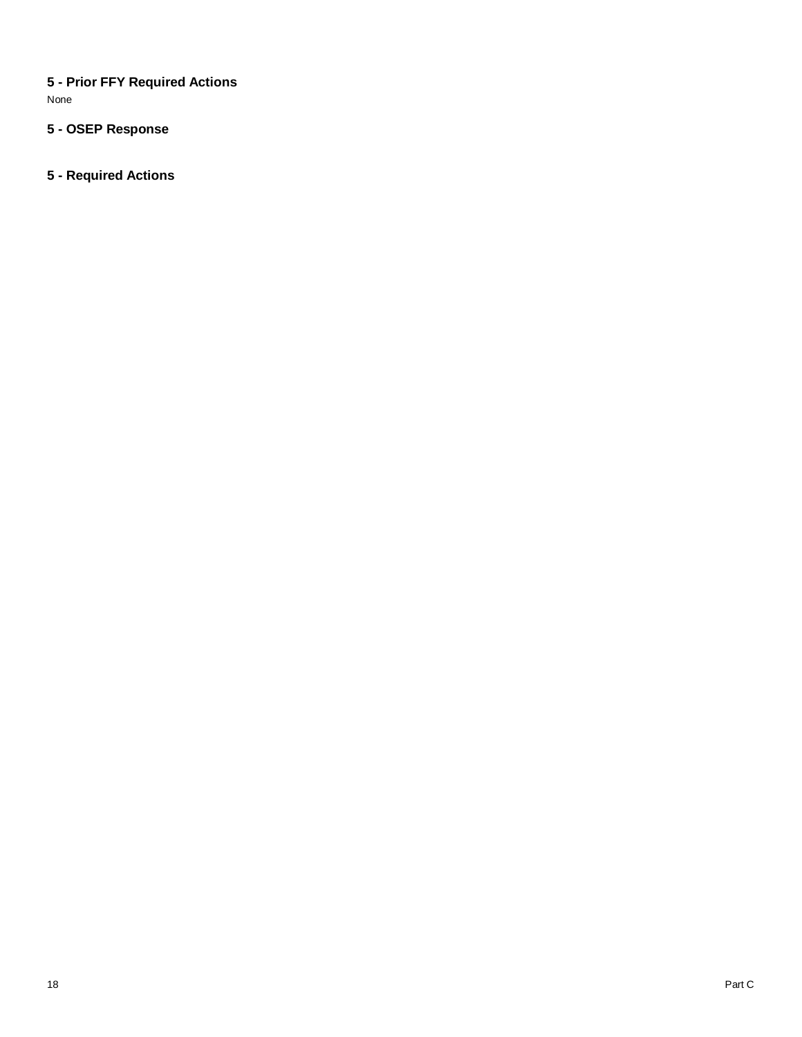### 5 - Prior FFY Required Actions

None

### 5 - OSEP Response

### 5 - Required Actions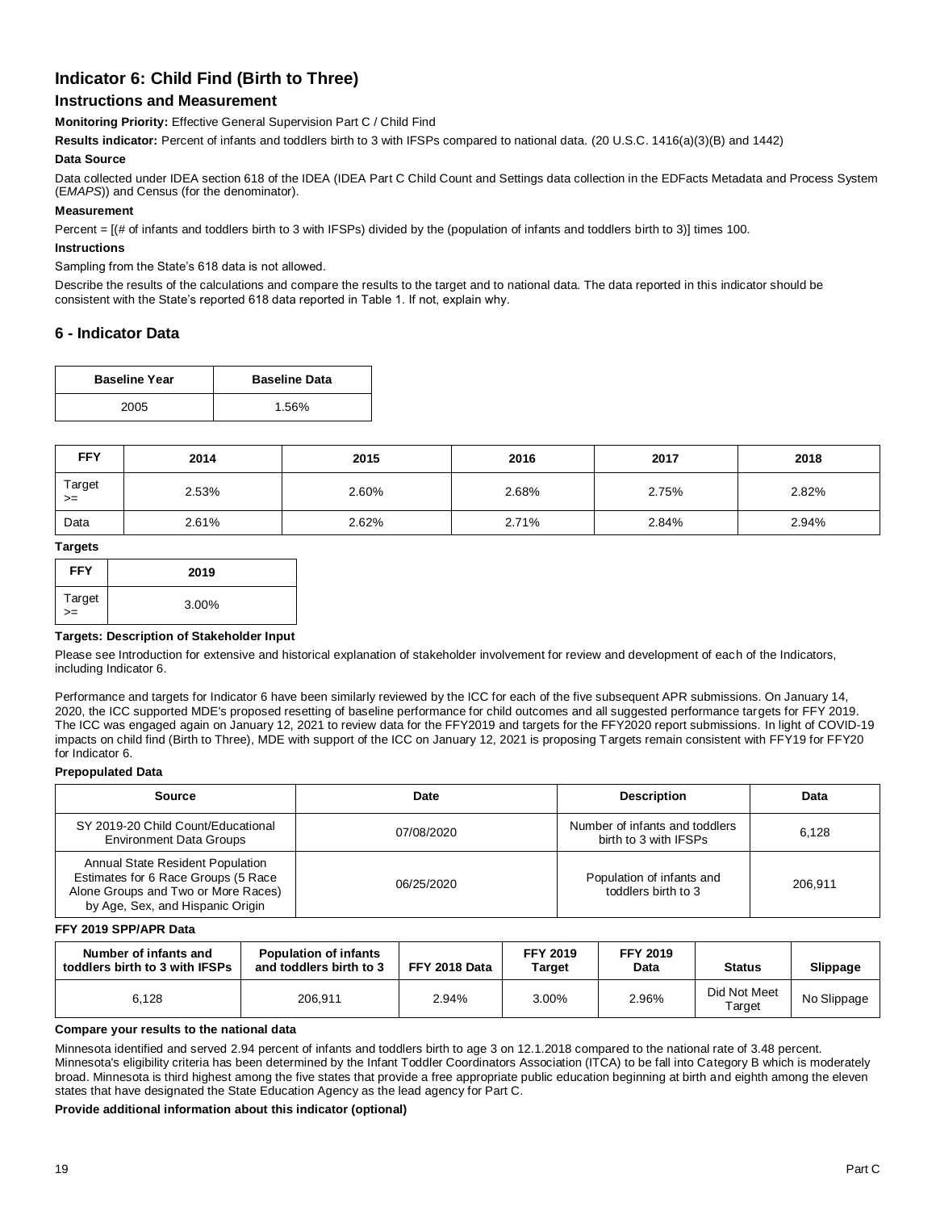## Indicator 6: Child Find (Birth to Three)

### Instructions and Measurement

**Monitoring Priority:** Effective General Supervision Part C / Child Find

**Results indicator:** Percent of infants and toddlers birth to 3 with IFSPs compared to national data. (20 U.S.C. 1416(a)(3)(B) and 1442)

**Data Source**

Data collected under IDEA section 618 of the IDEA (IDEA Part C Child Count and Settings data collection in the EDFacts Metadata and Process System (E*MAPS*)) and Census (for the denominator).

**Measurement**

Percent = [(# of infants and toddlers birth to 3 with IFSPs) divided by the (population of infants and toddlers birth to 3)] times 100.

**Instructions**

Sampling from the State's 618 data is not allowed.

Describe the results of the calculations and compare the results to the target and to national data. The data reported in this indicator should be consistent with the State's reported 618 data reported in Table 1. If not, explain why.

## 6 - Indicator Data

| Baseline Year | Baseline Data |
|---|---|
| 2005 | 1.56% |

| FFY | 2014 | 2015 | 2016 | 2017 | 2018 |
|---|---|---|---|---|---|
| Target >= | 2.53% | 2.60% | 2.68% | 2.75% | 2.82% |
| Data | 2.61% | 2.62% | 2.71% | 2.84% | 2.94% |

**Targets**

| FFY | 2019 |
|---|---|
| Target >= | 3.00% |

**Targets: Description of Stakeholder Input**

Please see Introduction for extensive and historical explanation of stakeholder involvement for review and development of each of the Indicators, including Indicator 6.

Performance and targets for Indicator 6 have been similarly reviewed by the ICC for each of the five subsequent APR submissions. On January 14, 2020, the ICC supported MDE's proposed resetting of baseline performance for child outcomes and all suggested performance targets for FFY 2019. The ICC was engaged again on January 12, 2021 to review data for the FFY2019 and targets for the FFY2020 report submissions. In light of COVID-19 impacts on child find (Birth to Three), MDE with support of the ICC on January 12, 2021 is proposing Targets remain consistent with FFY19 for FFY20 for Indicator 6.

**Prepopulated Data**

| Source | Date | Description | Data |
|---|---|---|---|
| SY 2019-20 Child Count/Educational Environment Data Groups | 07/08/2020 | Number of infants and toddlers birth to 3 with IFSPs | 6,128 |
| Annual State Resident Population Estimates for 6 Race Groups (5 Race Alone Groups and Two or More Races) by Age, Sex, and Hispanic Origin | 06/25/2020 | Population of infants and toddlers birth to 3 | 206,911 |

**FFY 2019 SPP/APR Data**

| Number of infants and toddlers birth to 3 with IFSPs | Population of infants and toddlers birth to 3 | FFY 2018 Data | FFY 2019 Target | FFY 2019 Data | Status | Slippage |
|---|---|---|---|---|---|---|
| 6,128 | 206,911 | 2.94% | 3.00% | 2.96% | Did Not Meet Target | No Slippage |

**Compare your results to the national data**

Minnesota identified and served 2.94 percent of infants and toddlers birth to age 3 on 12.1.2018 compared to the national rate of 3.48 percent. Minnesota's eligibility criteria has been determined by the Infant Toddler Coordinators Association (ITCA) to be fall into Category B which is moderately broad. Minnesota is third highest among the five states that provide a free appropriate public education beginning at birth and eighth among the eleven states that have designated the State Education Agency as the lead agency for Part C.

**Provide additional information about this indicator (optional)**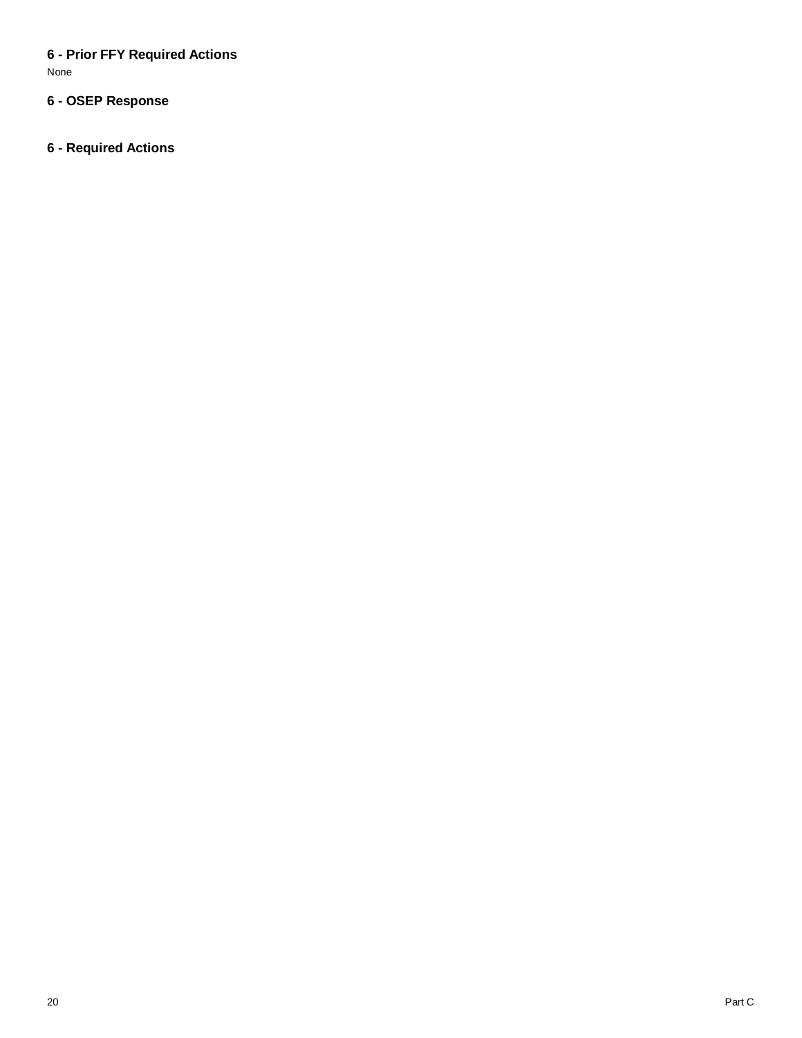### 6 - Prior FFY Required Actions

None

### 6 - OSEP Response

### 6 - Required Actions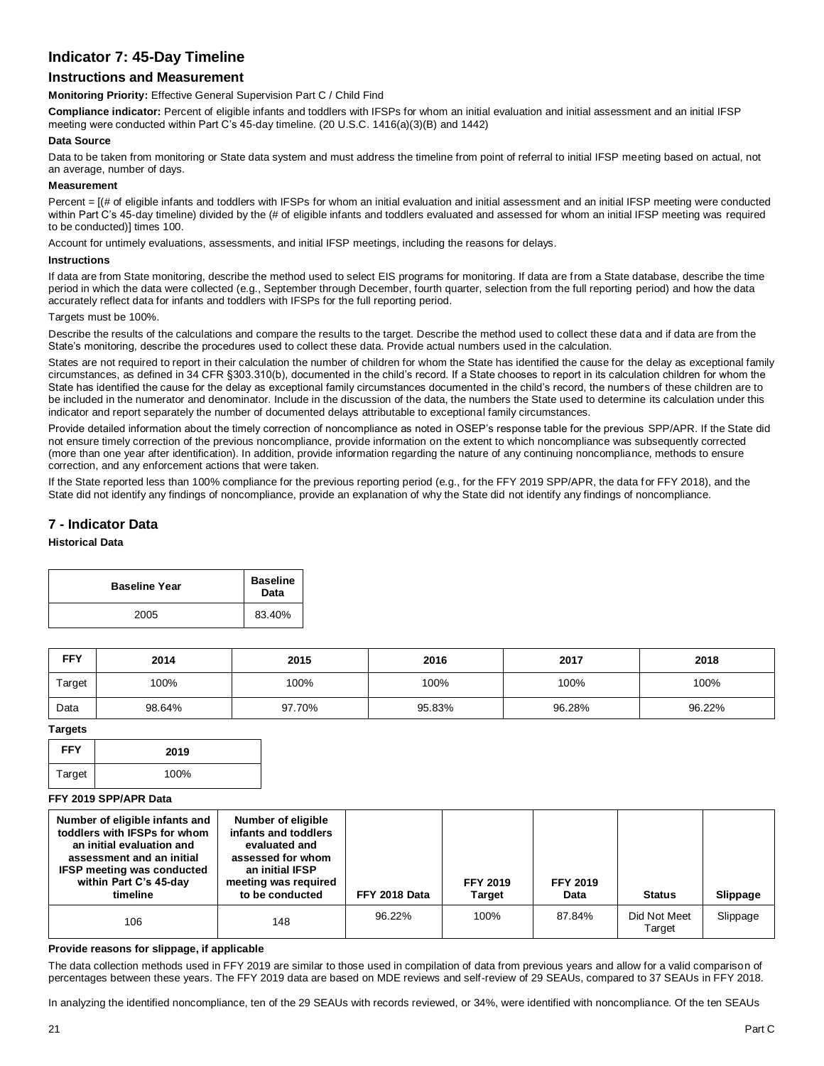## Indicator 7: 45-Day Timeline

### Instructions and Measurement

**Monitoring Priority:** Effective General Supervision Part C / Child Find

**Compliance indicator:** Percent of eligible infants and toddlers with IFSPs for whom an initial evaluation and initial assessment and an initial IFSP meeting were conducted within Part C's 45-day timeline. (20 U.S.C. 1416(a)(3)(B) and 1442)

**Data Source**

Data to be taken from monitoring or State data system and must address the timeline from point of referral to initial IFSP meeting based on actual, not an average, number of days.

**Measurement**

Percent = [(# of eligible infants and toddlers with IFSPs for whom an initial evaluation and initial assessment and an initial IFSP meeting were conducted within Part C's 45-day timeline) divided by the (# of eligible infants and toddlers evaluated and assessed for whom an initial IFSP meeting was required to be conducted)] times 100.

Account for untimely evaluations, assessments, and initial IFSP meetings, including the reasons for delays.

**Instructions**

If data are from State monitoring, describe the method used to select EIS programs for monitoring. If data are from a State database, describe the time period in which the data were collected (e.g., September through December, fourth quarter, selection from the full reporting period) and how the data accurately reflect data for infants and toddlers with IFSPs for the full reporting period.

Targets must be 100%.

Describe the results of the calculations and compare the results to the target. Describe the method used to collect these data and if data are from the State's monitoring, describe the procedures used to collect these data. Provide actual numbers used in the calculation.

States are not required to report in their calculation the number of children for whom the State has identified the cause for the delay as exceptional family circumstances, as defined in 34 CFR §303.310(b), documented in the child's record. If a State chooses to report in its calculation children for whom the State has identified the cause for the delay as exceptional family circumstances documented in the child's record, the numbers of these children are to be included in the numerator and denominator. Include in the discussion of the data, the numbers the State used to determine its calculation under this indicator and report separately the number of documented delays attributable to exceptional family circumstances.

Provide detailed information about the timely correction of noncompliance as noted in OSEP's response table for the previous SPP/APR. If the State did not ensure timely correction of the previous noncompliance, provide information on the extent to which noncompliance was subsequently corrected (more than one year after identification). In addition, provide information regarding the nature of any continuing noncompliance, methods to ensure correction, and any enforcement actions that were taken.

If the State reported less than 100% compliance for the previous reporting period (e.g., for the FFY 2019 SPP/APR, the data for FFY 2018), and the State did not identify any findings of noncompliance, provide an explanation of why the State did not identify any findings of noncompliance.

## 7 - Indicator Data

**Historical Data**

| Baseline Year | Baseline Data |
|---|---|
| 2005 | 83.40% |

| FFY | 2014 | 2015 | 2016 | 2017 | 2018 |
|---|---|---|---|---|---|
| Target | 100% | 100% | 100% | 100% | 100% |
| Data | 98.64% | 97.70% | 95.83% | 96.28% | 96.22% |

**Targets**

| FFY | 2019 |
|---|---|
| Target | 100% |

**FFY 2019 SPP/APR Data**

| Number of eligible infants and toddlers with IFSPs for whom an initial evaluation and assessment and an initial IFSP meeting was conducted within Part C's 45-day timeline | Number of eligible infants and toddlers evaluated and assessed for whom an initial IFSP meeting was required to be conducted | FFY 2018 Data | FFY 2019 Target | FFY 2019 Data | Status | Slippage |
|---|---|---|---|---|---|---|
| 106 | 148 | 96.22% | 100% | 87.84% | Did Not Meet Target | Slippage |

**Provide reasons for slippage, if applicable**

The data collection methods used in FFY 2019 are similar to those used in compilation of data from previous years and allow for a valid comparison of percentages between these years. The FFY 2019 data are based on MDE reviews and self-review of 29 SEAUs, compared to 37 SEAUs in FFY 2018.

In analyzing the identified noncompliance, ten of the 29 SEAUs with records reviewed, or 34%, were identified with noncompliance. Of the ten SEAUs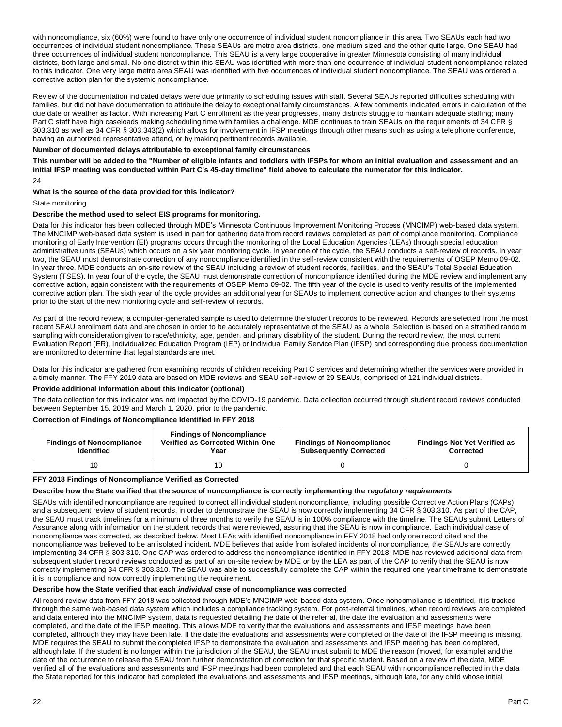with noncompliance, six (60%) were found to have only one occurrence of individual student noncompliance in this area. Two SEAUs each had two occurrences of individual student noncompliance. These SEAUs are metro area districts, one medium sized and the other quite large. One SEAU had three occurrences of individual student noncompliance. This SEAU is a very large cooperative in greater Minnesota consisting of many individual districts, both large and small. No one district within this SEAU was identified with more than one occurrence of individual student noncompliance related to this indicator. One very large metro area SEAU was identified with five occurrences of individual student noncompliance. The SEAU was ordered a corrective action plan for the systemic noncompliance.

Review of the documentation indicated delays were due primarily to scheduling issues with staff. Several SEAUs reported difficulties scheduling with families, but did not have documentation to attribute the delay to exceptional family circumstances. A few comments indicated errors in calculation of the due date or weather as factor. With increasing Part C enrollment as the year progresses, many districts struggle to maintain adequate staffing; many Part C staff have high caseloads making scheduling time with families a challenge. MDE continues to train SEAUs on the requirements of 34 CFR § 303.310 as well as 34 CFR § 303.343(2) which allows for involvement in IFSP meetings through other means such as using a telephone conference, having an authorized representative attend, or by making pertinent records available.

**Number of documented delays attributable to exceptional family circumstances**

**This number will be added to the "Number of eligible infants and toddlers with IFSPs for whom an initial evaluation and assessment and an initial IFSP meeting was conducted within Part C's 45-day timeline" field above to calculate the numerator for this indicator.**

24

**What is the source of the data provided for this indicator?**

State monitoring

**Describe the method used to select EIS programs for monitoring.**

Data for this indicator has been collected through MDE's Minnesota Continuous Improvement Monitoring Process (MNCIMP) web-based data system. The MNCIMP web-based data system is used in part for gathering data from record reviews completed as part of compliance monitoring. Compliance monitoring of Early Intervention (EI) programs occurs through the monitoring of the Local Education Agencies (LEAs) through special education administrative units (SEAUs) which occurs on a six year monitoring cycle. In year one of the cycle, the SEAU conducts a self-review of records. In year two, the SEAU must demonstrate correction of any noncompliance identified in the self-review consistent with the requirements of OSEP Memo 09-02. In year three, MDE conducts an on-site review of the SEAU including a review of student records, facilities, and the SEAU's Total Special Education System (TSES). In year four of the cycle, the SEAU must demonstrate correction of noncompliance identified during the MDE review and implement any corrective action, again consistent with the requirements of OSEP Memo 09-02. The fifth year of the cycle is used to verify results of the implemented corrective action plan. The sixth year of the cycle provides an additional year for SEAUs to implement corrective action and changes to their systems prior to the start of the new monitoring cycle and self-review of records.

As part of the record review, a computer-generated sample is used to determine the student records to be reviewed. Records are selected from the most recent SEAU enrollment data and are chosen in order to be accurately representative of the SEAU as a whole. Selection is based on a stratified random sampling with consideration given to race/ethnicity, age, gender, and primary disability of the student. During the record review, the most current Evaluation Report (ER), Individualized Education Program (IEP) or Individual Family Service Plan (IFSP) and corresponding due process documentation are monitored to determine that legal standards are met.

Data for this indicator are gathered from examining records of children receiving Part C services and determining whether the services were provided in a timely manner. The FFY 2019 data are based on MDE reviews and SEAU self-review of 29 SEAUs, comprised of 121 individual districts.

**Provide additional information about this indicator (optional)**

The data collection for this indicator was not impacted by the COVID-19 pandemic. Data collection occurred through student record reviews conducted between September 15, 2019 and March 1, 2020, prior to the pandemic.

**Correction of Findings of Noncompliance Identified in FFY 2018**

| Findings of Noncompliance Identified | Findings of Noncompliance Verified as Corrected Within One Year | Findings of Noncompliance Subsequently Corrected | Findings Not Yet Verified as Corrected |
|---|---|---|---|
| 10 | 10 | 0 | 0 |

**FFY 2018 Findings of Noncompliance Verified as Corrected**

**Describe how the State verified that the source of noncompliance is correctly implementing the *regulatory requirements***

SEAUs with identified noncompliance are required to correct all individual student noncompliance, including possible Corrective Action Plans (CAPs) and a subsequent review of student records, in order to demonstrate the SEAU is now correctly implementing 34 CFR § 303.310. As part of the CAP, the SEAU must track timelines for a minimum of three months to verify the SEAU is in 100% compliance with the timeline. The SEAUs submit Letters of Assurance along with information on the student records that were reviewed, assuring that the SEAU is now in compliance. Each individual case of noncompliance was corrected, as described below. Most LEAs with identified noncompliance in FFY 2018 had only one record cited and the noncompliance was believed to be an isolated incident. MDE believes that aside from isolated incidents of noncompliance, the SEAUs are correctly implementing 34 CFR § 303.310. One CAP was ordered to address the noncompliance identified in FFY 2018. MDE has reviewed additional data from subsequent student record reviews conducted as part of an on-site review by MDE or by the LEA as part of the CAP to verify that the SEAU is now correctly implementing 34 CFR § 303.310. The SEAU was able to successfully complete the CAP within the required one year timeframe to demonstrate it is in compliance and now correctly implementing the requirement.

**Describe how the State verified that each *individual case* of noncompliance was corrected**

All record review data from FFY 2018 was collected through MDE's MNCIMP web-based data system. Once noncompliance is identified, it is tracked through the same web-based data system which includes a compliance tracking system. For post-referral timelines, when record reviews are completed and data entered into the MNCIMP system, data is requested detailing the date of the referral, the date the evaluation and assessments were completed, and the date of the IFSP meeting. This allows MDE to verify that the evaluations and assessments and IFSP meetings have been completed, although they may have been late. If the date the evaluations and assessments were completed or the date of the IFSP meeting is missing, MDE requires the SEAU to submit the completed IFSP to demonstrate the evaluation and assessments and IFSP meeting has been completed, although late. If the student is no longer within the jurisdiction of the SEAU, the SEAU must submit to MDE the reason (moved, for example) and the date of the occurrence to release the SEAU from further demonstration of correction for that specific student. Based on a review of the data, MDE verified all of the evaluations and assessments and IFSP meetings had been completed and that each SEAU with noncompliance reflected in the data the State reported for this indicator had completed the evaluations and assessments and IFSP meetings, although late, for any child whose initial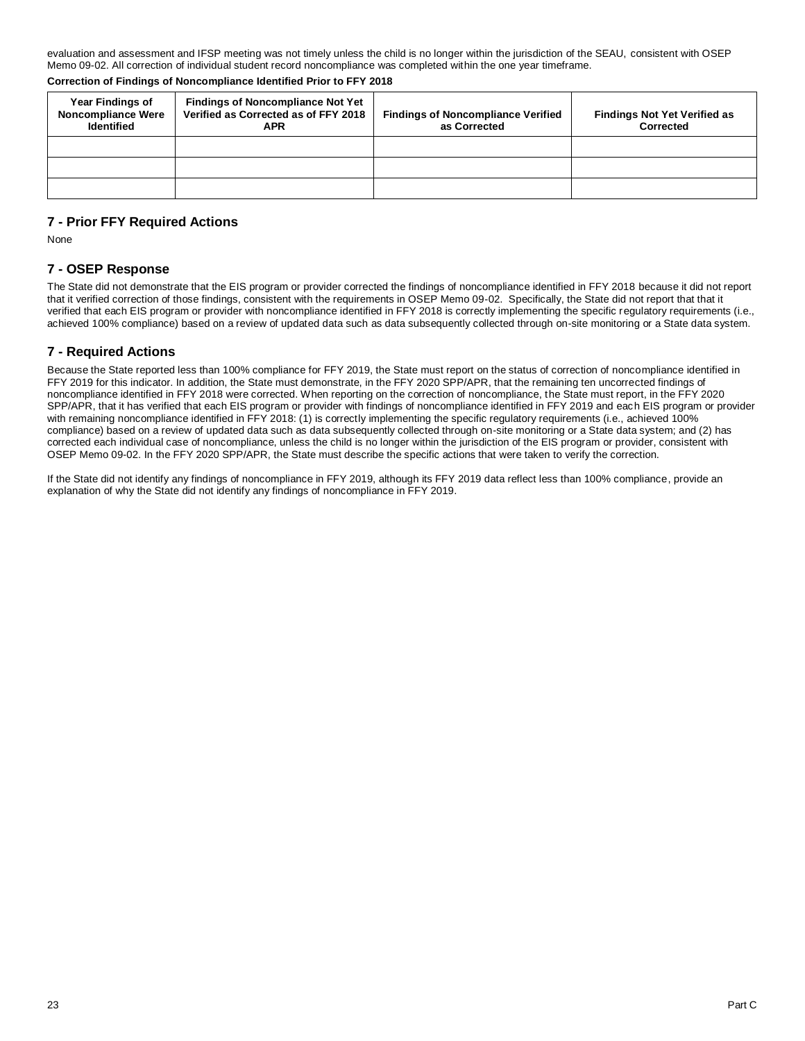evaluation and assessment and IFSP meeting was not timely unless the child is no longer within the jurisdiction of the SEAU, consistent with OSEP Memo 09-02. All correction of individual student record noncompliance was completed within the one year timeframe.

**Correction of Findings of Noncompliance Identified Prior to FFY 2018**

| Year Findings of Noncompliance Were Identified | Findings of Noncompliance Not Yet Verified as Corrected as of FFY 2018 APR | Findings of Noncompliance Verified as Corrected | Findings Not Yet Verified as Corrected |
|---|---|---|---|
| | | | |
| | | | |
| | | | |

## 7 - Prior FFY Required Actions

None

## 7 - OSEP Response

The State did not demonstrate that the EIS program or provider corrected the findings of noncompliance identified in FFY 2018 because it did not report that it verified correction of those findings, consistent with the requirements in OSEP Memo 09-02. Specifically, the State did not report that that it verified that each EIS program or provider with noncompliance identified in FFY 2018 is correctly implementing the specific regulatory requirements (i.e., achieved 100% compliance) based on a review of updated data such as data subsequently collected through on-site monitoring or a State data system.

## 7 - Required Actions

Because the State reported less than 100% compliance for FFY 2019, the State must report on the status of correction of noncompliance identified in FFY 2019 for this indicator. In addition, the State must demonstrate, in the FFY 2020 SPP/APR, that the remaining ten uncorrected findings of noncompliance identified in FFY 2018 were corrected. When reporting on the correction of noncompliance, the State must report, in the FFY 2020 SPP/APR, that it has verified that each EIS program or provider with findings of noncompliance identified in FFY 2019 and each EIS program or provider with remaining noncompliance identified in FFY 2018: (1) is correctly implementing the specific regulatory requirements (i.e., achieved 100% compliance) based on a review of updated data such as data subsequently collected through on-site monitoring or a State data system; and (2) has corrected each individual case of noncompliance, unless the child is no longer within the jurisdiction of the EIS program or provider, consistent with OSEP Memo 09-02. In the FFY 2020 SPP/APR, the State must describe the specific actions that were taken to verify the correction.

If the State did not identify any findings of noncompliance in FFY 2019, although its FFY 2019 data reflect less than 100% compliance, provide an explanation of why the State did not identify any findings of noncompliance in FFY 2019.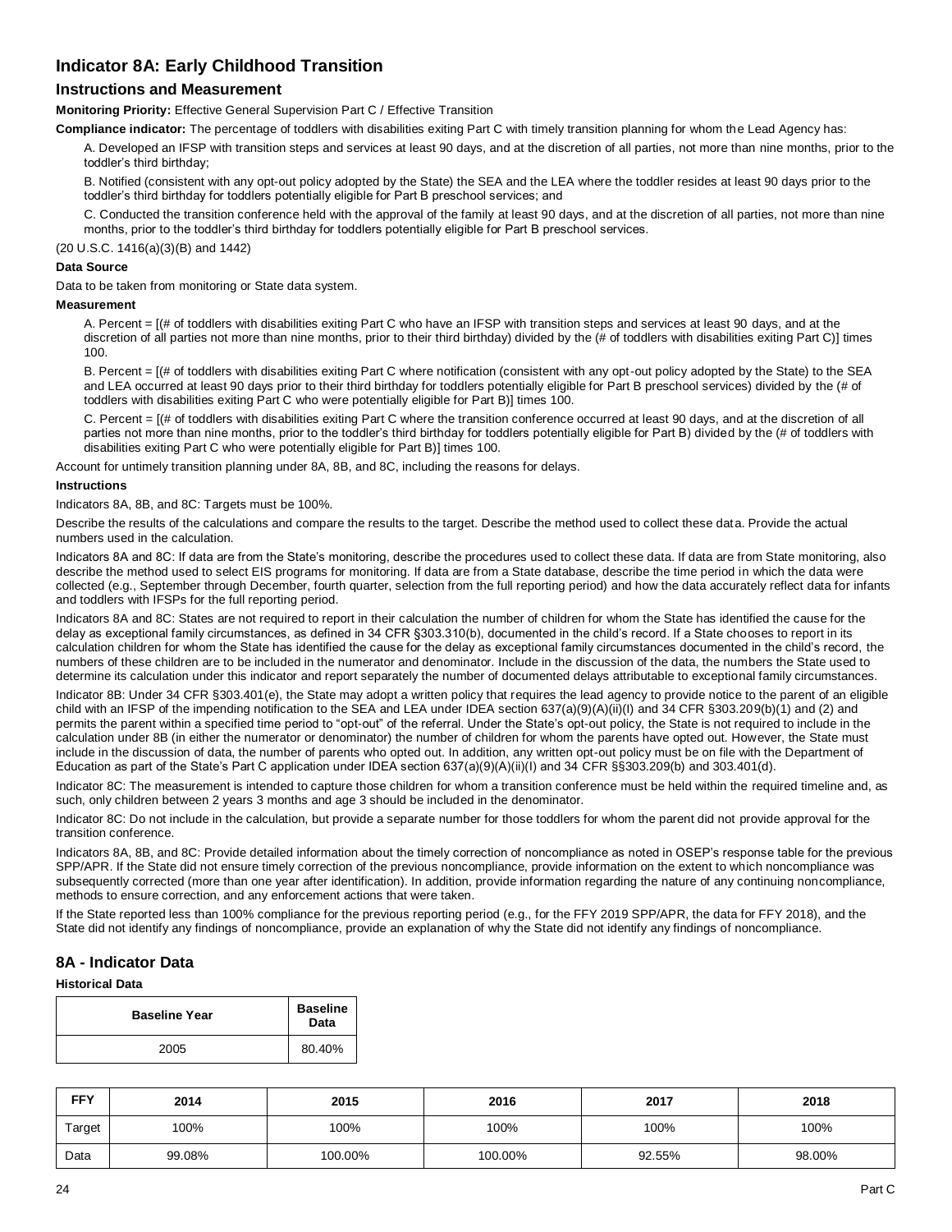## Indicator 8A: Early Childhood Transition

### Instructions and Measurement

**Monitoring Priority:** Effective General Supervision Part C / Effective Transition

**Compliance indicator:** The percentage of toddlers with disabilities exiting Part C with timely transition planning for whom the Lead Agency has:

A. Developed an IFSP with transition steps and services at least 90 days, and at the discretion of all parties, not more than nine months, prior to the toddler's third birthday;

B. Notified (consistent with any opt-out policy adopted by the State) the SEA and the LEA where the toddler resides at least 90 days prior to the toddler's third birthday for toddlers potentially eligible for Part B preschool services; and

C. Conducted the transition conference held with the approval of the family at least 90 days, and at the discretion of all parties, not more than nine months, prior to the toddler's third birthday for toddlers potentially eligible for Part B preschool services.

(20 U.S.C. 1416(a)(3)(B) and 1442)

**Data Source**

Data to be taken from monitoring or State data system.

**Measurement**

A. Percent = [(# of toddlers with disabilities exiting Part C who have an IFSP with transition steps and services at least 90 days, and at the discretion of all parties not more than nine months, prior to their third birthday) divided by the (# of toddlers with disabilities exiting Part C)] times 100.

B. Percent = [(# of toddlers with disabilities exiting Part C where notification (consistent with any opt-out policy adopted by the State) to the SEA and LEA occurred at least 90 days prior to their third birthday for toddlers potentially eligible for Part B preschool services) divided by the (# of toddlers with disabilities exiting Part C who were potentially eligible for Part B)] times 100.

C. Percent = [(# of toddlers with disabilities exiting Part C where the transition conference occurred at least 90 days, and at the discretion of all parties not more than nine months, prior to the toddler's third birthday for toddlers potentially eligible for Part B) divided by the (# of toddlers with disabilities exiting Part C who were potentially eligible for Part B)] times 100.

Account for untimely transition planning under 8A, 8B, and 8C, including the reasons for delays.

**Instructions**

Indicators 8A, 8B, and 8C: Targets must be 100%.

Describe the results of the calculations and compare the results to the target. Describe the method used to collect these data. Provide the actual numbers used in the calculation.

Indicators 8A and 8C: If data are from the State's monitoring, describe the procedures used to collect these data. If data are from State monitoring, also describe the method used to select EIS programs for monitoring. If data are from a State database, describe the time period in which the data were collected (e.g., September through December, fourth quarter, selection from the full reporting period) and how the data accurately reflect data for infants and toddlers with IFSPs for the full reporting period.

Indicators 8A and 8C: States are not required to report in their calculation the number of children for whom the State has identified the cause for the delay as exceptional family circumstances, as defined in 34 CFR §303.310(b), documented in the child's record. If a State chooses to report in its calculation children for whom the State has identified the cause for the delay as exceptional family circumstances documented in the child's record, the numbers of these children are to be included in the numerator and denominator. Include in the discussion of the data, the numbers the State used to determine its calculation under this indicator and report separately the number of documented delays attributable to exceptional family circumstances.

Indicator 8B: Under 34 CFR §303.401(e), the State may adopt a written policy that requires the lead agency to provide notice to the parent of an eligible child with an IFSP of the impending notification to the SEA and LEA under IDEA section 637(a)(9)(A)(ii)(I) and 34 CFR §303.209(b)(1) and (2) and permits the parent within a specified time period to "opt-out" of the referral. Under the State's opt-out policy, the State is not required to include in the calculation under 8B (in either the numerator or denominator) the number of children for whom the parents have opted out. However, the State must include in the discussion of data, the number of parents who opted out. In addition, any written opt-out policy must be on file with the Department of Education as part of the State's Part C application under IDEA section 637(a)(9)(A)(ii)(I) and 34 CFR §§303.209(b) and 303.401(d).

Indicator 8C: The measurement is intended to capture those children for whom a transition conference must be held within the required timeline and, as such, only children between 2 years 3 months and age 3 should be included in the denominator.

Indicator 8C: Do not include in the calculation, but provide a separate number for those toddlers for whom the parent did not provide approval for the transition conference.

Indicators 8A, 8B, and 8C: Provide detailed information about the timely correction of noncompliance as noted in OSEP's response table for the previous SPP/APR. If the State did not ensure timely correction of the previous noncompliance, provide information on the extent to which noncompliance was subsequently corrected (more than one year after identification). In addition, provide information regarding the nature of any continuing noncompliance, methods to ensure correction, and any enforcement actions that were taken.

If the State reported less than 100% compliance for the previous reporting period (e.g., for the FFY 2019 SPP/APR, the data for FFY 2018), and the State did not identify any findings of noncompliance, provide an explanation of why the State did not identify any findings of noncompliance.

## 8A - Indicator Data

**Historical Data**

| Baseline Year | Baseline Data |
|---|---|
| 2005 | 80.40% |

| FFY | 2014 | 2015 | 2016 | 2017 | 2018 |
|---|---|---|---|---|---|
| Target | 100% | 100% | 100% | 100% | 100% |
| Data | 99.08% | 100.00% | 100.00% | 92.55% | 98.00% |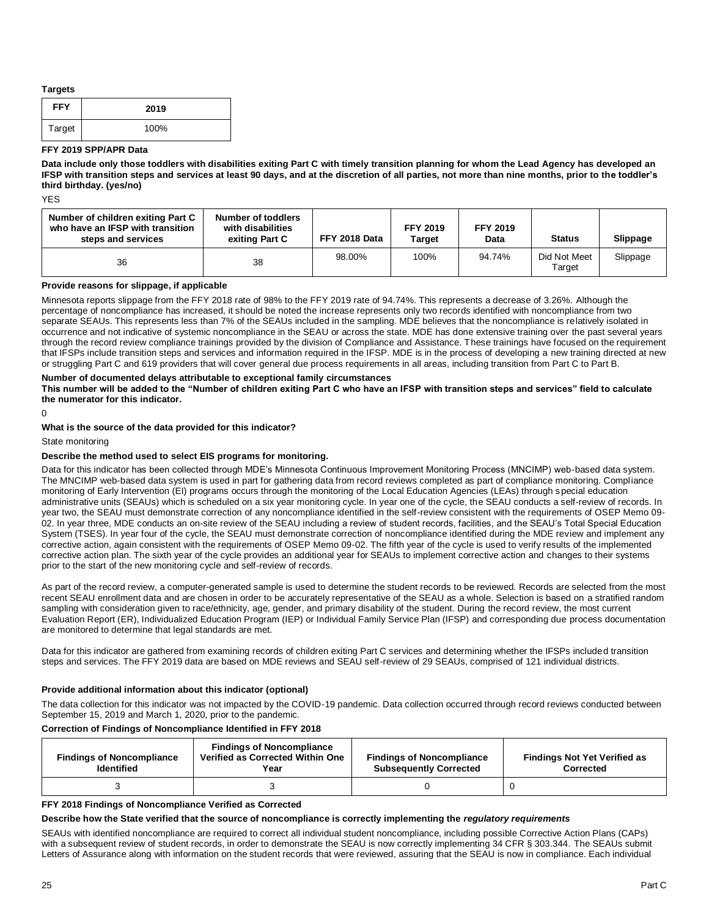**Targets**

| FFY | 2019 |
|---|---|
| Target | 100% |

**FFY 2019 SPP/APR Data**

**Data include only those toddlers with disabilities exiting Part C with timely transition planning for whom the Lead Agency has developed an IFSP with transition steps and services at least 90 days, and at the discretion of all parties, not more than nine months, prior to the toddler's third birthday. (yes/no)**

YES

| Number of children exiting Part C who have an IFSP with transition steps and services | Number of toddlers with disabilities exiting Part C | FFY 2018 Data | FFY 2019 Target | FFY 2019 Data | Status | Slippage |
|---|---|---|---|---|---|---|
| 36 | 38 | 98.00% | 100% | 94.74% | Did Not Meet Target | Slippage |

**Provide reasons for slippage, if applicable**

Minnesota reports slippage from the FFY 2018 rate of 98% to the FFY 2019 rate of 94.74%. This represents a decrease of 3.26%. Although the percentage of noncompliance has increased, it should be noted the increase represents only two records identified with noncompliance from two separate SEAUs. This represents less than 7% of the SEAUs included in the sampling. MDE believes that the noncompliance is relatively isolated in occurrence and not indicative of systemic noncompliance in the SEAU or across the state. MDE has done extensive training over the past several years through the record review compliance trainings provided by the division of Compliance and Assistance. These trainings have focused on the requirement that IFSPs include transition steps and services and information required in the IFSP. MDE is in the process of developing a new training directed at new or struggling Part C and 619 providers that will cover general due process requirements in all areas, including transition from Part C to Part B.

**Number of documented delays attributable to exceptional family circumstances**

**This number will be added to the "Number of children exiting Part C who have an IFSP with transition steps and services" field to calculate the numerator for this indicator.**

0

**What is the source of the data provided for this indicator?**

State monitoring

**Describe the method used to select EIS programs for monitoring.**

Data for this indicator has been collected through MDE's Minnesota Continuous Improvement Monitoring Process (MNCIMP) web-based data system. The MNCIMP web-based data system is used in part for gathering data from record reviews completed as part of compliance monitoring. Compliance monitoring of Early Intervention (EI) programs occurs through the monitoring of the Local Education Agencies (LEAs) through special education administrative units (SEAUs) which is scheduled on a six year monitoring cycle. In year one of the cycle, the SEAU conducts a self-review of records. In year two, the SEAU must demonstrate correction of any noncompliance identified in the self-review consistent with the requirements of OSEP Memo 09-02. In year three, MDE conducts an on-site review of the SEAU including a review of student records, facilities, and the SEAU's Total Special Education System (TSES). In year four of the cycle, the SEAU must demonstrate correction of noncompliance identified during the MDE review and implement any corrective action, again consistent with the requirements of OSEP Memo 09-02. The fifth year of the cycle is used to verify results of the implemented corrective action plan. The sixth year of the cycle provides an additional year for SEAUs to implement corrective action and changes to their systems prior to the start of the new monitoring cycle and self-review of records.

As part of the record review, a computer-generated sample is used to determine the student records to be reviewed. Records are selected from the most recent SEAU enrollment data and are chosen in order to be accurately representative of the SEAU as a whole. Selection is based on a stratified random sampling with consideration given to race/ethnicity, age, gender, and primary disability of the student. During the record review, the most current Evaluation Report (ER), Individualized Education Program (IEP) or Individual Family Service Plan (IFSP) and corresponding due process documentation are monitored to determine that legal standards are met.

Data for this indicator are gathered from examining records of children exiting Part C services and determining whether the IFSPs included transition steps and services. The FFY 2019 data are based on MDE reviews and SEAU self-review of 29 SEAUs, comprised of 121 individual districts.

**Provide additional information about this indicator (optional)**

The data collection for this indicator was not impacted by the COVID-19 pandemic. Data collection occurred through record reviews conducted between September 15, 2019 and March 1, 2020, prior to the pandemic.

**Correction of Findings of Noncompliance Identified in FFY 2018**

| Findings of Noncompliance Identified | Findings of Noncompliance Verified as Corrected Within One Year | Findings of Noncompliance Subsequently Corrected | Findings Not Yet Verified as Corrected |
|---|---|---|---|
| 3 | 3 | 0 | 0 |

**FFY 2018 Findings of Noncompliance Verified as Corrected**

**Describe how the State verified that the source of noncompliance is correctly implementing the *regulatory requirements***

SEAUs with identified noncompliance are required to correct all individual student noncompliance, including possible Corrective Action Plans (CAPs) with a subsequent review of student records, in order to demonstrate the SEAU is now correctly implementing 34 CFR § 303.344. The SEAUs submit Letters of Assurance along with information on the student records that were reviewed, assuring that the SEAU is now in compliance. Each individual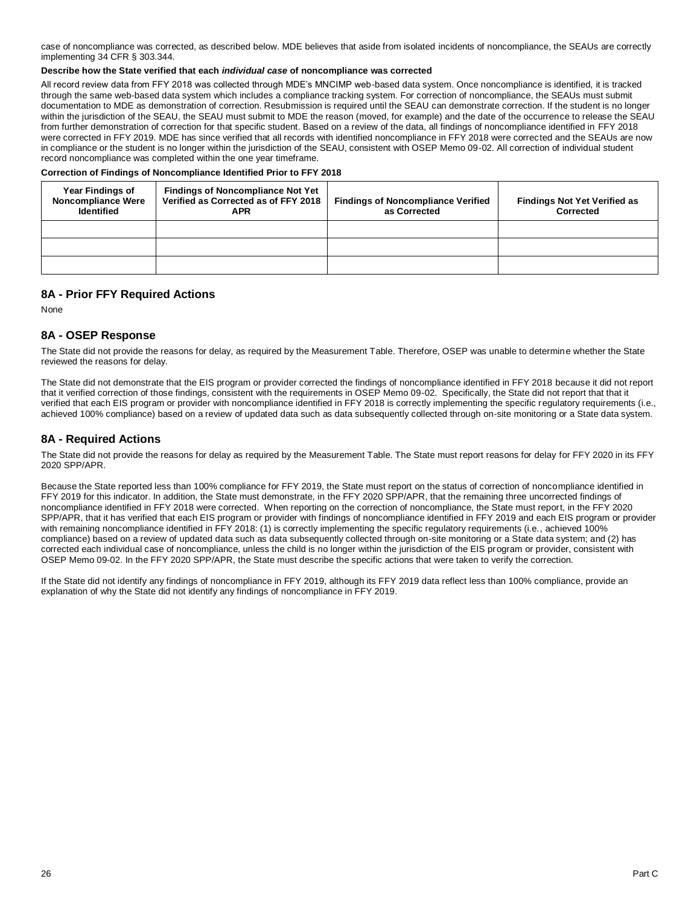case of noncompliance was corrected, as described below. MDE believes that aside from isolated incidents of noncompliance, the SEAUs are correctly implementing 34 CFR § 303.344.

**Describe how the State verified that each *individual case* of noncompliance was corrected**

All record review data from FFY 2018 was collected through MDE's MNCIMP web-based data system. Once noncompliance is identified, it is tracked through the same web-based data system which includes a compliance tracking system. For correction of noncompliance, the SEAUs must submit documentation to MDE as demonstration of correction. Resubmission is required until the SEAU can demonstrate correction. If the student is no longer within the jurisdiction of the SEAU, the SEAU must submit to MDE the reason (moved, for example) and the date of the occurrence to release the SEAU from further demonstration of correction for that specific student. Based on a review of the data, all findings of noncompliance identified in FFY 2018 were corrected in FFY 2019. MDE has since verified that all records with identified noncompliance in FFY 2018 were corrected and the SEAUs are now in compliance or the student is no longer within the jurisdiction of the SEAU, consistent with OSEP Memo 09-02. All correction of individual student record noncompliance was completed within the one year timeframe.

**Correction of Findings of Noncompliance Identified Prior to FFY 2018**

| Year Findings of Noncompliance Were Identified | Findings of Noncompliance Not Yet Verified as Corrected as of FFY 2018 APR | Findings of Noncompliance Verified as Corrected | Findings Not Yet Verified as Corrected |
|---|---|---|---|
| | | | |
| | | | |
| | | | |

## 8A - Prior FFY Required Actions

None

## 8A - OSEP Response

The State did not provide the reasons for delay, as required by the Measurement Table. Therefore, OSEP was unable to determine whether the State reviewed the reasons for delay.

The State did not demonstrate that the EIS program or provider corrected the findings of noncompliance identified in FFY 2018 because it did not report that it verified correction of those findings, consistent with the requirements in OSEP Memo 09-02. Specifically, the State did not report that that it verified that each EIS program or provider with noncompliance identified in FFY 2018 is correctly implementing the specific regulatory requirements (i.e., achieved 100% compliance) based on a review of updated data such as data subsequently collected through on-site monitoring or a State data system.

## 8A - Required Actions

The State did not provide the reasons for delay as required by the Measurement Table. The State must report reasons for delay for FFY 2020 in its FFY 2020 SPP/APR.

Because the State reported less than 100% compliance for FFY 2019, the State must report on the status of correction of noncompliance identified in FFY 2019 for this indicator. In addition, the State must demonstrate, in the FFY 2020 SPP/APR, that the remaining three uncorrected findings of noncompliance identified in FFY 2018 were corrected. When reporting on the correction of noncompliance, the State must report, in the FFY 2020 SPP/APR, that it has verified that each EIS program or provider with findings of noncompliance identified in FFY 2019 and each EIS program or provider with remaining noncompliance identified in FFY 2018: (1) is correctly implementing the specific regulatory requirements (i.e., achieved 100% compliance) based on a review of updated data such as data subsequently collected through on-site monitoring or a State data system; and (2) has corrected each individual case of noncompliance, unless the child is no longer within the jurisdiction of the EIS program or provider, consistent with OSEP Memo 09-02. In the FFY 2020 SPP/APR, the State must describe the specific actions that were taken to verify the correction.

If the State did not identify any findings of noncompliance in FFY 2019, although its FFY 2019 data reflect less than 100% compliance, provide an explanation of why the State did not identify any findings of noncompliance in FFY 2019.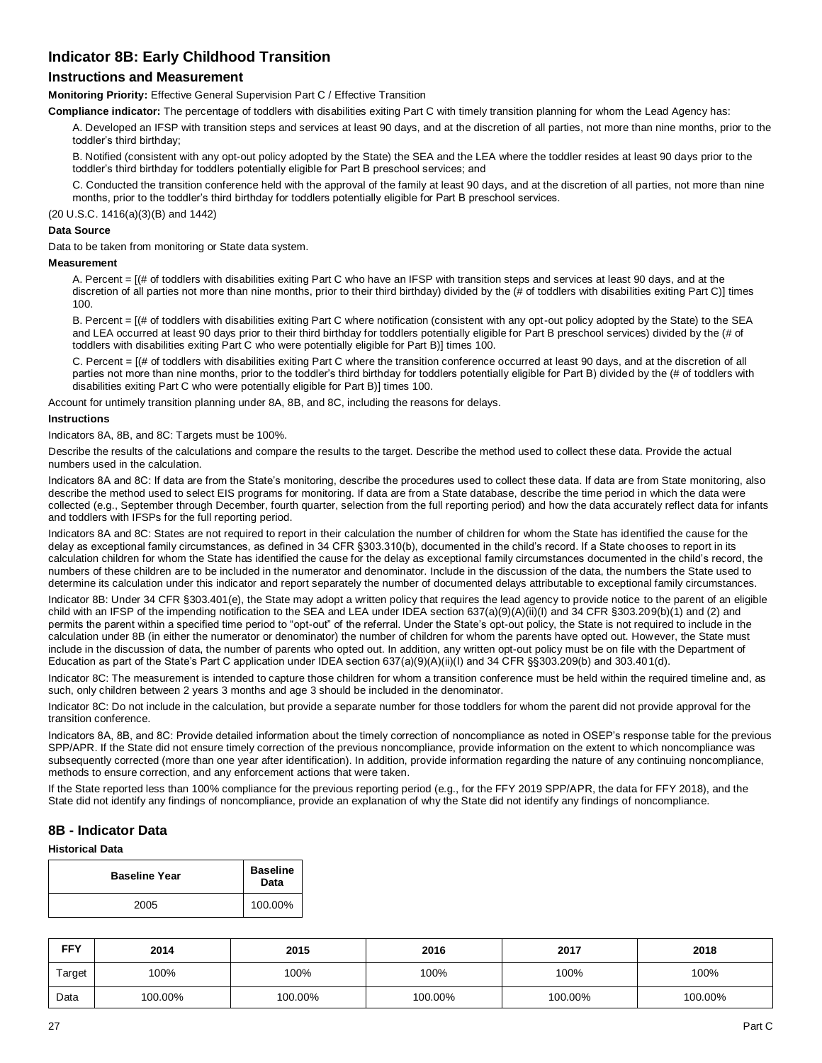## Indicator 8B: Early Childhood Transition

### Instructions and Measurement

**Monitoring Priority:** Effective General Supervision Part C / Effective Transition

**Compliance indicator:** The percentage of toddlers with disabilities exiting Part C with timely transition planning for whom the Lead Agency has:

A. Developed an IFSP with transition steps and services at least 90 days, and at the discretion of all parties, not more than nine months, prior to the toddler's third birthday;

B. Notified (consistent with any opt-out policy adopted by the State) the SEA and the LEA where the toddler resides at least 90 days prior to the toddler's third birthday for toddlers potentially eligible for Part B preschool services; and

C. Conducted the transition conference held with the approval of the family at least 90 days, and at the discretion of all parties, not more than nine months, prior to the toddler's third birthday for toddlers potentially eligible for Part B preschool services.

(20 U.S.C. 1416(a)(3)(B) and 1442)

**Data Source**

Data to be taken from monitoring or State data system.

**Measurement**

A. Percent = [(# of toddlers with disabilities exiting Part C who have an IFSP with transition steps and services at least 90 days, and at the discretion of all parties not more than nine months, prior to their third birthday) divided by the (# of toddlers with disabilities exiting Part C)] times 100.

B. Percent = [(# of toddlers with disabilities exiting Part C where notification (consistent with any opt-out policy adopted by the State) to the SEA and LEA occurred at least 90 days prior to their third birthday for toddlers potentially eligible for Part B preschool services) divided by the (# of toddlers with disabilities exiting Part C who were potentially eligible for Part B)] times 100.

C. Percent = [(# of toddlers with disabilities exiting Part C where the transition conference occurred at least 90 days, and at the discretion of all parties not more than nine months, prior to the toddler's third birthday for toddlers potentially eligible for Part B) divided by the (# of toddlers with disabilities exiting Part C who were potentially eligible for Part B)] times 100.

Account for untimely transition planning under 8A, 8B, and 8C, including the reasons for delays.

**Instructions**

Indicators 8A, 8B, and 8C: Targets must be 100%.

Describe the results of the calculations and compare the results to the target. Describe the method used to collect these data. Provide the actual numbers used in the calculation.

Indicators 8A and 8C: If data are from the State's monitoring, describe the procedures used to collect these data. If data are from State monitoring, also describe the method used to select EIS programs for monitoring. If data are from a State database, describe the time period in which the data were collected (e.g., September through December, fourth quarter, selection from the full reporting period) and how the data accurately reflect data for infants and toddlers with IFSPs for the full reporting period.

Indicators 8A and 8C: States are not required to report in their calculation the number of children for whom the State has identified the cause for the delay as exceptional family circumstances, as defined in 34 CFR §303.310(b), documented in the child's record. If a State chooses to report in its calculation children for whom the State has identified the cause for the delay as exceptional family circumstances documented in the child's record, the numbers of these children are to be included in the numerator and denominator. Include in the discussion of the data, the numbers the State used to determine its calculation under this indicator and report separately the number of documented delays attributable to exceptional family circumstances.

Indicator 8B: Under 34 CFR §303.401(e), the State may adopt a written policy that requires the lead agency to provide notice to the parent of an eligible child with an IFSP of the impending notification to the SEA and LEA under IDEA section 637(a)(9)(A)(ii)(I) and 34 CFR §303.209(b)(1) and (2) and permits the parent within a specified time period to "opt-out" of the referral. Under the State's opt-out policy, the State is not required to include in the calculation under 8B (in either the numerator or denominator) the number of children for whom the parents have opted out. However, the State must include in the discussion of data, the number of parents who opted out. In addition, any written opt-out policy must be on file with the Department of Education as part of the State's Part C application under IDEA section 637(a)(9)(A)(ii)(I) and 34 CFR §§303.209(b) and 303.401(d).

Indicator 8C: The measurement is intended to capture those children for whom a transition conference must be held within the required timeline and, as such, only children between 2 years 3 months and age 3 should be included in the denominator.

Indicator 8C: Do not include in the calculation, but provide a separate number for those toddlers for whom the parent did not provide approval for the transition conference.

Indicators 8A, 8B, and 8C: Provide detailed information about the timely correction of noncompliance as noted in OSEP's response table for the previous SPP/APR. If the State did not ensure timely correction of the previous noncompliance, provide information on the extent to which noncompliance was subsequently corrected (more than one year after identification). In addition, provide information regarding the nature of any continuing noncompliance, methods to ensure correction, and any enforcement actions that were taken.

If the State reported less than 100% compliance for the previous reporting period (e.g., for the FFY 2019 SPP/APR, the data for FFY 2018), and the State did not identify any findings of noncompliance, provide an explanation of why the State did not identify any findings of noncompliance.

## 8B - Indicator Data

**Historical Data**

| Baseline Year | Baseline Data |
|---|---|
| 2005 | 100.00% |

| FFY | 2014 | 2015 | 2016 | 2017 | 2018 |
|---|---|---|---|---|---|
| Target | 100% | 100% | 100% | 100% | 100% |
| Data | 100.00% | 100.00% | 100.00% | 100.00% | 100.00% |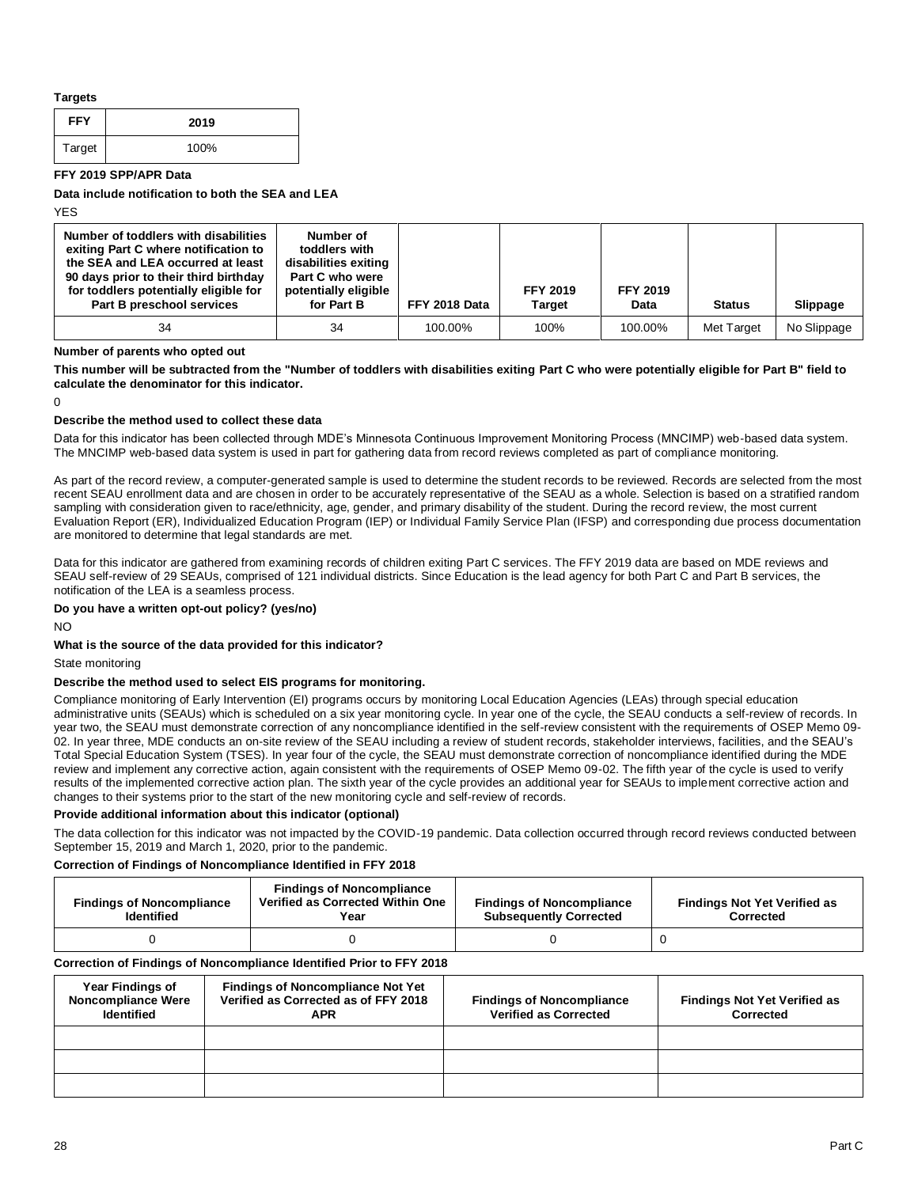**Targets**

| FFY | 2019 |
|---|---|
| Target | 100% |

**FFY 2019 SPP/APR Data**

**Data include notification to both the SEA and LEA**

YES

| Number of toddlers with disabilities exiting Part C where notification to the SEA and LEA occurred at least 90 days prior to their third birthday for toddlers potentially eligible for Part B preschool services | Number of toddlers with disabilities exiting Part C who were potentially eligible for Part B | FFY 2018 Data | FFY 2019 Target | FFY 2019 Data | Status | Slippage |
|---|---|---|---|---|---|---|
| 34 | 34 | 100.00% | 100% | 100.00% | Met Target | No Slippage |

**Number of parents who opted out**

**This number will be subtracted from the "Number of toddlers with disabilities exiting Part C who were potentially eligible for Part B" field to calculate the denominator for this indicator.**

0

**Describe the method used to collect these data**

Data for this indicator has been collected through MDE's Minnesota Continuous Improvement Monitoring Process (MNCIMP) web-based data system. The MNCIMP web-based data system is used in part for gathering data from record reviews completed as part of compliance monitoring.

As part of the record review, a computer-generated sample is used to determine the student records to be reviewed. Records are selected from the most recent SEAU enrollment data and are chosen in order to be accurately representative of the SEAU as a whole. Selection is based on a stratified random sampling with consideration given to race/ethnicity, age, gender, and primary disability of the student. During the record review, the most current Evaluation Report (ER), Individualized Education Program (IEP) or Individual Family Service Plan (IFSP) and corresponding due process documentation are monitored to determine that legal standards are met.

Data for this indicator are gathered from examining records of children exiting Part C services. The FFY 2019 data are based on MDE reviews and SEAU self-review of 29 SEAUs, comprised of 121 individual districts. Since Education is the lead agency for both Part C and Part B services, the notification of the LEA is a seamless process.

**Do you have a written opt-out policy? (yes/no)**

NO

**What is the source of the data provided for this indicator?**

State monitoring

**Describe the method used to select EIS programs for monitoring.**

Compliance monitoring of Early Intervention (EI) programs occurs by monitoring Local Education Agencies (LEAs) through special education administrative units (SEAUs) which is scheduled on a six year monitoring cycle. In year one of the cycle, the SEAU conducts a self-review of records. In year two, the SEAU must demonstrate correction of any noncompliance identified in the self-review consistent with the requirements of OSEP Memo 09-02. In year three, MDE conducts an on-site review of the SEAU including a review of student records, stakeholder interviews, facilities, and the SEAU's Total Special Education System (TSES). In year four of the cycle, the SEAU must demonstrate correction of noncompliance identified during the MDE review and implement any corrective action, again consistent with the requirements of OSEP Memo 09-02. The fifth year of the cycle is used to verify results of the implemented corrective action plan. The sixth year of the cycle provides an additional year for SEAUs to implement corrective action and changes to their systems prior to the start of the new monitoring cycle and self-review of records.

**Provide additional information about this indicator (optional)**

The data collection for this indicator was not impacted by the COVID-19 pandemic. Data collection occurred through record reviews conducted between September 15, 2019 and March 1, 2020, prior to the pandemic.

**Correction of Findings of Noncompliance Identified in FFY 2018**

| Findings of Noncompliance Identified | Findings of Noncompliance Verified as Corrected Within One Year | Findings of Noncompliance Subsequently Corrected | Findings Not Yet Verified as Corrected |
|---|---|---|---|
| 0 | 0 | 0 | 0 |

**Correction of Findings of Noncompliance Identified Prior to FFY 2018**

| Year Findings of Noncompliance Were Identified | Findings of Noncompliance Not Yet Verified as Corrected as of FFY 2018 APR | Findings of Noncompliance Verified as Corrected | Findings Not Yet Verified as Corrected |
|---|---|---|---|
| | | | |
| | | | |
| | | | |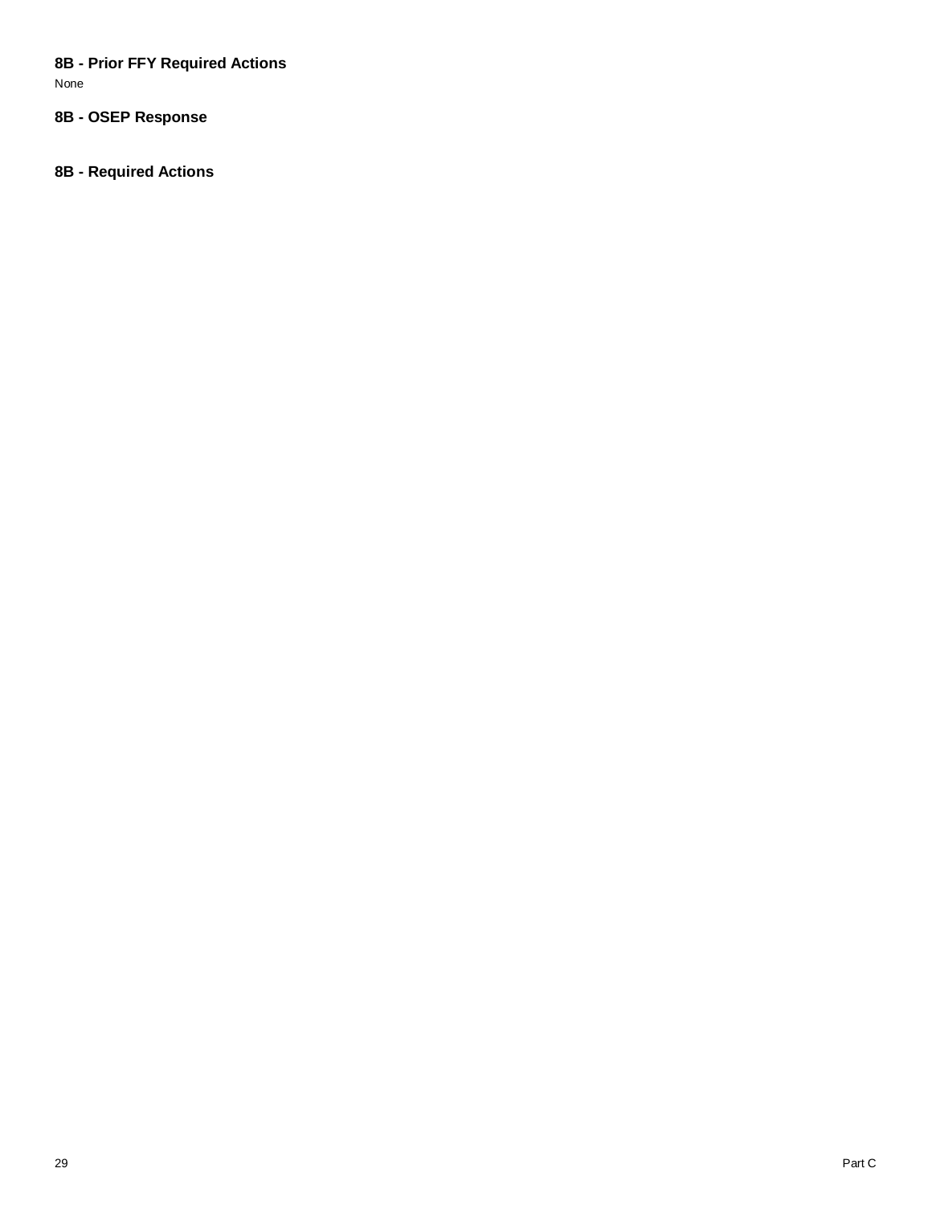### 8B - Prior FFY Required Actions

None

### 8B - OSEP Response

### 8B - Required Actions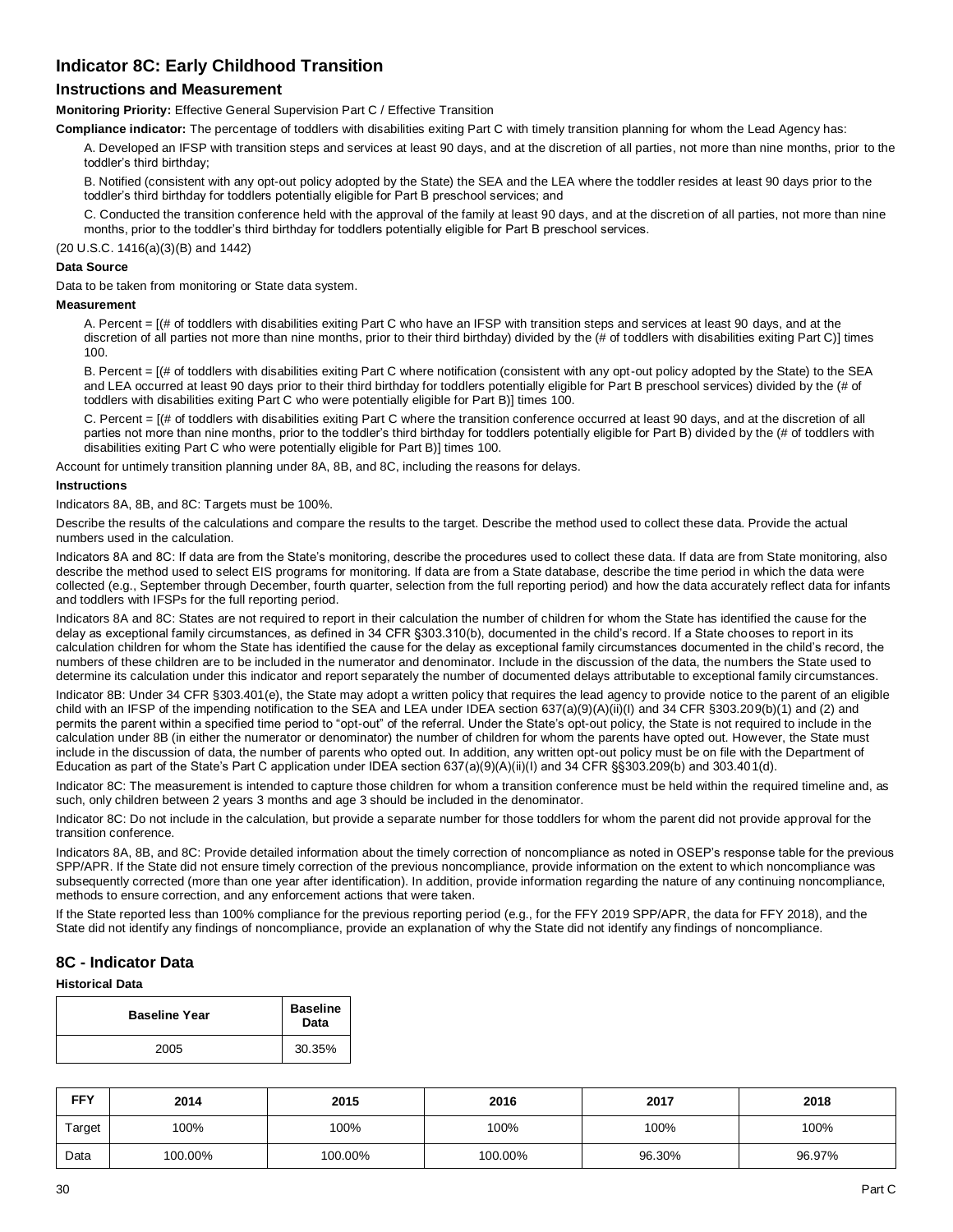## Indicator 8C: Early Childhood Transition

### Instructions and Measurement

**Monitoring Priority:** Effective General Supervision Part C / Effective Transition

**Compliance indicator:** The percentage of toddlers with disabilities exiting Part C with timely transition planning for whom the Lead Agency has:

A. Developed an IFSP with transition steps and services at least 90 days, and at the discretion of all parties, not more than nine months, prior to the toddler's third birthday;

B. Notified (consistent with any opt-out policy adopted by the State) the SEA and the LEA where the toddler resides at least 90 days prior to the toddler's third birthday for toddlers potentially eligible for Part B preschool services; and

C. Conducted the transition conference held with the approval of the family at least 90 days, and at the discretion of all parties, not more than nine months, prior to the toddler's third birthday for toddlers potentially eligible for Part B preschool services.

(20 U.S.C. 1416(a)(3)(B) and 1442)

**Data Source**

Data to be taken from monitoring or State data system.

**Measurement**

A. Percent = [(# of toddlers with disabilities exiting Part C who have an IFSP with transition steps and services at least 90 days, and at the discretion of all parties not more than nine months, prior to their third birthday) divided by the (# of toddlers with disabilities exiting Part C)] times 100.

B. Percent = [(# of toddlers with disabilities exiting Part C where notification (consistent with any opt-out policy adopted by the State) to the SEA and LEA occurred at least 90 days prior to their third birthday for toddlers potentially eligible for Part B preschool services) divided by the (# of toddlers with disabilities exiting Part C who were potentially eligible for Part B)] times 100.

C. Percent = [(# of toddlers with disabilities exiting Part C where the transition conference occurred at least 90 days, and at the discretion of all parties not more than nine months, prior to the toddler's third birthday for toddlers potentially eligible for Part B) divided by the (# of toddlers with disabilities exiting Part C who were potentially eligible for Part B)] times 100.

Account for untimely transition planning under 8A, 8B, and 8C, including the reasons for delays.

**Instructions**

Indicators 8A, 8B, and 8C: Targets must be 100%.

Describe the results of the calculations and compare the results to the target. Describe the method used to collect these data. Provide the actual numbers used in the calculation.

Indicators 8A and 8C: If data are from the State's monitoring, describe the procedures used to collect these data. If data are from State monitoring, also describe the method used to select EIS programs for monitoring. If data are from a State database, describe the time period in which the data were collected (e.g., September through December, fourth quarter, selection from the full reporting period) and how the data accurately reflect data for infants and toddlers with IFSPs for the full reporting period.

Indicators 8A and 8C: States are not required to report in their calculation the number of children for whom the State has identified the cause for the delay as exceptional family circumstances, as defined in 34 CFR §303.310(b), documented in the child's record. If a State chooses to report in its calculation children for whom the State has identified the cause for the delay as exceptional family circumstances documented in the child's record, the numbers of these children are to be included in the numerator and denominator. Include in the discussion of the data, the numbers the State used to determine its calculation under this indicator and report separately the number of documented delays attributable to exceptional family circumstances.

Indicator 8B: Under 34 CFR §303.401(e), the State may adopt a written policy that requires the lead agency to provide notice to the parent of an eligible child with an IFSP of the impending notification to the SEA and LEA under IDEA section 637(a)(9)(A)(ii)(I) and 34 CFR §303.209(b)(1) and (2) and permits the parent within a specified time period to "opt-out" of the referral. Under the State's opt-out policy, the State is not required to include in the calculation under 8B (in either the numerator or denominator) the number of children for whom the parents have opted out. However, the State must include in the discussion of data, the number of parents who opted out. In addition, any written opt-out policy must be on file with the Department of Education as part of the State's Part C application under IDEA section 637(a)(9)(A)(ii)(I) and 34 CFR §§303.209(b) and 303.401(d).

Indicator 8C: The measurement is intended to capture those children for whom a transition conference must be held within the required timeline and, as such, only children between 2 years 3 months and age 3 should be included in the denominator.

Indicator 8C: Do not include in the calculation, but provide a separate number for those toddlers for whom the parent did not provide approval for the transition conference.

Indicators 8A, 8B, and 8C: Provide detailed information about the timely correction of noncompliance as noted in OSEP's response table for the previous SPP/APR. If the State did not ensure timely correction of the previous noncompliance, provide information on the extent to which noncompliance was subsequently corrected (more than one year after identification). In addition, provide information regarding the nature of any continuing noncompliance, methods to ensure correction, and any enforcement actions that were taken.

If the State reported less than 100% compliance for the previous reporting period (e.g., for the FFY 2019 SPP/APR, the data for FFY 2018), and the State did not identify any findings of noncompliance, provide an explanation of why the State did not identify any findings of noncompliance.

## 8C - Indicator Data

**Historical Data**

| Baseline Year | Baseline Data |
|---|---|
| 2005 | 30.35% |

| FFY | 2014 | 2015 | 2016 | 2017 | 2018 |
|---|---|---|---|---|---|
| Target | 100% | 100% | 100% | 100% | 100% |
| Data | 100.00% | 100.00% | 100.00% | 96.30% | 96.97% |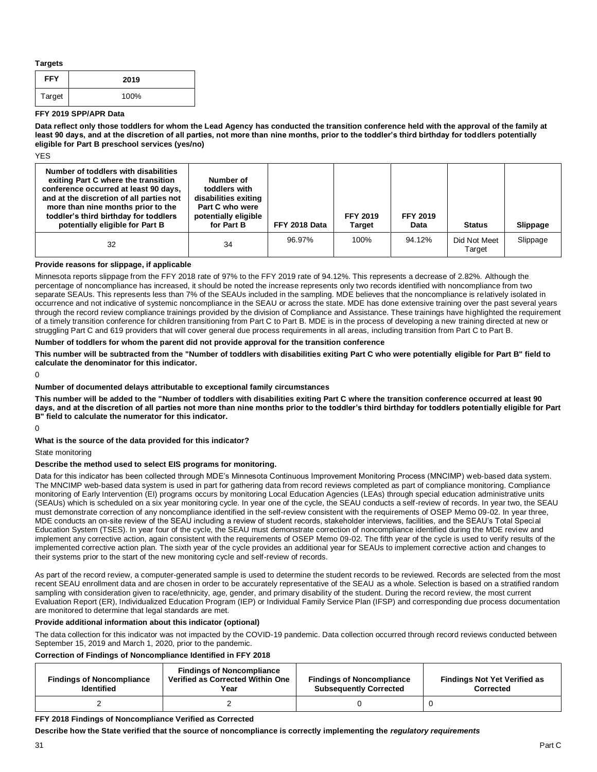**Targets**

| FFY | 2019 |
|---|---|
| Target | 100% |

**FFY 2019 SPP/APR Data**

**Data reflect only those toddlers for whom the Lead Agency has conducted the transition conference held with the approval of the family at least 90 days, and at the discretion of all parties, not more than nine months, prior to the toddler's third birthday for toddlers potentially eligible for Part B preschool services (yes/no)**

YES

| Number of toddlers with disabilities exiting Part C where the transition conference occurred at least 90 days, and at the discretion of all parties not more than nine months prior to the toddler's third birthday for toddlers potentially eligible for Part B | Number of toddlers with disabilities exiting Part C who were potentially eligible for Part B | FFY 2018 Data | FFY 2019 Target | FFY 2019 Data | Status | Slippage |
|---|---|---|---|---|---|---|
| 32 | 34 | 96.97% | 100% | 94.12% | Did Not Meet Target | Slippage |

**Provide reasons for slippage, if applicable**

Minnesota reports slippage from the FFY 2018 rate of 97% to the FFY 2019 rate of 94.12%. This represents a decrease of 2.82%. Although the percentage of noncompliance has increased, it should be noted the increase represents only two records identified with noncompliance from two separate SEAUs. This represents less than 7% of the SEAUs included in the sampling. MDE believes that the noncompliance is relatively isolated in occurrence and not indicative of systemic noncompliance in the SEAU or across the state. MDE has done extensive training over the past several years through the record review compliance trainings provided by the division of Compliance and Assistance. These trainings have highlighted the requirement of a timely transition conference for children transitioning from Part C to Part B. MDE is in the process of developing a new training directed at new or struggling Part C and 619 providers that will cover general due process requirements in all areas, including transition from Part C to Part B.

**Number of toddlers for whom the parent did not provide approval for the transition conference**

**This number will be subtracted from the "Number of toddlers with disabilities exiting Part C who were potentially eligible for Part B" field to calculate the denominator for this indicator.**

0

**Number of documented delays attributable to exceptional family circumstances**

**This number will be added to the "Number of toddlers with disabilities exiting Part C where the transition conference occurred at least 90 days, and at the discretion of all parties not more than nine months prior to the toddler's third birthday for toddlers potentially eligible for Part B" field to calculate the numerator for this indicator.**

0

**What is the source of the data provided for this indicator?**

State monitoring

**Describe the method used to select EIS programs for monitoring.**

Data for this indicator has been collected through MDE's Minnesota Continuous Improvement Monitoring Process (MNCIMP) web-based data system. The MNCIMP web-based data system is used in part for gathering data from record reviews completed as part of compliance monitoring. Compliance monitoring of Early Intervention (EI) programs occurs by monitoring Local Education Agencies (LEAs) through special education administrative units (SEAUs) which is scheduled on a six year monitoring cycle. In year one of the cycle, the SEAU conducts a self-review of records. In year two, the SEAU must demonstrate correction of any noncompliance identified in the self-review consistent with the requirements of OSEP Memo 09-02. In year three, MDE conducts an on-site review of the SEAU including a review of student records, stakeholder interviews, facilities, and the SEAU's Total Special Education System (TSES). In year four of the cycle, the SEAU must demonstrate correction of noncompliance identified during the MDE review and implement any corrective action, again consistent with the requirements of OSEP Memo 09-02. The fifth year of the cycle is used to verify results of the implemented corrective action plan. The sixth year of the cycle provides an additional year for SEAUs to implement corrective action and changes to their systems prior to the start of the new monitoring cycle and self-review of records.

As part of the record review, a computer-generated sample is used to determine the student records to be reviewed. Records are selected from the most recent SEAU enrollment data and are chosen in order to be accurately representative of the SEAU as a whole. Selection is based on a stratified random sampling with consideration given to race/ethnicity, age, gender, and primary disability of the student. During the record review, the most current Evaluation Report (ER), Individualized Education Program (IEP) or Individual Family Service Plan (IFSP) and corresponding due process documentation are monitored to determine that legal standards are met.

**Provide additional information about this indicator (optional)**

The data collection for this indicator was not impacted by the COVID-19 pandemic. Data collection occurred through record reviews conducted between September 15, 2019 and March 1, 2020, prior to the pandemic.

**Correction of Findings of Noncompliance Identified in FFY 2018**

| Findings of Noncompliance Identified | Findings of Noncompliance Verified as Corrected Within One Year | Findings of Noncompliance Subsequently Corrected | Findings Not Yet Verified as Corrected |
|---|---|---|---|
| 2 | 2 | 0 | 0 |

**FFY 2018 Findings of Noncompliance Verified as Corrected**

**Describe how the State verified that the source of noncompliance is correctly implementing the *regulatory requirements***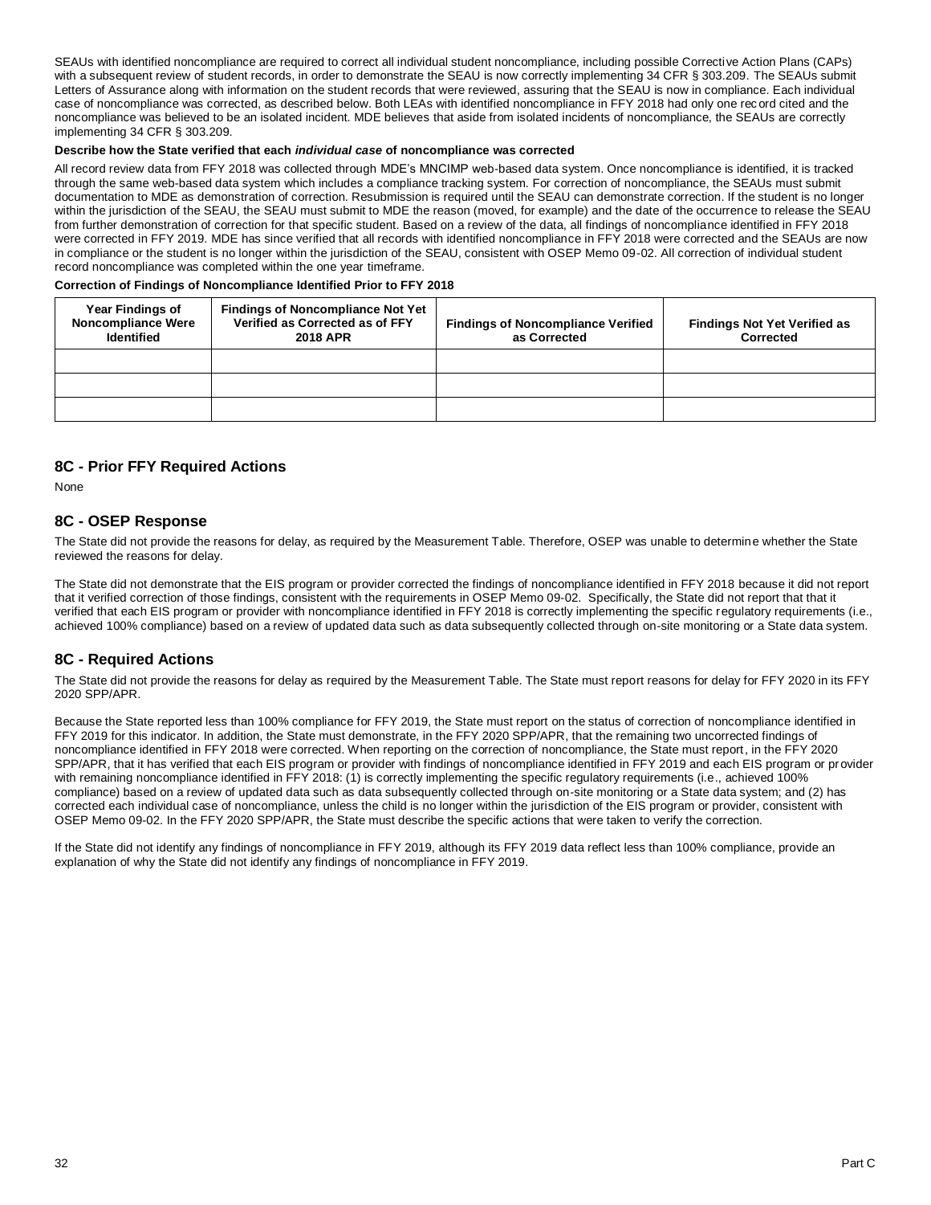SEAUs with identified noncompliance are required to correct all individual student noncompliance, including possible Corrective Action Plans (CAPs) with a subsequent review of student records, in order to demonstrate the SEAU is now correctly implementing 34 CFR § 303.209. The SEAUs submit Letters of Assurance along with information on the student records that were reviewed, assuring that the SEAU is now in compliance. Each individual case of noncompliance was corrected, as described below. Both LEAs with identified noncompliance in FFY 2018 had only one record cited and the noncompliance was believed to be an isolated incident. MDE believes that aside from isolated incidents of noncompliance, the SEAUs are correctly implementing 34 CFR § 303.209.

**Describe how the State verified that each *individual case* of noncompliance was corrected**

All record review data from FFY 2018 was collected through MDE's MNCIMP web-based data system. Once noncompliance is identified, it is tracked through the same web-based data system which includes a compliance tracking system. For correction of noncompliance, the SEAUs must submit documentation to MDE as demonstration of correction. Resubmission is required until the SEAU can demonstrate correction. If the student is no longer within the jurisdiction of the SEAU, the SEAU must submit to MDE the reason (moved, for example) and the date of the occurrence to release the SEAU from further demonstration of correction for that specific student. Based on a review of the data, all findings of noncompliance identified in FFY 2018 were corrected in FFY 2019. MDE has since verified that all records with identified noncompliance in FFY 2018 were corrected and the SEAUs are now in compliance or the student is no longer within the jurisdiction of the SEAU, consistent with OSEP Memo 09-02. All correction of individual student record noncompliance was completed within the one year timeframe.

**Correction of Findings of Noncompliance Identified Prior to FFY 2018**

| Year Findings of Noncompliance Were Identified | Findings of Noncompliance Not Yet Verified as Corrected as of FFY 2018 APR | Findings of Noncompliance Verified as Corrected | Findings Not Yet Verified as Corrected |
|---|---|---|---|
| | | | |
| | | | |
| | | | |

## 8C - Prior FFY Required Actions

None

## 8C - OSEP Response

The State did not provide the reasons for delay, as required by the Measurement Table. Therefore, OSEP was unable to determine whether the State reviewed the reasons for delay.

The State did not demonstrate that the EIS program or provider corrected the findings of noncompliance identified in FFY 2018 because it did not report that it verified correction of those findings, consistent with the requirements in OSEP Memo 09-02. Specifically, the State did not report that that it verified that each EIS program or provider with noncompliance identified in FFY 2018 is correctly implementing the specific regulatory requirements (i.e., achieved 100% compliance) based on a review of updated data such as data subsequently collected through on-site monitoring or a State data system.

## 8C - Required Actions

The State did not provide the reasons for delay as required by the Measurement Table. The State must report reasons for delay for FFY 2020 in its FFY 2020 SPP/APR.

Because the State reported less than 100% compliance for FFY 2019, the State must report on the status of correction of noncompliance identified in FFY 2019 for this indicator. In addition, the State must demonstrate, in the FFY 2020 SPP/APR, that the remaining two uncorrected findings of noncompliance identified in FFY 2018 were corrected. When reporting on the correction of noncompliance, the State must report, in the FFY 2020 SPP/APR, that it has verified that each EIS program or provider with findings of noncompliance identified in FFY 2019 and each EIS program or provider with remaining noncompliance identified in FFY 2018: (1) is correctly implementing the specific regulatory requirements (i.e., achieved 100% compliance) based on a review of updated data such as data subsequently collected through on-site monitoring or a State data system; and (2) has corrected each individual case of noncompliance, unless the child is no longer within the jurisdiction of the EIS program or provider, consistent with OSEP Memo 09-02. In the FFY 2020 SPP/APR, the State must describe the specific actions that were taken to verify the correction.

If the State did not identify any findings of noncompliance in FFY 2019, although its FFY 2019 data reflect less than 100% compliance, provide an explanation of why the State did not identify any findings of noncompliance in FFY 2019.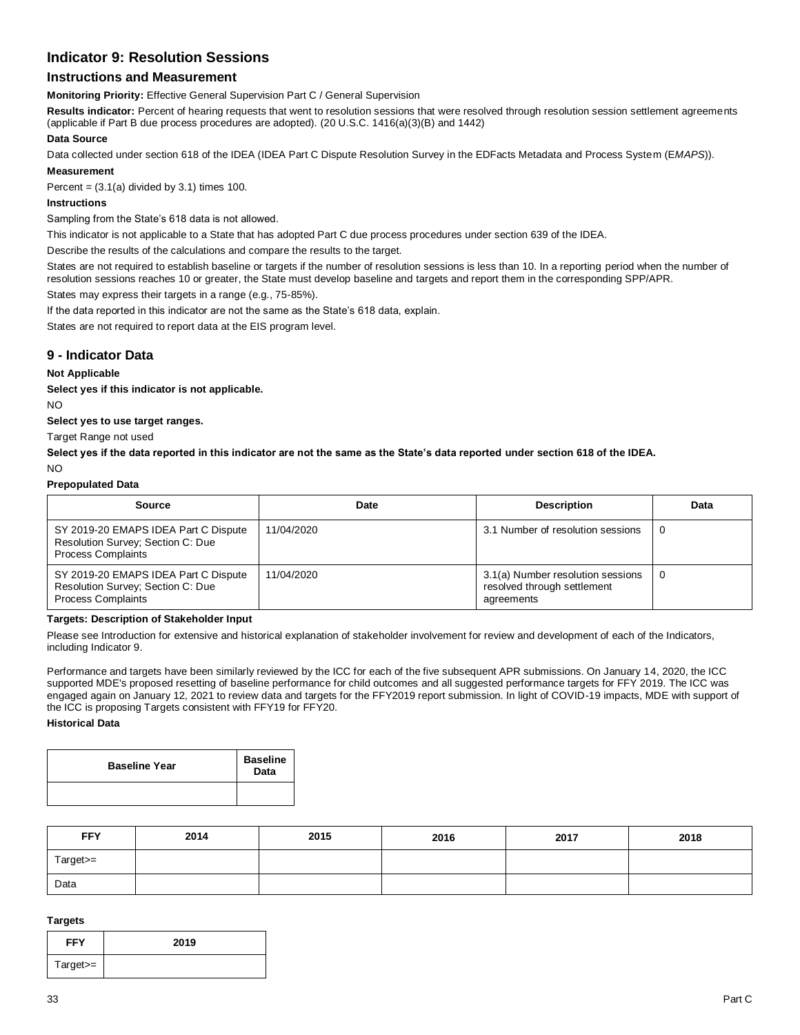## Indicator 9: Resolution Sessions

### Instructions and Measurement

**Monitoring Priority:** Effective General Supervision Part C / General Supervision

**Results indicator:** Percent of hearing requests that went to resolution sessions that were resolved through resolution session settlement agreements (applicable if Part B due process procedures are adopted). (20 U.S.C. 1416(a)(3)(B) and 1442)

**Data Source**

Data collected under section 618 of the IDEA (IDEA Part C Dispute Resolution Survey in the EDFacts Metadata and Process System (E*MAPS*)).

**Measurement**

Percent = (3.1(a) divided by 3.1) times 100.

**Instructions**

Sampling from the State's 618 data is not allowed.

This indicator is not applicable to a State that has adopted Part C due process procedures under section 639 of the IDEA.

Describe the results of the calculations and compare the results to the target.

States are not required to establish baseline or targets if the number of resolution sessions is less than 10. In a reporting period when the number of resolution sessions reaches 10 or greater, the State must develop baseline and targets and report them in the corresponding SPP/APR.

States may express their targets in a range (e.g., 75-85%).

If the data reported in this indicator are not the same as the State's 618 data, explain.

States are not required to report data at the EIS program level.

### 9 - Indicator Data

**Not Applicable**

**Select yes if this indicator is not applicable.**

NO

**Select yes to use target ranges.**

Target Range not used

**Select yes if the data reported in this indicator are not the same as the State's data reported under section 618 of the IDEA.**

NO

**Prepopulated Data**

| Source | Date | Description | Data |
|---|---|---|---|
| SY 2019-20 EMAPS IDEA Part C Dispute Resolution Survey; Section C: Due Process Complaints | 11/04/2020 | 3.1 Number of resolution sessions | 0 |
| SY 2019-20 EMAPS IDEA Part C Dispute Resolution Survey; Section C: Due Process Complaints | 11/04/2020 | 3.1(a) Number resolution sessions resolved through settlement agreements | 0 |

**Targets: Description of Stakeholder Input**

Please see Introduction for extensive and historical explanation of stakeholder involvement for review and development of each of the Indicators, including Indicator 9.

Performance and targets have been similarly reviewed by the ICC for each of the five subsequent APR submissions. On January 14, 2020, the ICC supported MDE's proposed resetting of baseline performance for child outcomes and all suggested performance targets for FFY 2019. The ICC was engaged again on January 12, 2021 to review data and targets for the FFY2019 report submission. In light of COVID-19 impacts, MDE with support of the ICC is proposing Targets consistent with FFY19 for FFY20.

**Historical Data**

| Baseline Year | Baseline Data |
|---|---|
| | |

| FFY | 2014 | 2015 | 2016 | 2017 | 2018 |
|---|---|---|---|---|---|
| Target>= | | | | | |
| Data | | | | | |

**Targets**

| FFY | 2019 |
|---|---|
| Target>= | |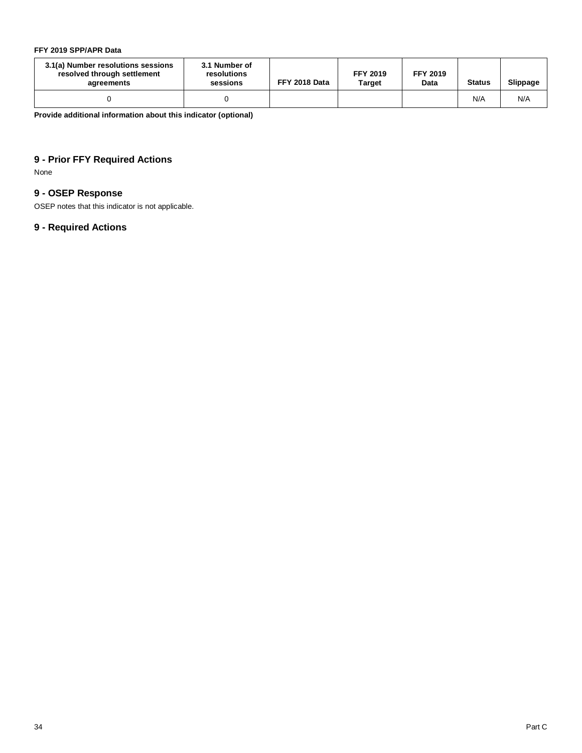**FFY 2019 SPP/APR Data**

| 3.1(a) Number resolutions sessions resolved through settlement agreements | 3.1 Number of resolutions sessions | FFY 2018 Data | FFY 2019 Target | FFY 2019 Data | Status | Slippage |
|---|---|---|---|---|---|---|
| 0 | 0 | | | | N/A | N/A |

**Provide additional information about this indicator (optional)**

## 9 - Prior FFY Required Actions

None

## 9 - OSEP Response

OSEP notes that this indicator is not applicable.

## 9 - Required Actions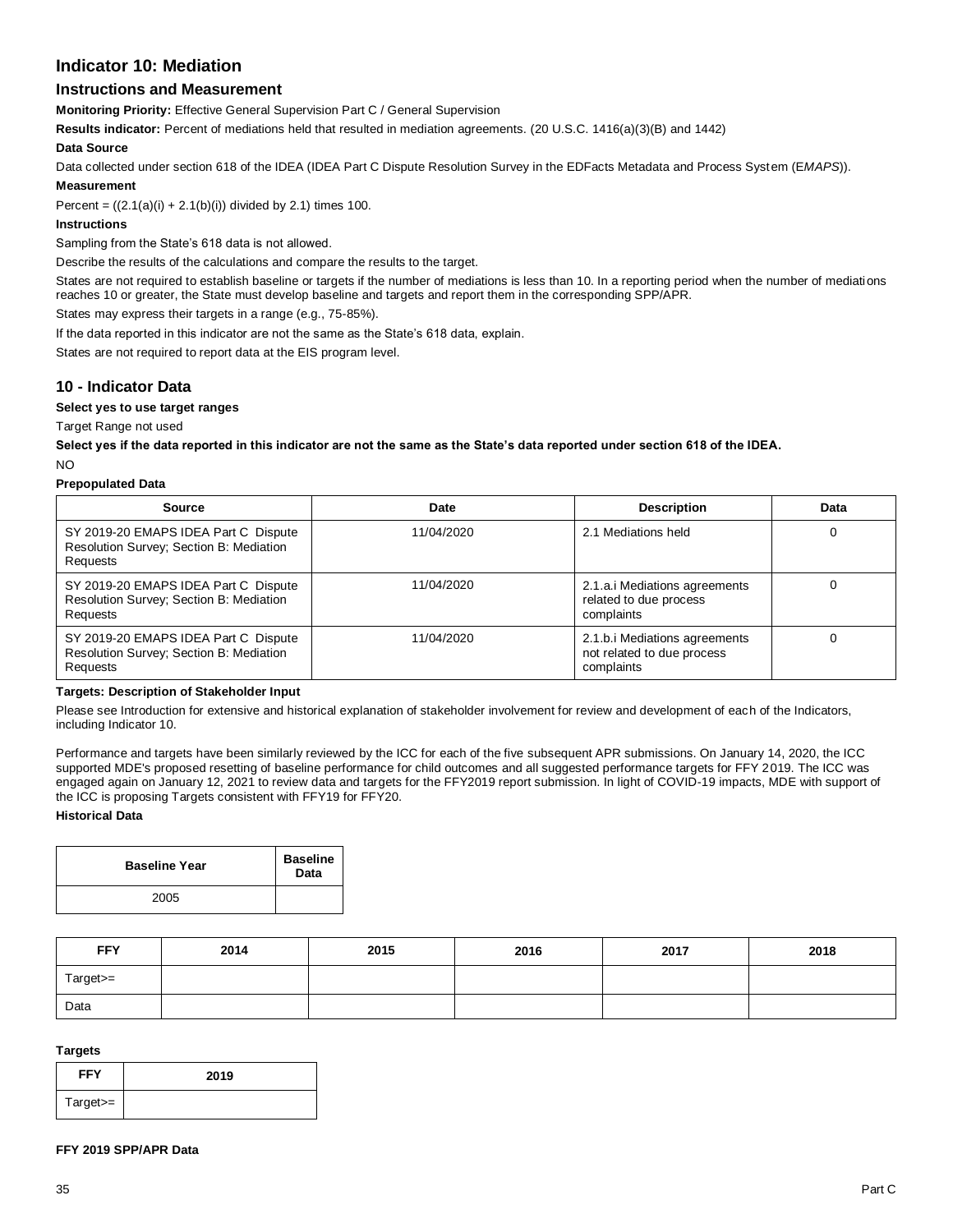## Indicator 10: Mediation

### Instructions and Measurement

**Monitoring Priority:** Effective General Supervision Part C / General Supervision

**Results indicator:** Percent of mediations held that resulted in mediation agreements. (20 U.S.C. 1416(a)(3)(B) and 1442)

**Data Source**

Data collected under section 618 of the IDEA (IDEA Part C Dispute Resolution Survey in the EDFacts Metadata and Process System (E*MAPS*)).

**Measurement**

Percent = ((2.1(a)(i) + 2.1(b)(i)) divided by 2.1) times 100.

**Instructions**

Sampling from the State's 618 data is not allowed.

Describe the results of the calculations and compare the results to the target.

States are not required to establish baseline or targets if the number of mediations is less than 10. In a reporting period when the number of mediations reaches 10 or greater, the State must develop baseline and targets and report them in the corresponding SPP/APR.

States may express their targets in a range (e.g., 75-85%).

If the data reported in this indicator are not the same as the State's 618 data, explain.

States are not required to report data at the EIS program level.

### 10 - Indicator Data

**Select yes to use target ranges**

Target Range not used

**Select yes if the data reported in this indicator are not the same as the State's data reported under section 618 of the IDEA.**

NO

**Prepopulated Data**

| Source | Date | Description | Data |
|---|---|---|---|
| SY 2019-20 EMAPS IDEA Part C Dispute Resolution Survey; Section B: Mediation Requests | 11/04/2020 | 2.1 Mediations held | 0 |
| SY 2019-20 EMAPS IDEA Part C Dispute Resolution Survey; Section B: Mediation Requests | 11/04/2020 | 2.1.a.i Mediations agreements related to due process complaints | 0 |
| SY 2019-20 EMAPS IDEA Part C Dispute Resolution Survey; Section B: Mediation Requests | 11/04/2020 | 2.1.b.i Mediations agreements not related to due process complaints | 0 |

**Targets: Description of Stakeholder Input**

Please see Introduction for extensive and historical explanation of stakeholder involvement for review and development of each of the Indicators, including Indicator 10.

Performance and targets have been similarly reviewed by the ICC for each of the five subsequent APR submissions. On January 14, 2020, the ICC supported MDE's proposed resetting of baseline performance for child outcomes and all suggested performance targets for FFY 2019. The ICC was engaged again on January 12, 2021 to review data and targets for the FFY2019 report submission. In light of COVID-19 impacts, MDE with support of the ICC is proposing Targets consistent with FFY19 for FFY20.

**Historical Data**

| Baseline Year | Baseline Data |
|---|---|
| 2005 | |

| FFY | 2014 | 2015 | 2016 | 2017 | 2018 |
|---|---|---|---|---|---|
| Target>= | | | | | |
| Data | | | | | |

**Targets**

| FFY | 2019 |
|---|---|
| Target>= | |

**FFY 2019 SPP/APR Data**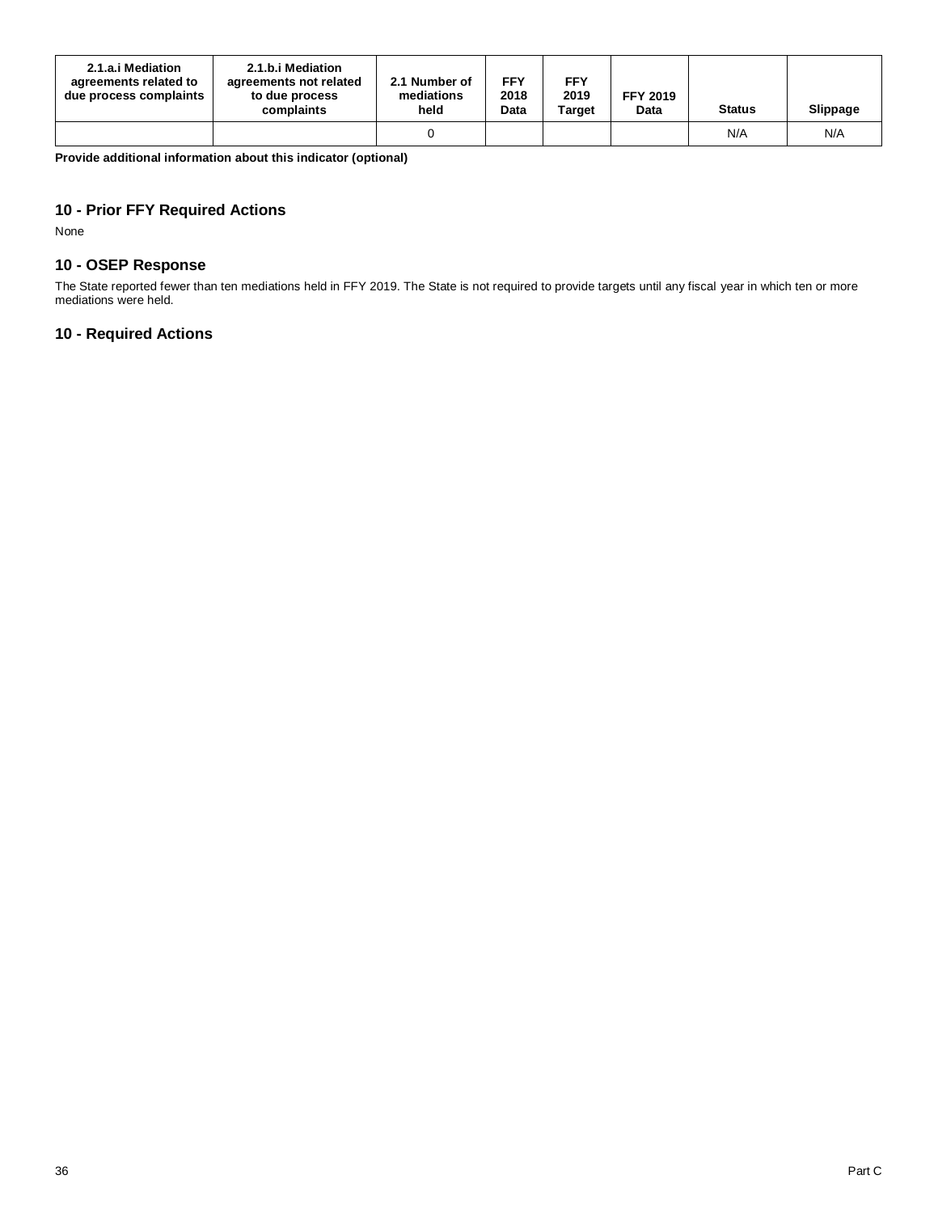| 2.1.a.i Mediation agreements related to due process complaints | 2.1.b.i Mediation agreements not related to due process complaints | 2.1 Number of mediations held | FFY 2018 Data | FFY 2019 Target | FFY 2019 Data | Status | Slippage |
|---|---|---|---|---|---|---|---|
| | | 0 | | | | N/A | N/A |

**Provide additional information about this indicator (optional)**

### 10 - Prior FFY Required Actions

None

### 10 - OSEP Response

The State reported fewer than ten mediations held in FFY 2019. The State is not required to provide targets until any fiscal year in which ten or more mediations were held.

### 10 - Required Actions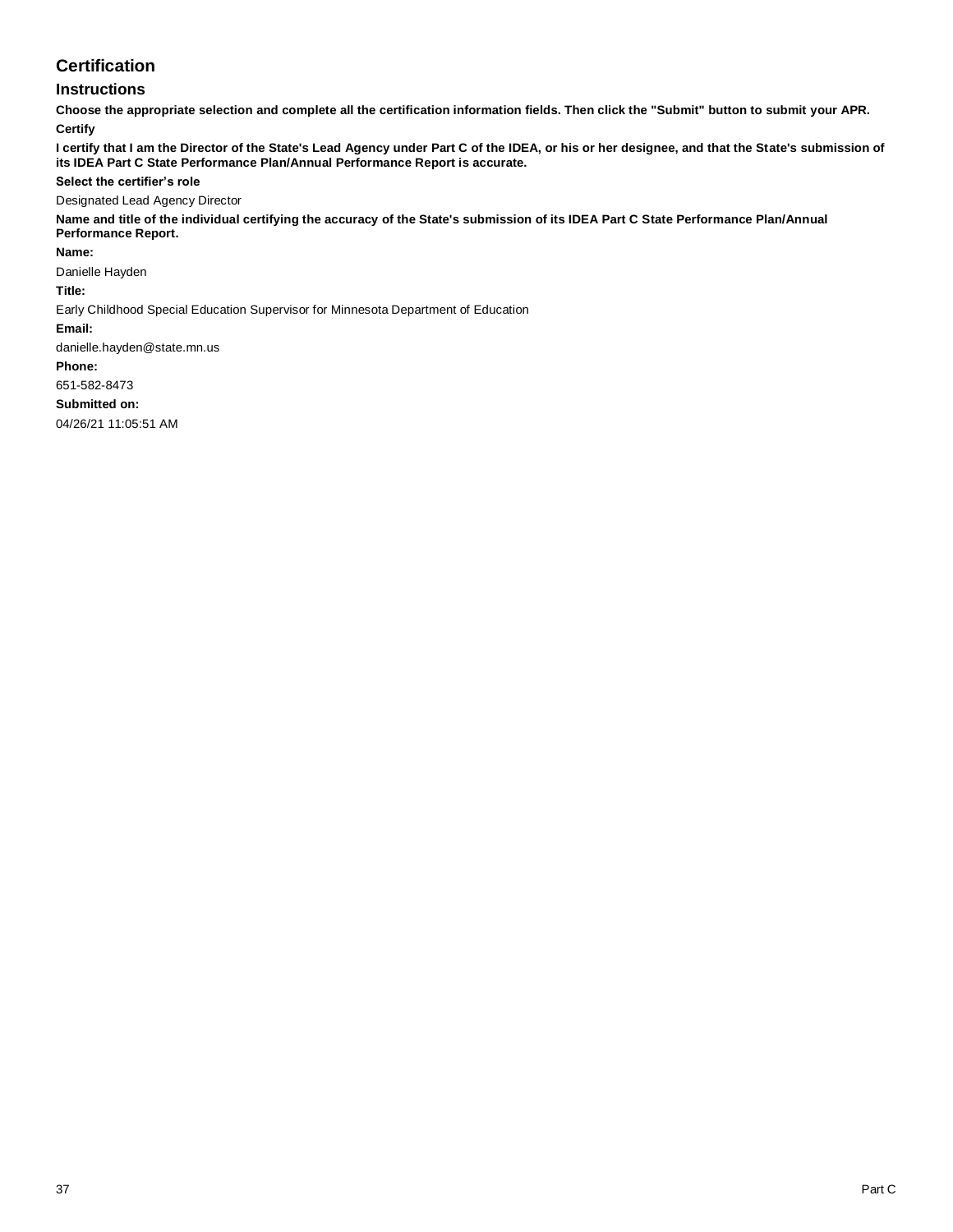## Certification

### Instructions

**Choose the appropriate selection and complete all the certification information fields. Then click the "Submit" button to submit your APR.**

**Certify**

**I certify that I am the Director of the State's Lead Agency under Part C of the IDEA, or his or her designee, and that the State's submission of its IDEA Part C State Performance Plan/Annual Performance Report is accurate.**

**Select the certifier's role**

Designated Lead Agency Director

**Name and title of the individual certifying the accuracy of the State's submission of its IDEA Part C State Performance Plan/Annual Performance Report.**

**Name:**

Danielle Hayden

**Title:**

Early Childhood Special Education Supervisor for Minnesota Department of Education

**Email:**

danielle.hayden@state.mn.us

**Phone:**

651-582-8473

**Submitted on:**

04/26/21 11:05:51 AM